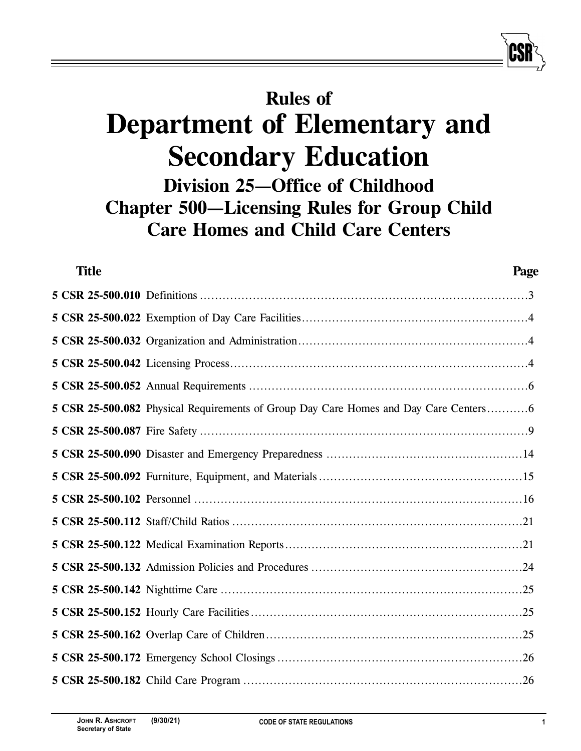# Rules of
# Department of Elementary and Secondary Education
## Division 25—Office of Childhood
## Chapter 500—Licensing Rules for Group Child Care Homes and Child Care Centers

| Title | | Page |
|---|---|---|
| **5 CSR 25-500.010** | Definitions | 3 |
| **5 CSR 25-500.022** | Exemption of Day Care Facilities | 4 |
| **5 CSR 25-500.032** | Organization and Administration | 4 |
| **5 CSR 25-500.042** | Licensing Process | 4 |
| **5 CSR 25-500.052** | Annual Requirements | 6 |
| **5 CSR 25-500.082** | Physical Requirements of Group Day Care Homes and Day Care Centers | 6 |
| **5 CSR 25-500.087** | Fire Safety | 9 |
| **5 CSR 25-500.090** | Disaster and Emergency Preparedness | 14 |
| **5 CSR 25-500.092** | Furniture, Equipment, and Materials | 15 |
| **5 CSR 25-500.102** | Personnel | 16 |
| **5 CSR 25-500.112** | Staff/Child Ratios | 21 |
| **5 CSR 25-500.122** | Medical Examination Reports | 21 |
| **5 CSR 25-500.132** | Admission Policies and Procedures | 24 |
| **5 CSR 25-500.142** | Nighttime Care | 25 |
| **5 CSR 25-500.152** | Hourly Care Facilities | 25 |
| **5 CSR 25-500.162** | Overlap Care of Children | 25 |
| **5 CSR 25-500.172** | Emergency School Closings | 26 |
| **5 CSR 25-500.182** | Child Care Program | 26 |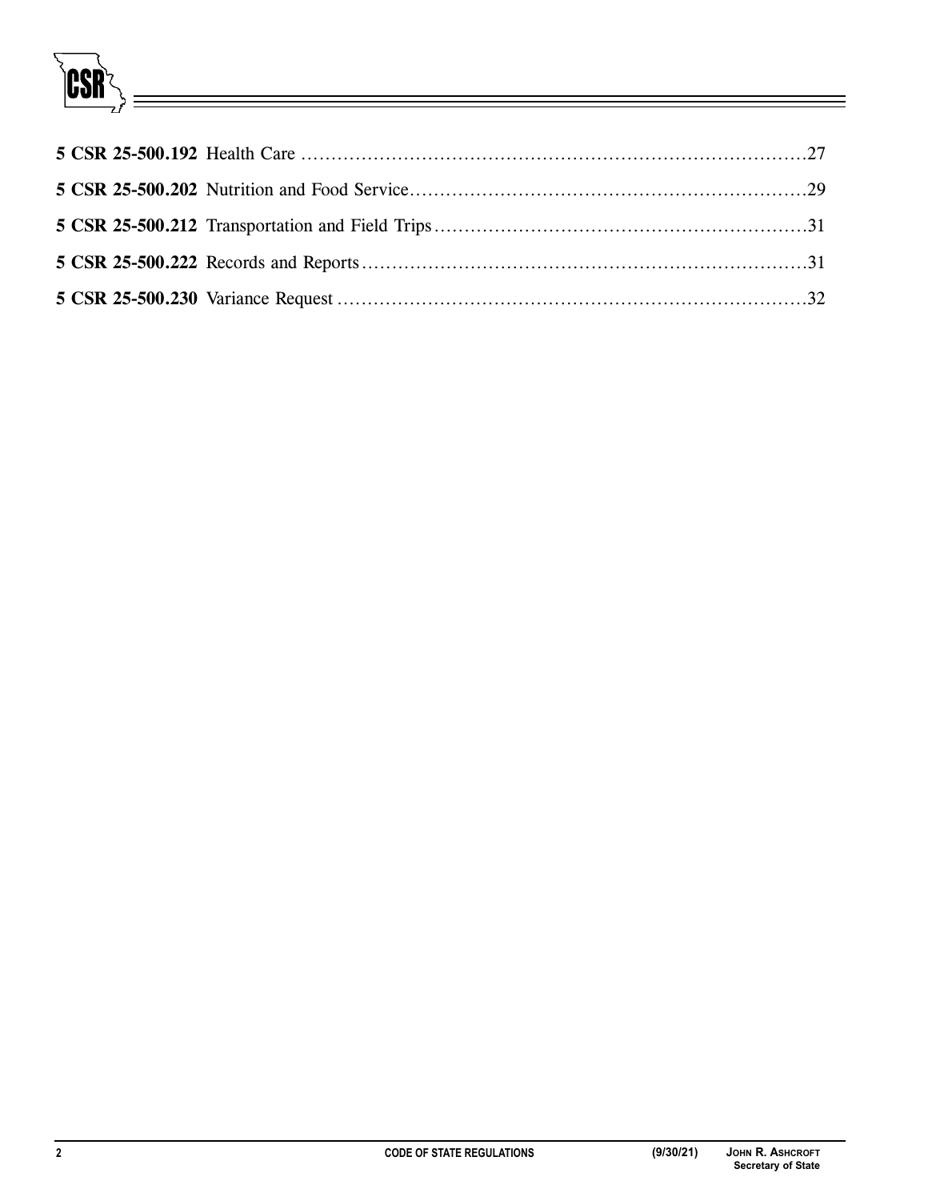**5 CSR 25-500.192** Health Care ......................................................................................27

**5 CSR 25-500.202** Nutrition and Food Service...................................................................29

**5 CSR 25-500.212** Transportation and Field Trips..............................................................31

**5 CSR 25-500.222** Records and Reports...........................................................................31

**5 CSR 25-500.230** Variance Request ...............................................................................32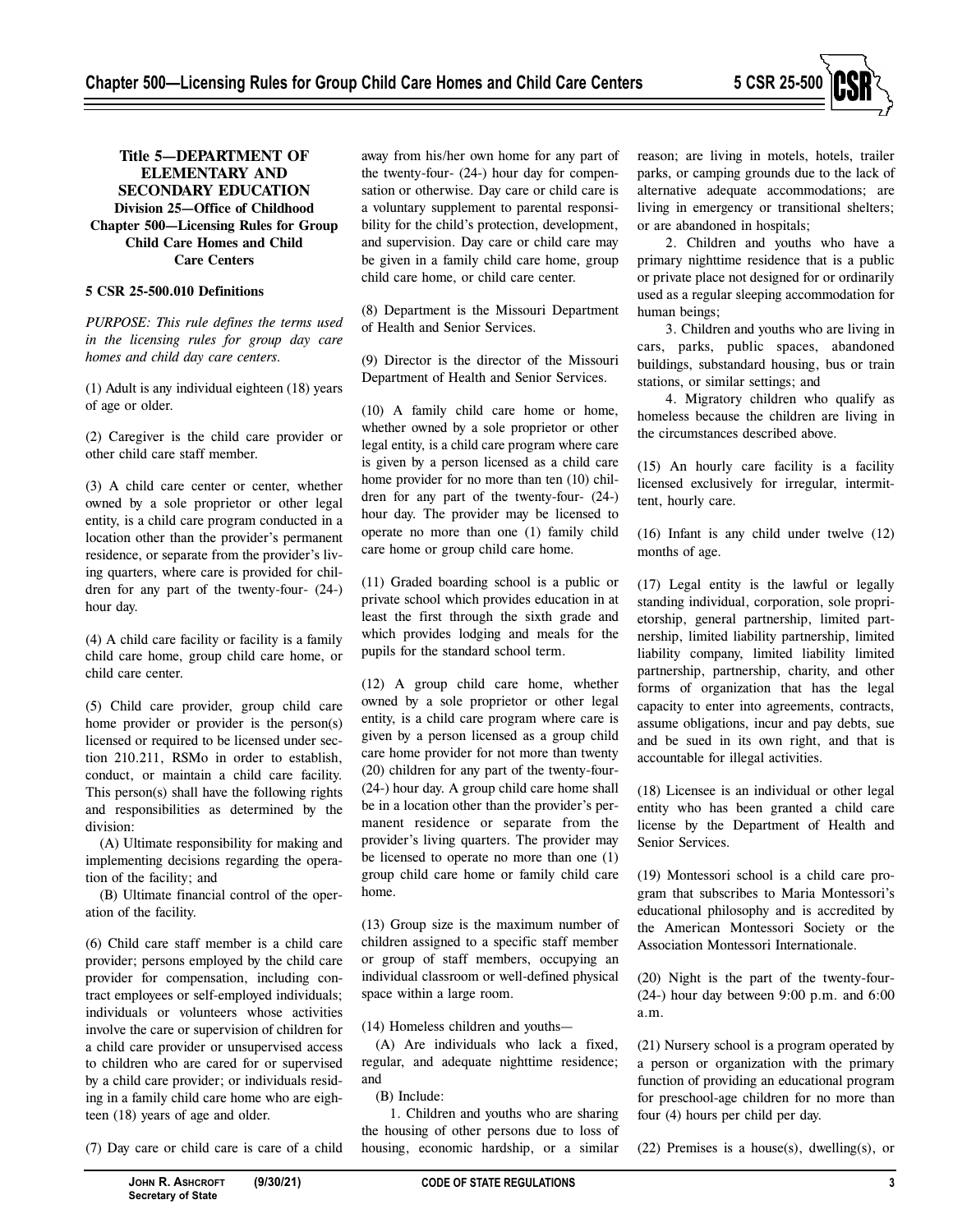# Title 5—DEPARTMENT OF ELEMENTARY AND SECONDARY EDUCATION

## Division 25—Office of Childhood

## Chapter 500—Licensing Rules for Group Child Care Homes and Child Care Centers

### 5 CSR 25-500.010 Definitions

*PURPOSE: This rule defines the terms used in the licensing rules for group day care homes and child day care centers.*

(1) Adult is any individual eighteen (18) years of age or older.

(2) Caregiver is the child care provider or other child care staff member.

(3) A child care center or center, whether owned by a sole proprietor or other legal entity, is a child care program conducted in a location other than the provider's permanent residence, or separate from the provider's living quarters, where care is provided for children for any part of the twenty-four- (24-) hour day.

(4) A child care facility or facility is a family child care home, group child care home, or child care center.

(5) Child care provider, group child care home provider or provider is the person(s) licensed or required to be licensed under section 210.211, RSMo in order to establish, conduct, or maintain a child care facility. This person(s) shall have the following rights and responsibilities as determined by the division:

(A) Ultimate responsibility for making and implementing decisions regarding the operation of the facility; and

(B) Ultimate financial control of the operation of the facility.

(6) Child care staff member is a child care provider; persons employed by the child care provider for compensation, including contract employees or self-employed individuals; individuals or volunteers whose activities involve the care or supervision of children for a child care provider or unsupervised access to children who are cared for or supervised by a child care provider; or individuals residing in a family child care home who are eighteen (18) years of age and older.

(7) Day care or child care is care of a child away from his/her own home for any part of the twenty-four- (24-) hour day for compensation or otherwise. Day care or child care is a voluntary supplement to parental responsibility for the child's protection, development, and supervision. Day care or child care may be given in a family child care home, group child care home, or child care center.

(8) Department is the Missouri Department of Health and Senior Services.

(9) Director is the director of the Missouri Department of Health and Senior Services.

(10) A family child care home or home, whether owned by a sole proprietor or other legal entity, is a child care program where care is given by a person licensed as a child care home provider for no more than ten (10) children for any part of the twenty-four- (24-) hour day. The provider may be licensed to operate no more than one (1) family child care home or group child care home.

(11) Graded boarding school is a public or private school which provides education in at least the first through the sixth grade and which provides lodging and meals for the pupils for the standard school term.

(12) A group child care home, whether owned by a sole proprietor or other legal entity, is a child care program where care is given by a person licensed as a group child care home provider for not more than twenty (20) children for any part of the twenty-four- (24-) hour day. A group child care home shall be in a location other than the provider's permanent residence or separate from the provider's living quarters. The provider may be licensed to operate no more than one (1) group child care home or family child care home.

(13) Group size is the maximum number of children assigned to a specific staff member or group of staff members, occupying an individual classroom or well-defined physical space within a large room.

(14) Homeless children and youths—

(A) Are individuals who lack a fixed, regular, and adequate nighttime residence; and

(B) Include:

1. Children and youths who are sharing the housing of other persons due to loss of housing, economic hardship, or a similar reason; are living in motels, hotels, trailer parks, or camping grounds due to the lack of alternative adequate accommodations; are living in emergency or transitional shelters; or are abandoned in hospitals;

2. Children and youths who have a primary nighttime residence that is a public or private place not designed for or ordinarily used as a regular sleeping accommodation for human beings;

3. Children and youths who are living in cars, parks, public spaces, abandoned buildings, substandard housing, bus or train stations, or similar settings; and

4. Migratory children who qualify as homeless because the children are living in the circumstances described above.

(15) An hourly care facility is a facility licensed exclusively for irregular, intermittent, hourly care.

(16) Infant is any child under twelve (12) months of age.

(17) Legal entity is the lawful or legally standing individual, corporation, sole proprietorship, general partnership, limited partnership, limited liability partnership, limited liability company, limited liability limited partnership, partnership, charity, and other forms of organization that has the legal capacity to enter into agreements, contracts, assume obligations, incur and pay debts, sue and be sued in its own right, and that is accountable for illegal activities.

(18) Licensee is an individual or other legal entity who has been granted a child care license by the Department of Health and Senior Services.

(19) Montessori school is a child care program that subscribes to Maria Montessori's educational philosophy and is accredited by the American Montessori Society or the Association Montessori Internationale.

(20) Night is the part of the twenty-four- (24-) hour day between 9:00 p.m. and 6:00 a.m.

(21) Nursery school is a program operated by a person or organization with the primary function of providing an educational program for preschool-age children for no more than four (4) hours per child per day.

(22) Premises is a house(s), dwelling(s), or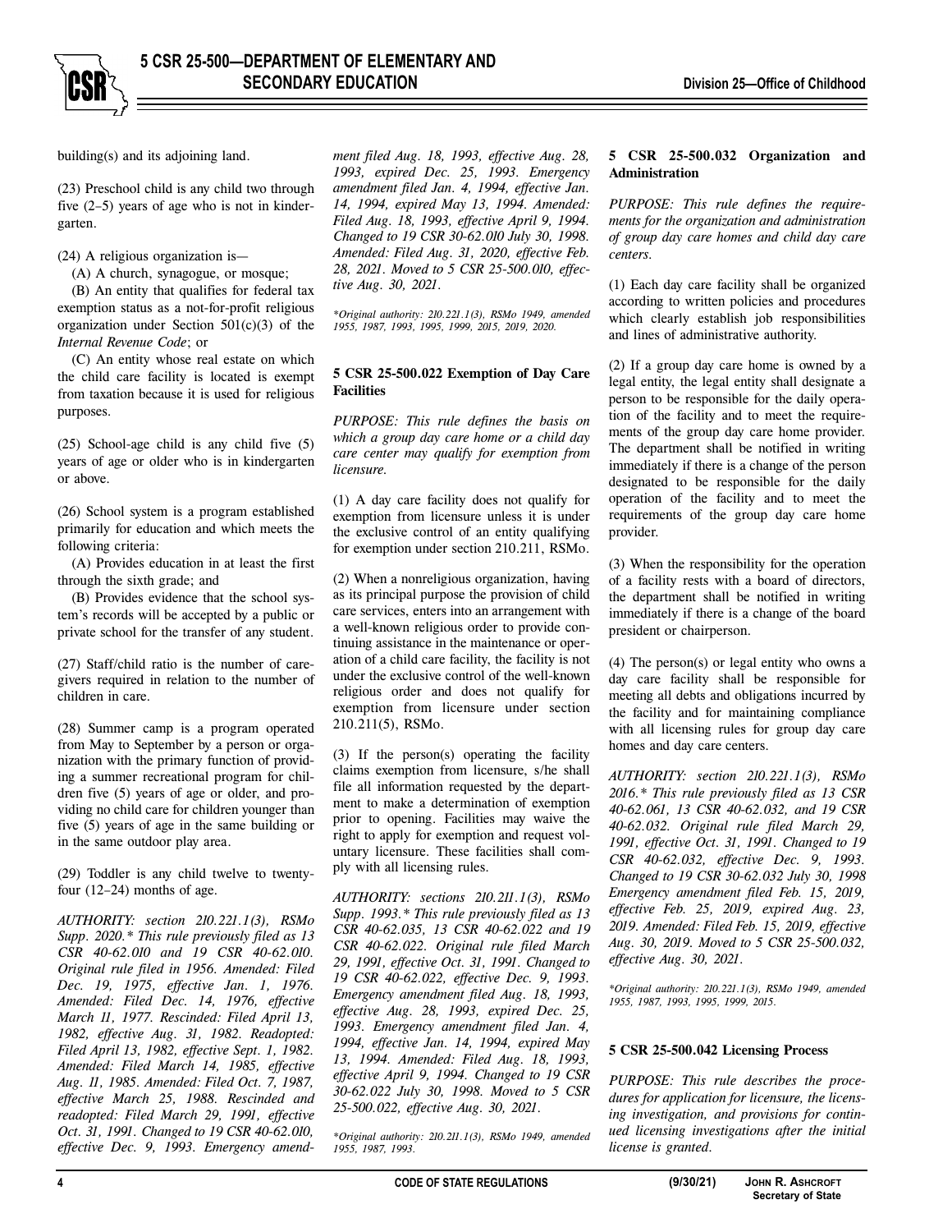building(s) and its adjoining land.

(23) Preschool child is any child two through five (2–5) years of age who is not in kindergarten.

(24) A religious organization is—

(A) A church, synagogue, or mosque;

(B) An entity that qualifies for federal tax exemption status as a not-for-profit religious organization under Section 501(c)(3) of the *Internal Revenue Code*; or

(C) An entity whose real estate on which the child care facility is located is exempt from taxation because it is used for religious purposes.

(25) School-age child is any child five (5) years of age or older who is in kindergarten or above.

(26) School system is a program established primarily for education and which meets the following criteria:

(A) Provides education in at least the first through the sixth grade; and

(B) Provides evidence that the school system's records will be accepted by a public or private school for the transfer of any student.

(27) Staff/child ratio is the number of caregivers required in relation to the number of children in care.

(28) Summer camp is a program operated from May to September by a person or organization with the primary function of providing a summer recreational program for children five (5) years of age or older, and providing no child care for children younger than five (5) years of age in the same building or in the same outdoor play area.

(29) Toddler is any child twelve to twenty-four (12–24) months of age.

*AUTHORITY: section 210.221.1(3), RSMo Supp. 2020.\* This rule previously filed as 13 CSR 40-62.010 and 19 CSR 40-62.010. Original rule filed in 1956. Amended: Filed Dec. 19, 1975, effective Jan. 1, 1976. Amended: Filed Dec. 14, 1976, effective March 11, 1977. Rescinded: Filed April 13, 1982, effective Aug. 31, 1982. Readopted: Filed April 13, 1982, effective Sept. 1, 1982. Amended: Filed March 14, 1985, effective Aug. 11, 1985. Amended: Filed Oct. 7, 1987, effective March 25, 1988. Rescinded and readopted: Filed March 29, 1991, effective Oct. 31, 1991. Changed to 19 CSR 40-62.010, effective Dec. 9, 1993. Emergency amendment filed Aug. 18, 1993, effective Aug. 28, 1993, expired Dec. 25, 1993. Emergency amendment filed Jan. 4, 1994, effective Jan. 14, 1994, expired May 13, 1994. Amended: Filed Aug. 18, 1993, effective April 9, 1994. Changed to 19 CSR 30-62.010 July 30, 1998. Amended: Filed Aug. 31, 2020, effective Feb. 28, 2021. Moved to 5 CSR 25-500.010, effective Aug. 30, 2021.*

*\*Original authority: 210.221.1(3), RSMo 1949, amended 1955, 1987, 1993, 1995, 1999, 2015, 2019, 2020.*

**5 CSR 25-500.022 Exemption of Day Care Facilities**

*PURPOSE: This rule defines the basis on which a group day care home or a child day care center may qualify for exemption from licensure.*

(1) A day care facility does not qualify for exemption from licensure unless it is under the exclusive control of an entity qualifying for exemption under section 210.211, RSMo.

(2) When a nonreligious organization, having as its principal purpose the provision of child care services, enters into an arrangement with a well-known religious order to provide continuing assistance in the maintenance or operation of a child care facility, the facility is not under the exclusive control of the well-known religious order and does not qualify for exemption from licensure under section 210.211(5), RSMo.

(3) If the person(s) operating the facility claims exemption from licensure, s/he shall file all information requested by the department to make a determination of exemption prior to opening. Facilities may waive the right to apply for exemption and request voluntary licensure. These facilities shall comply with all licensing rules.

*AUTHORITY: sections 210.211.1(3), RSMo Supp. 1993.\* This rule previously filed as 13 CSR 40-62.035, 13 CSR 40-62.022 and 19 CSR 40-62.022. Original rule filed March 29, 1991, effective Oct. 31, 1991. Changed to 19 CSR 40-62.022, effective Dec. 9, 1993. Emergency amendment filed Aug. 18, 1993, effective Aug. 28, 1993, expired Dec. 25, 1993. Emergency amendment filed Jan. 4, 1994, effective Jan. 14, 1994, expired May 13, 1994. Amended: Filed Aug. 18, 1993, effective April 9, 1994. Changed to 19 CSR 30-62.022 July 30, 1998. Moved to 5 CSR 25-500.022, effective Aug. 30, 2021.*

*\*Original authority: 210.211.1(3), RSMo 1949, amended 1955, 1987, 1993.*

**5 CSR 25-500.032 Organization and Administration**

*PURPOSE: This rule defines the requirements for the organization and administration of group day care homes and child day care centers.*

(1) Each day care facility shall be organized according to written policies and procedures which clearly establish job responsibilities and lines of administrative authority.

(2) If a group day care home is owned by a legal entity, the legal entity shall designate a person to be responsible for the daily operation of the facility and to meet the requirements of the group day care home provider. The department shall be notified in writing immediately if there is a change of the person designated to be responsible for the daily operation of the facility and to meet the requirements of the group day care home provider.

(3) When the responsibility for the operation of a facility rests with a board of directors, the department shall be notified in writing immediately if there is a change of the board president or chairperson.

(4) The person(s) or legal entity who owns a day care facility shall be responsible for meeting all debts and obligations incurred by the facility and for maintaining compliance with all licensing rules for group day care homes and day care centers.

*AUTHORITY: section 210.221.1(3), RSMo 2016.\* This rule previously filed as 13 CSR 40-62.061, 13 CSR 40-62.032, and 19 CSR 40-62.032. Original rule filed March 29, 1991, effective Oct. 31, 1991. Changed to 19 CSR 40-62.032, effective Dec. 9, 1993. Changed to 19 CSR 30-62.032 July 30, 1998 Emergency amendment filed Feb. 15, 2019, effective Feb. 25, 2019, expired Aug. 23, 2019. Amended: Filed Feb. 15, 2019, effective Aug. 30, 2019. Moved to 5 CSR 25-500.032, effective Aug. 30, 2021.*

*\*Original authority: 210.221.1(3), RSMo 1949, amended 1955, 1987, 1993, 1995, 1999, 2015.*

**5 CSR 25-500.042 Licensing Process**

*PURPOSE: This rule describes the procedures for application for licensure, the licensing investigation, and provisions for continued licensing investigations after the initial license is granted.*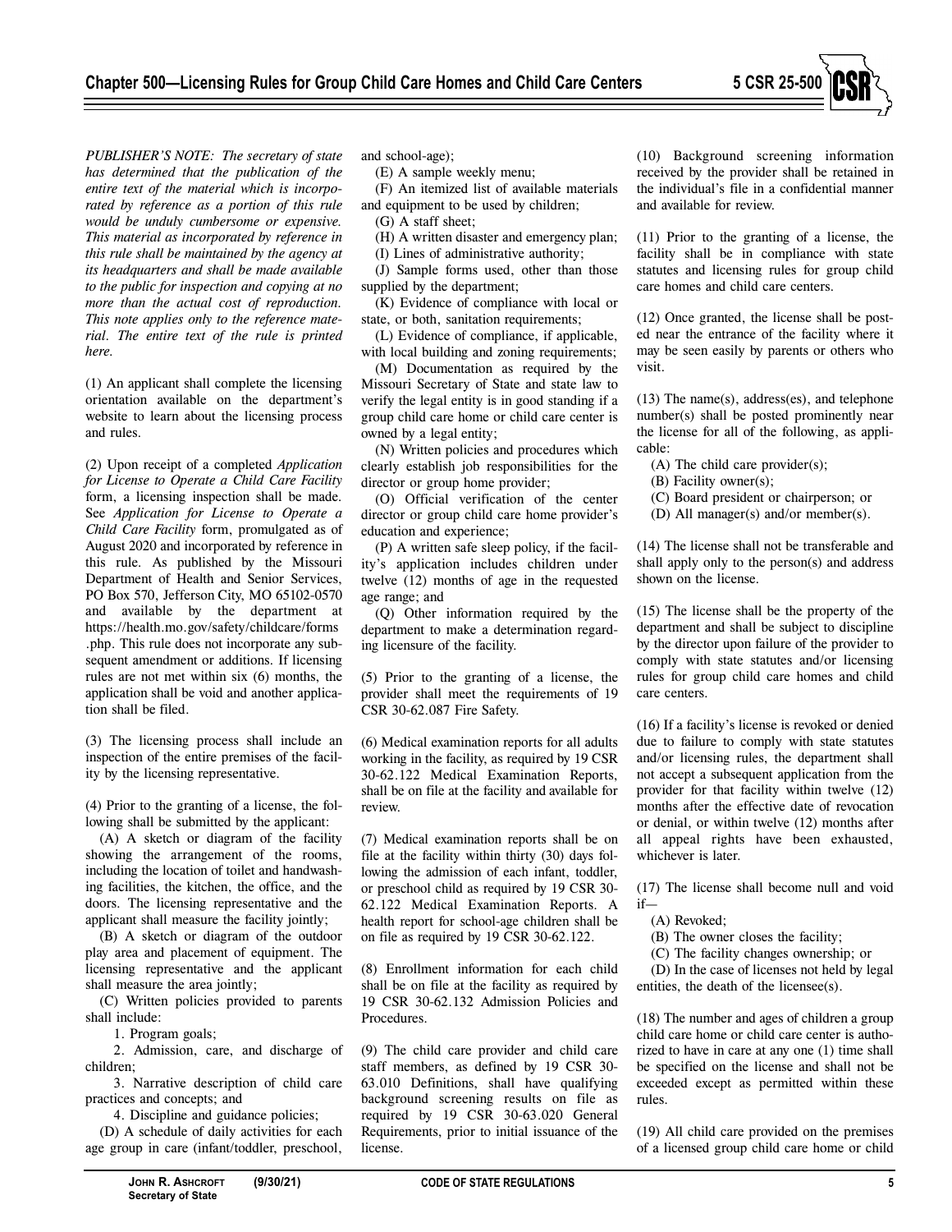*PUBLISHER'S NOTE: The secretary of state has determined that the publication of the entire text of the material which is incorporated by reference as a portion of this rule would be unduly cumbersome or expensive. This material as incorporated by reference in this rule shall be maintained by the agency at its headquarters and shall be made available to the public for inspection and copying at no more than the actual cost of reproduction. This note applies only to the reference material. The entire text of the rule is printed here.*

(1) An applicant shall complete the licensing orientation available on the department's website to learn about the licensing process and rules.

(2) Upon receipt of a completed *Application for License to Operate a Child Care Facility* form, a licensing inspection shall be made. See *Application for License to Operate a Child Care Facility* form, promulgated as of August 2020 and incorporated by reference in this rule. As published by the Missouri Department of Health and Senior Services, PO Box 570, Jefferson City, MO 65102-0570 and available by the department at https://health.mo.gov/safety/childcare/forms.php. This rule does not incorporate any subsequent amendment or additions. If licensing rules are not met within six (6) months, the application shall be void and another application shall be filed.

(3) The licensing process shall include an inspection of the entire premises of the facility by the licensing representative.

(4) Prior to the granting of a license, the following shall be submitted by the applicant:

(A) A sketch or diagram of the facility showing the arrangement of the rooms, including the location of toilet and handwashing facilities, the kitchen, the office, and the doors. The licensing representative and the applicant shall measure the facility jointly;

(B) A sketch or diagram of the outdoor play area and placement of equipment. The licensing representative and the applicant shall measure the area jointly;

(C) Written policies provided to parents shall include:

1. Program goals;

2. Admission, care, and discharge of children;

3. Narrative description of child care practices and concepts; and

4. Discipline and guidance policies;

(D) A schedule of daily activities for each age group in care (infant/toddler, preschool, and school-age);

(E) A sample weekly menu;

(F) An itemized list of available materials and equipment to be used by children;

(G) A staff sheet;

(H) A written disaster and emergency plan;

(I) Lines of administrative authority;

(J) Sample forms used, other than those supplied by the department;

(K) Evidence of compliance with local or state, or both, sanitation requirements;

(L) Evidence of compliance, if applicable, with local building and zoning requirements;

(M) Documentation as required by the Missouri Secretary of State and state law to verify the legal entity is in good standing if a group child care home or child care center is owned by a legal entity;

(N) Written policies and procedures which clearly establish job responsibilities for the director or group home provider;

(O) Official verification of the center director or group child care home provider's education and experience;

(P) A written safe sleep policy, if the facility's application includes children under twelve (12) months of age in the requested age range; and

(Q) Other information required by the department to make a determination regarding licensure of the facility.

(5) Prior to the granting of a license, the provider shall meet the requirements of 19 CSR 30-62.087 Fire Safety.

(6) Medical examination reports for all adults working in the facility, as required by 19 CSR 30-62.122 Medical Examination Reports, shall be on file at the facility and available for review.

(7) Medical examination reports shall be on file at the facility within thirty (30) days following the admission of each infant, toddler, or preschool child as required by 19 CSR 30-62.122 Medical Examination Reports. A health report for school-age children shall be on file as required by 19 CSR 30-62.122.

(8) Enrollment information for each child shall be on file at the facility as required by 19 CSR 30-62.132 Admission Policies and Procedures.

(9) The child care provider and child care staff members, as defined by 19 CSR 30-63.010 Definitions, shall have qualifying background screening results on file as required by 19 CSR 30-63.020 General Requirements, prior to initial issuance of the license.

(10) Background screening information received by the provider shall be retained in the individual's file in a confidential manner and available for review.

(11) Prior to the granting of a license, the facility shall be in compliance with state statutes and licensing rules for group child care homes and child care centers.

(12) Once granted, the license shall be posted near the entrance of the facility where it may be seen easily by parents or others who visit.

(13) The name(s), address(es), and telephone number(s) shall be posted prominently near the license for all of the following, as applicable:

(A) The child care provider(s);

(B) Facility owner(s);

(C) Board president or chairperson; or

(D) All manager(s) and/or member(s).

(14) The license shall not be transferable and shall apply only to the person(s) and address shown on the license.

(15) The license shall be the property of the department and shall be subject to discipline by the director upon failure of the provider to comply with state statutes and/or licensing rules for group child care homes and child care centers.

(16) If a facility's license is revoked or denied due to failure to comply with state statutes and/or licensing rules, the department shall not accept a subsequent application from the provider for that facility within twelve (12) months after the effective date of revocation or denial, or within twelve (12) months after all appeal rights have been exhausted, whichever is later.

(17) The license shall become null and void if—

(A) Revoked;

(B) The owner closes the facility;

(C) The facility changes ownership; or

(D) In the case of licenses not held by legal entities, the death of the licensee(s).

(18) The number and ages of children a group child care home or child care center is authorized to have in care at any one (1) time shall be specified on the license and shall not be exceeded except as permitted within these rules.

(19) All child care provided on the premises of a licensed group child care home or child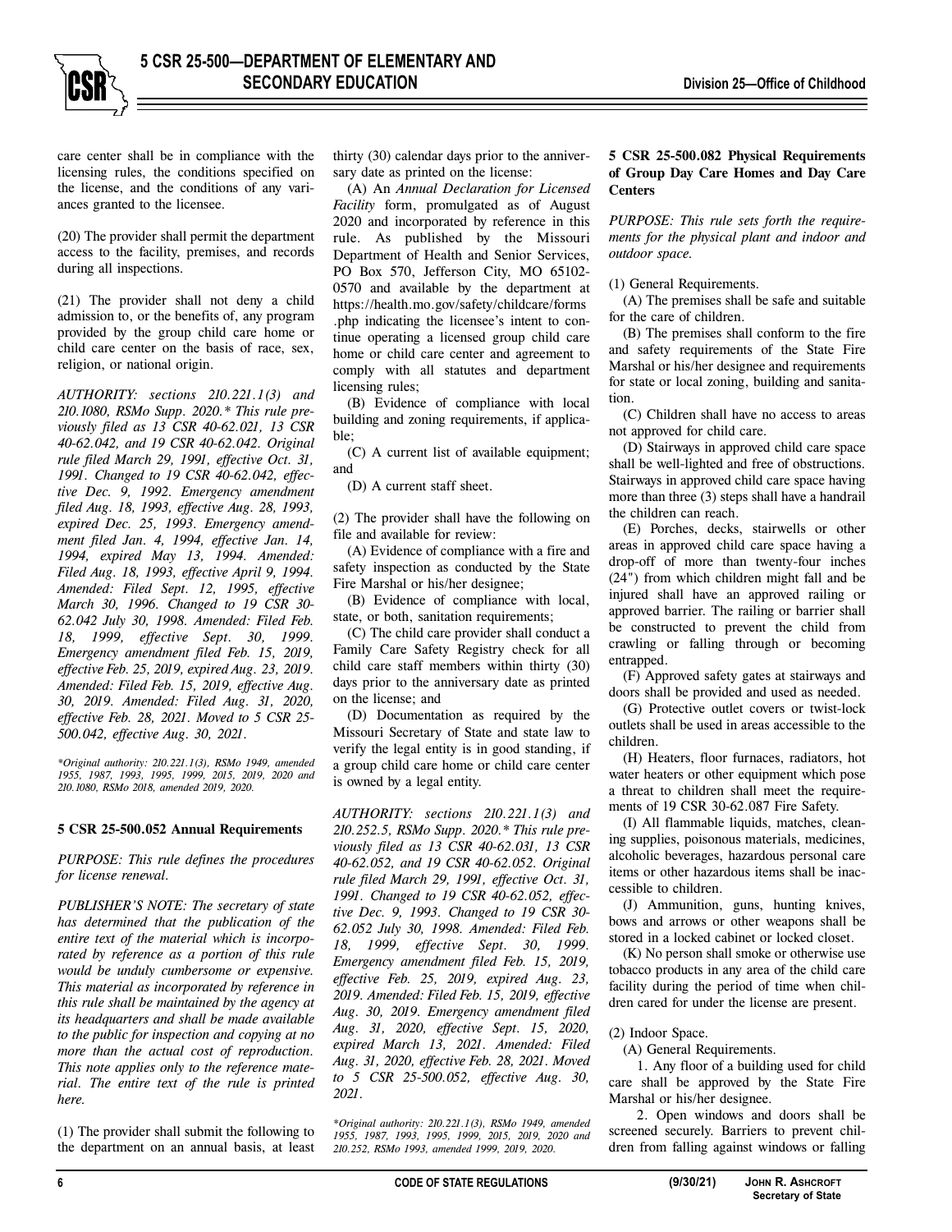care center shall be in compliance with the licensing rules, the conditions specified on the license, and the conditions of any variances granted to the licensee.

(20) The provider shall permit the department access to the facility, premises, and records during all inspections.

(21) The provider shall not deny a child admission to, or the benefits of, any program provided by the group child care home or child care center on the basis of race, sex, religion, or national origin.

*AUTHORITY: sections 210.221.1(3) and 210.1080, RSMo Supp. 2020.\* This rule previously filed as 13 CSR 40-62.021, 13 CSR 40-62.042, and 19 CSR 40-62.042. Original rule filed March 29, 1991, effective Oct. 31, 1991. Changed to 19 CSR 40-62.042, effective Dec. 9, 1992. Emergency amendment filed Aug. 18, 1993, effective Aug. 28, 1993, expired Dec. 25, 1993. Emergency amendment filed Jan. 4, 1994, effective Jan. 14, 1994, expired May 13, 1994. Amended: Filed Aug. 18, 1993, effective April 9, 1994. Amended: Filed Sept. 12, 1995, effective March 30, 1996. Changed to 19 CSR 30-62.042 July 30, 1998. Amended: Filed Feb. 18, 1999, effective Sept. 30, 1999. Emergency amendment filed Feb. 15, 2019, effective Feb. 25, 2019, expired Aug. 23, 2019. Amended: Filed Feb. 15, 2019, effective Aug. 30, 2019. Amended: Filed Aug. 31, 2020, effective Feb. 28, 2021. Moved to 5 CSR 25-500.042, effective Aug. 30, 2021.*

*\*Original authority: 210.221.1(3), RSMo 1949, amended 1955, 1987, 1993, 1995, 1999, 2015, 2019, 2020 and 210.1080, RSMo 2018, amended 2019, 2020.*

### 5 CSR 25-500.052 Annual Requirements

*PURPOSE: This rule defines the procedures for license renewal.*

*PUBLISHER'S NOTE: The secretary of state has determined that the publication of the entire text of the material which is incorporated by reference as a portion of this rule would be unduly cumbersome or expensive. This material as incorporated by reference in this rule shall be maintained by the agency at its headquarters and shall be made available to the public for inspection and copying at no more than the actual cost of reproduction. This note applies only to the reference material. The entire text of the rule is printed here.*

(1) The provider shall submit the following to the department on an annual basis, at least thirty (30) calendar days prior to the anniversary date as printed on the license:

(A) An *Annual Declaration for Licensed Facility* form, promulgated as of August 2020 and incorporated by reference in this rule. As published by the Missouri Department of Health and Senior Services, PO Box 570, Jefferson City, MO 65102-0570 and available by the department at https://health.mo.gov/safety/childcare/forms.php indicating the licensee's intent to continue operating a licensed group child care home or child care center and agreement to comply with all statutes and department licensing rules;

(B) Evidence of compliance with local building and zoning requirements, if applicable;

(C) A current list of available equipment; and

(D) A current staff sheet.

(2) The provider shall have the following on file and available for review:

(A) Evidence of compliance with a fire and safety inspection as conducted by the State Fire Marshal or his/her designee;

(B) Evidence of compliance with local, state, or both, sanitation requirements;

(C) The child care provider shall conduct a Family Care Safety Registry check for all child care staff members within thirty (30) days prior to the anniversary date as printed on the license; and

(D) Documentation as required by the Missouri Secretary of State and state law to verify the legal entity is in good standing, if a group child care home or child care center is owned by a legal entity.

*AUTHORITY: sections 210.221.1(3) and 210.252.5, RSMo Supp. 2020.\* This rule previously filed as 13 CSR 40-62.031, 13 CSR 40-62.052, and 19 CSR 40-62.052. Original rule filed March 29, 1991, effective Oct. 31, 1991. Changed to 19 CSR 40-62.052, effective Dec. 9, 1993. Changed to 19 CSR 30-62.052 July 30, 1998. Amended: Filed Feb. 18, 1999, effective Sept. 30, 1999. Emergency amendment filed Feb. 15, 2019, effective Feb. 25, 2019, expired Aug. 23, 2019. Amended: Filed Feb. 15, 2019, effective Aug. 30, 2019. Emergency amendment filed Aug. 31, 2020, effective Sept. 15, 2020, expired March 13, 2021. Amended: Filed Aug. 31, 2020, effective Feb. 28, 2021. Moved to 5 CSR 25-500.052, effective Aug. 30, 2021.*

*\*Original authority: 210.221.1(3), RSMo 1949, amended 1955, 1987, 1993, 1995, 1999, 2015, 2019, 2020 and 210.252, RSMo 1993, amended 1999, 2019, 2020.*

### 5 CSR 25-500.082 Physical Requirements of Group Day Care Homes and Day Care Centers

*PURPOSE: This rule sets forth the requirements for the physical plant and indoor and outdoor space.*

(1) General Requirements.

(A) The premises shall be safe and suitable for the care of children.

(B) The premises shall conform to the fire and safety requirements of the State Fire Marshal or his/her designee and requirements for state or local zoning, building and sanitation.

(C) Children shall have no access to areas not approved for child care.

(D) Stairways in approved child care space shall be well-lighted and free of obstructions. Stairways in approved child care space having more than three (3) steps shall have a handrail the children can reach.

(E) Porches, decks, stairwells or other areas in approved child care space having a drop-off of more than twenty-four inches (24") from which children might fall and be injured shall have an approved railing or approved barrier. The railing or barrier shall be constructed to prevent the child from crawling or falling through or becoming entrapped.

(F) Approved safety gates at stairways and doors shall be provided and used as needed.

(G) Protective outlet covers or twist-lock outlets shall be used in areas accessible to the children.

(H) Heaters, floor furnaces, radiators, hot water heaters or other equipment which pose a threat to children shall meet the requirements of 19 CSR 30-62.087 Fire Safety.

(I) All flammable liquids, matches, cleaning supplies, poisonous materials, medicines, alcoholic beverages, hazardous personal care items or other hazardous items shall be inaccessible to children.

(J) Ammunition, guns, hunting knives, bows and arrows or other weapons shall be stored in a locked cabinet or locked closet.

(K) No person shall smoke or otherwise use tobacco products in any area of the child care facility during the period of time when children cared for under the license are present.

(2) Indoor Space.

(A) General Requirements.

1. Any floor of a building used for child care shall be approved by the State Fire Marshal or his/her designee.

2. Open windows and doors shall be screened securely. Barriers to prevent children from falling against windows or falling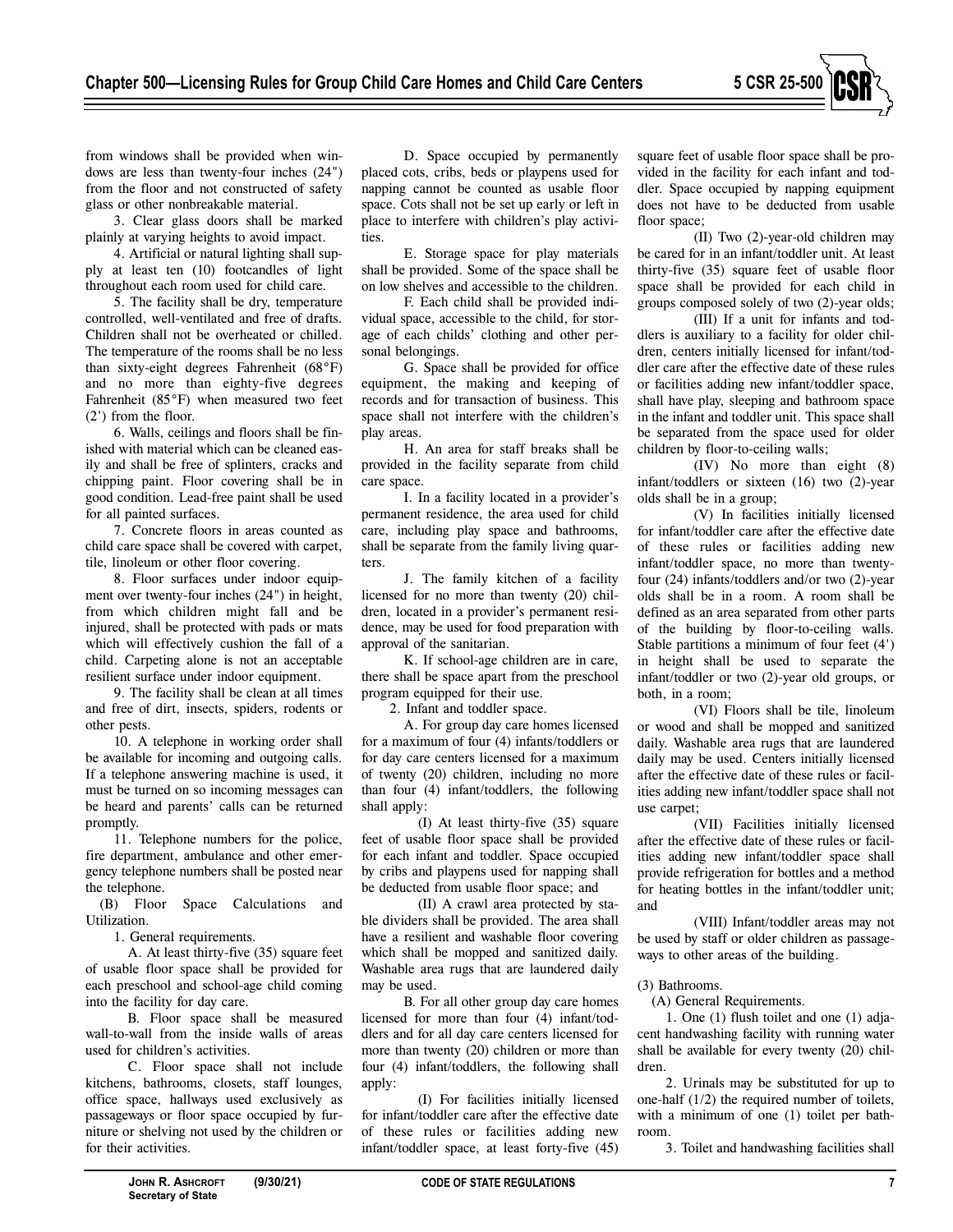from windows shall be provided when windows are less than twenty-four inches (24") from the floor and not constructed of safety glass or other nonbreakable material.

3. Clear glass doors shall be marked plainly at varying heights to avoid impact.

4. Artificial or natural lighting shall supply at least ten (10) footcandles of light throughout each room used for child care.

5. The facility shall be dry, temperature controlled, well-ventilated and free of drafts. Children shall not be overheated or chilled. The temperature of the rooms shall be no less than sixty-eight degrees Fahrenheit (68°F) and no more than eighty-five degrees Fahrenheit (85°F) when measured two feet (2') from the floor.

6. Walls, ceilings and floors shall be finished with material which can be cleaned easily and shall be free of splinters, cracks and chipping paint. Floor covering shall be in good condition. Lead-free paint shall be used for all painted surfaces.

7. Concrete floors in areas counted as child care space shall be covered with carpet, tile, linoleum or other floor covering.

8. Floor surfaces under indoor equipment over twenty-four inches (24") in height, from which children might fall and be injured, shall be protected with pads or mats which will effectively cushion the fall of a child. Carpeting alone is not an acceptable resilient surface under indoor equipment.

9. The facility shall be clean at all times and free of dirt, insects, spiders, rodents or other pests.

10. A telephone in working order shall be available for incoming and outgoing calls. If a telephone answering machine is used, it must be turned on so incoming messages can be heard and parents' calls can be returned promptly.

11. Telephone numbers for the police, fire department, ambulance and other emergency telephone numbers shall be posted near the telephone.

(B) Floor Space Calculations and Utilization.

1. General requirements.

A. At least thirty-five (35) square feet of usable floor space shall be provided for each preschool and school-age child coming into the facility for day care.

B. Floor space shall be measured wall-to-wall from the inside walls of areas used for children's activities.

C. Floor space shall not include kitchens, bathrooms, closets, staff lounges, office space, hallways used exclusively as passageways or floor space occupied by furniture or shelving not used by the children or for their activities.

D. Space occupied by permanently placed cots, cribs, beds or playpens used for napping cannot be counted as usable floor space. Cots shall not be set up early or left in place to interfere with children's play activities.

E. Storage space for play materials shall be provided. Some of the space shall be on low shelves and accessible to the children.

F. Each child shall be provided individual space, accessible to the child, for storage of each childs' clothing and other personal belongings.

G. Space shall be provided for office equipment, the making and keeping of records and for transaction of business. This space shall not interfere with the children's play areas.

H. An area for staff breaks shall be provided in the facility separate from child care space.

I. In a facility located in a provider's permanent residence, the area used for child care, including play space and bathrooms, shall be separate from the family living quarters.

J. The family kitchen of a facility licensed for no more than twenty (20) children, located in a provider's permanent residence, may be used for food preparation with approval of the sanitarian.

K. If school-age children are in care, there shall be space apart from the preschool program equipped for their use.

2. Infant and toddler space.

A. For group day care homes licensed for a maximum of four (4) infants/toddlers or for day care centers licensed for a maximum of twenty (20) children, including no more than four (4) infant/toddlers, the following shall apply:

(I) At least thirty-five (35) square feet of usable floor space shall be provided for each infant and toddler. Space occupied by cribs and playpens used for napping shall be deducted from usable floor space; and

(II) A crawl area protected by stable dividers shall be provided. The area shall have a resilient and washable floor covering which shall be mopped and sanitized daily. Washable area rugs that are laundered daily may be used.

B. For all other group day care homes licensed for more than four (4) infant/toddlers and for all day care centers licensed for more than twenty (20) children or more than four (4) infant/toddlers, the following shall apply:

(I) For facilities initially licensed for infant/toddler care after the effective date of these rules or facilities adding new infant/toddler space, at least forty-five (45) square feet of usable floor space shall be provided in the facility for each infant and toddler. Space occupied by napping equipment does not have to be deducted from usable floor space;

(II) Two (2)-year-old children may be cared for in an infant/toddler unit. At least thirty-five (35) square feet of usable floor space shall be provided for each child in groups composed solely of two (2)-year olds;

(III) If a unit for infants and toddlers is auxiliary to a facility for older children, centers initially licensed for infant/toddler care after the effective date of these rules or facilities adding new infant/toddler space, shall have play, sleeping and bathroom space in the infant and toddler unit. This space shall be separated from the space used for older children by floor-to-ceiling walls;

(IV) No more than eight (8) infant/toddlers or sixteen (16) two (2)-year olds shall be in a group;

(V) In facilities initially licensed for infant/toddler care after the effective date of these rules or facilities adding new infant/toddler space, no more than twenty-four (24) infants/toddlers and/or two (2)-year olds shall be in a room. A room shall be defined as an area separated from other parts of the building by floor-to-ceiling walls. Stable partitions a minimum of four feet (4') in height shall be used to separate the infant/toddler or two (2)-year old groups, or both, in a room;

(VI) Floors shall be tile, linoleum or wood and shall be mopped and sanitized daily. Washable area rugs that are laundered daily may be used. Centers initially licensed after the effective date of these rules or facilities adding new infant/toddler space shall not use carpet;

(VII) Facilities initially licensed after the effective date of these rules or facilities adding new infant/toddler space shall provide refrigeration for bottles and a method for heating bottles in the infant/toddler unit; and

(VIII) Infant/toddler areas may not be used by staff or older children as passageways to other areas of the building.

(3) Bathrooms.

(A) General Requirements.

1. One (1) flush toilet and one (1) adjacent handwashing facility with running water shall be available for every twenty (20) children.

2. Urinals may be substituted for up to one-half (1/2) the required number of toilets, with a minimum of one (1) toilet per bathroom.

3. Toilet and handwashing facilities shall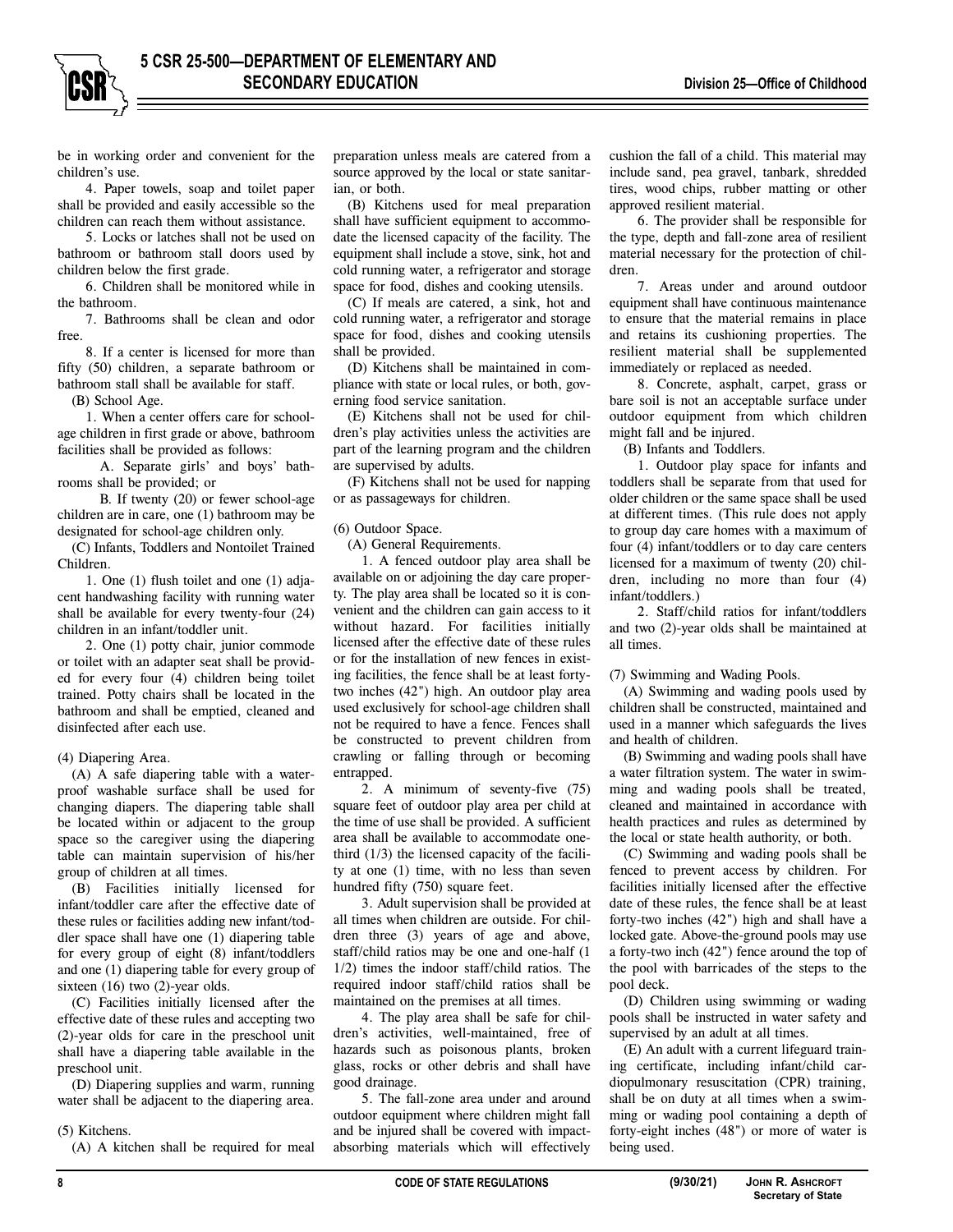be in working order and convenient for the children's use.

4. Paper towels, soap and toilet paper shall be provided and easily accessible so the children can reach them without assistance.

5. Locks or latches shall not be used on bathroom or bathroom stall doors used by children below the first grade.

6. Children shall be monitored while in the bathroom.

7. Bathrooms shall be clean and odor free.

8. If a center is licensed for more than fifty (50) children, a separate bathroom or bathroom stall shall be available for staff.

(B) School Age.

1. When a center offers care for school-age children in first grade or above, bathroom facilities shall be provided as follows:

A. Separate girls' and boys' bathrooms shall be provided; or

B. If twenty (20) or fewer school-age children are in care, one (1) bathroom may be designated for school-age children only.

(C) Infants, Toddlers and Nontoilet Trained Children.

1. One (1) flush toilet and one (1) adjacent handwashing facility with running water shall be available for every twenty-four (24) children in an infant/toddler unit.

2. One (1) potty chair, junior commode or toilet with an adapter seat shall be provided for every four (4) children being toilet trained. Potty chairs shall be located in the bathroom and shall be emptied, cleaned and disinfected after each use.

(4) Diapering Area.

(A) A safe diapering table with a waterproof washable surface shall be used for changing diapers. The diapering table shall be located within or adjacent to the group space so the caregiver using the diapering table can maintain supervision of his/her group of children at all times.

(B) Facilities initially licensed for infant/toddler care after the effective date of these rules or facilities adding new infant/toddler space shall have one (1) diapering table for every group of eight (8) infant/toddlers and one (1) diapering table for every group of sixteen (16) two (2)-year olds.

(C) Facilities initially licensed after the effective date of these rules and accepting two (2)-year olds for care in the preschool unit shall have a diapering table available in the preschool unit.

(D) Diapering supplies and warm, running water shall be adjacent to the diapering area.

(5) Kitchens.

(A) A kitchen shall be required for meal preparation unless meals are catered from a source approved by the local or state sanitarian, or both.

(B) Kitchens used for meal preparation shall have sufficient equipment to accommodate the licensed capacity of the facility. The equipment shall include a stove, sink, hot and cold running water, a refrigerator and storage space for food, dishes and cooking utensils.

(C) If meals are catered, a sink, hot and cold running water, a refrigerator and storage space for food, dishes and cooking utensils shall be provided.

(D) Kitchens shall be maintained in compliance with state or local rules, or both, governing food service sanitation.

(E) Kitchens shall not be used for children's play activities unless the activities are part of the learning program and the children are supervised by adults.

(F) Kitchens shall not be used for napping or as passageways for children.

(6) Outdoor Space.

(A) General Requirements.

1. A fenced outdoor play area shall be available on or adjoining the day care property. The play area shall be located so it is convenient and the children can gain access to it without hazard. For facilities initially licensed after the effective date of these rules or for the installation of new fences in existing facilities, the fence shall be at least forty-two inches (42") high. An outdoor play area used exclusively for school-age children shall not be required to have a fence. Fences shall be constructed to prevent children from crawling or falling through or becoming entrapped.

2. A minimum of seventy-five (75) square feet of outdoor play area per child at the time of use shall be provided. A sufficient area shall be available to accommodate one-third (1/3) the licensed capacity of the facility at one (1) time, with no less than seven hundred fifty (750) square feet.

3. Adult supervision shall be provided at all times when children are outside. For children three (3) years of age and above, staff/child ratios may be one and one-half (1 1/2) times the indoor staff/child ratios. The required indoor staff/child ratios shall be maintained on the premises at all times.

4. The play area shall be safe for children's activities, well-maintained, free of hazards such as poisonous plants, broken glass, rocks or other debris and shall have good drainage.

5. The fall-zone area under and around outdoor equipment where children might fall and be injured shall be covered with impact-absorbing materials which will effectively cushion the fall of a child. This material may include sand, pea gravel, tanbark, shredded tires, wood chips, rubber matting or other approved resilient material.

6. The provider shall be responsible for the type, depth and fall-zone area of resilient material necessary for the protection of children.

7. Areas under and around outdoor equipment shall have continuous maintenance to ensure that the material remains in place and retains its cushioning properties. The resilient material shall be supplemented immediately or replaced as needed.

8. Concrete, asphalt, carpet, grass or bare soil is not an acceptable surface under outdoor equipment from which children might fall and be injured.

(B) Infants and Toddlers.

1. Outdoor play space for infants and toddlers shall be separate from that used for older children or the same space shall be used at different times. (This rule does not apply to group day care homes with a maximum of four (4) infant/toddlers or to day care centers licensed for a maximum of twenty (20) children, including no more than four (4) infant/toddlers.)

2. Staff/child ratios for infant/toddlers and two (2)-year olds shall be maintained at all times.

(7) Swimming and Wading Pools.

(A) Swimming and wading pools used by children shall be constructed, maintained and used in a manner which safeguards the lives and health of children.

(B) Swimming and wading pools shall have a water filtration system. The water in swimming and wading pools shall be treated, cleaned and maintained in accordance with health practices and rules as determined by the local or state health authority, or both.

(C) Swimming and wading pools shall be fenced to prevent access by children. For facilities initially licensed after the effective date of these rules, the fence shall be at least forty-two inches (42") high and shall have a locked gate. Above-the-ground pools may use a forty-two inch (42") fence around the top of the pool with barricades of the steps to the pool deck.

(D) Children using swimming or wading pools shall be instructed in water safety and supervised by an adult at all times.

(E) An adult with a current lifeguard training certificate, including infant/child cardiopulmonary resuscitation (CPR) training, shall be on duty at all times when a swimming or wading pool containing a depth of forty-eight inches (48") or more of water is being used.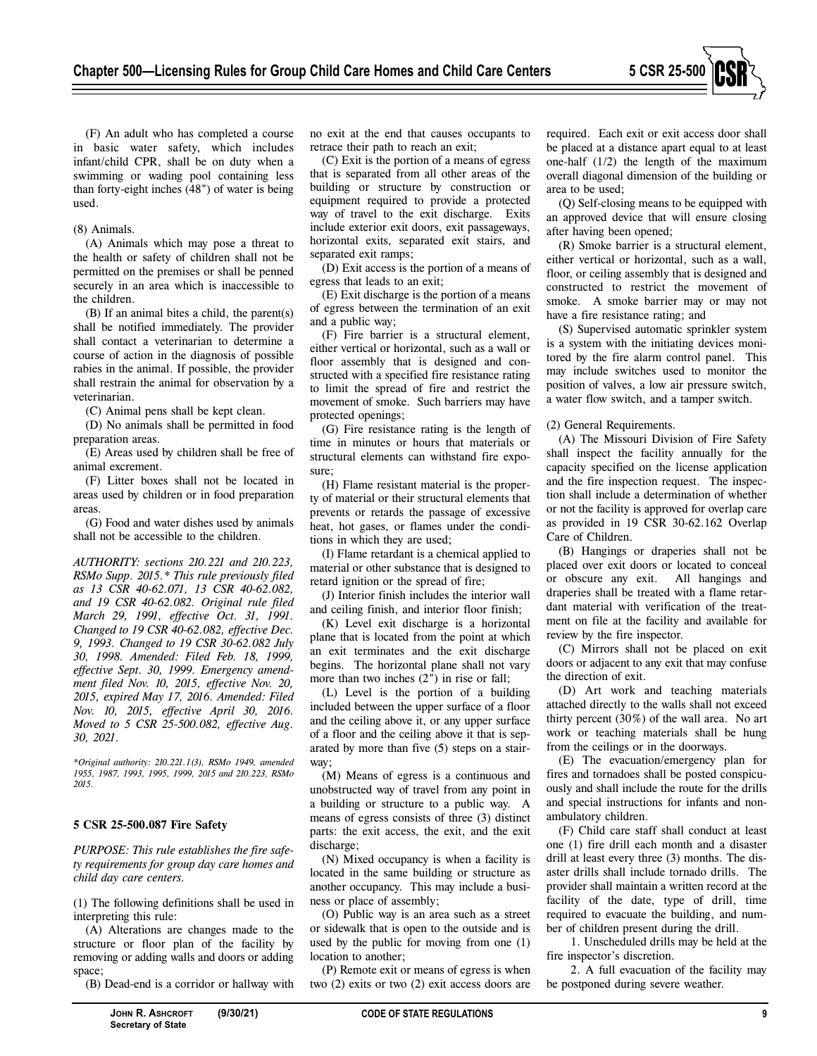(F) An adult who has completed a course in basic water safety, which includes infant/child CPR, shall be on duty when a swimming or wading pool containing less than forty-eight inches (48") of water is being used.

(8) Animals.

(A) Animals which may pose a threat to the health or safety of children shall not be permitted on the premises or shall be penned securely in an area which is inaccessible to the children.

(B) If an animal bites a child, the parent(s) shall be notified immediately. The provider shall contact a veterinarian to determine a course of action in the diagnosis of possible rabies in the animal. If possible, the provider shall restrain the animal for observation by a veterinarian.

(C) Animal pens shall be kept clean.

(D) No animals shall be permitted in food preparation areas.

(E) Areas used by children shall be free of animal excrement.

(F) Litter boxes shall not be located in areas used by children or in food preparation areas.

(G) Food and water dishes used by animals shall not be accessible to the children.

*AUTHORITY: sections 210.221 and 210.223, RSMo Supp. 2015.\* This rule previously filed as 13 CSR 40-62.071, 13 CSR 40-62.082, and 19 CSR 40-62.082. Original rule filed March 29, 1991, effective Oct. 31, 1991. Changed to 19 CSR 40-62.082, effective Dec. 9, 1993. Changed to 19 CSR 30-62.082 July 30, 1998. Amended: Filed Feb. 18, 1999, effective Sept. 30, 1999. Emergency amendment filed Nov. 10, 2015, effective Nov. 20, 2015, expired May 17, 2016. Amended: Filed Nov. 10, 2015, effective April 30, 2016. Moved to 5 CSR 25-500.082, effective Aug. 30, 2021.*

*\*Original authority: 210.221.1(3), RSMo 1949, amended 1955, 1987, 1993, 1995, 1999, 2015 and 210.223, RSMo 2015.*

## 5 CSR 25-500.087 Fire Safety

*PURPOSE: This rule establishes the fire safety requirements for group day care homes and child day care centers.*

(1) The following definitions shall be used in interpreting this rule:

(A) Alterations are changes made to the structure or floor plan of the facility by removing or adding walls and doors or adding space;

(B) Dead-end is a corridor or hallway with no exit at the end that causes occupants to retrace their path to reach an exit;

(C) Exit is the portion of a means of egress that is separated from all other areas of the building or structure by construction or equipment required to provide a protected way of travel to the exit discharge. Exits include exterior exit doors, exit passageways, horizontal exits, separated exit stairs, and separated exit ramps;

(D) Exit access is the portion of a means of egress that leads to an exit;

(E) Exit discharge is the portion of a means of egress between the termination of an exit and a public way;

(F) Fire barrier is a structural element, either vertical or horizontal, such as a wall or floor assembly that is designed and constructed with a specified fire resistance rating to limit the spread of fire and restrict the movement of smoke. Such barriers may have protected openings;

(G) Fire resistance rating is the length of time in minutes or hours that materials or structural elements can withstand fire exposure;

(H) Flame resistant material is the property of material or their structural elements that prevents or retards the passage of excessive heat, hot gases, or flames under the conditions in which they are used;

(I) Flame retardant is a chemical applied to material or other substance that is designed to retard ignition or the spread of fire;

(J) Interior finish includes the interior wall and ceiling finish, and interior floor finish;

(K) Level exit discharge is a horizontal plane that is located from the point at which an exit terminates and the exit discharge begins. The horizontal plane shall not vary more than two inches (2") in rise or fall;

(L) Level is the portion of a building included between the upper surface of a floor and the ceiling above it, or any upper surface of a floor and the ceiling above it that is separated by more than five (5) steps on a stairway;

(M) Means of egress is a continuous and unobstructed way of travel from any point in a building or structure to a public way. A means of egress consists of three (3) distinct parts: the exit access, the exit, and the exit discharge;

(N) Mixed occupancy is when a facility is located in the same building or structure as another occupancy. This may include a business or place of assembly;

(O) Public way is an area such as a street or sidewalk that is open to the outside and is used by the public for moving from one (1) location to another;

(P) Remote exit or means of egress is when two (2) exits or two (2) exit access doors are required. Each exit or exit access door shall be placed at a distance apart equal to at least one-half (1/2) the length of the maximum overall diagonal dimension of the building or area to be used;

(Q) Self-closing means to be equipped with an approved device that will ensure closing after having been opened;

(R) Smoke barrier is a structural element, either vertical or horizontal, such as a wall, floor, or ceiling assembly that is designed and constructed to restrict the movement of smoke. A smoke barrier may or may not have a fire resistance rating; and

(S) Supervised automatic sprinkler system is a system with the initiating devices monitored by the fire alarm control panel. This may include switches used to monitor the position of valves, a low air pressure switch, a water flow switch, and a tamper switch.

(2) General Requirements.

(A) The Missouri Division of Fire Safety shall inspect the facility annually for the capacity specified on the license application and the fire inspection request. The inspection shall include a determination of whether or not the facility is approved for overlap care as provided in 19 CSR 30-62.162 Overlap Care of Children.

(B) Hangings or draperies shall not be placed over exit doors or located to conceal or obscure any exit. All hangings and draperies shall be treated with a flame retardant material with verification of the treatment on file at the facility and available for review by the fire inspector.

(C) Mirrors shall not be placed on exit doors or adjacent to any exit that may confuse the direction of exit.

(D) Art work and teaching materials attached directly to the walls shall not exceed thirty percent (30%) of the wall area. No art work or teaching materials shall be hung from the ceilings or in the doorways.

(E) The evacuation/emergency plan for fires and tornadoes shall be posted conspicuously and shall include the route for the drills and special instructions for infants and nonambulatory children.

(F) Child care staff shall conduct at least one (1) fire drill each month and a disaster drill at least every three (3) months. The disaster drills shall include tornado drills. The provider shall maintain a written record at the facility of the date, type of drill, time required to evacuate the building, and number of children present during the drill.

1. Unscheduled drills may be held at the fire inspector's discretion.

2. A full evacuation of the facility may be postponed during severe weather.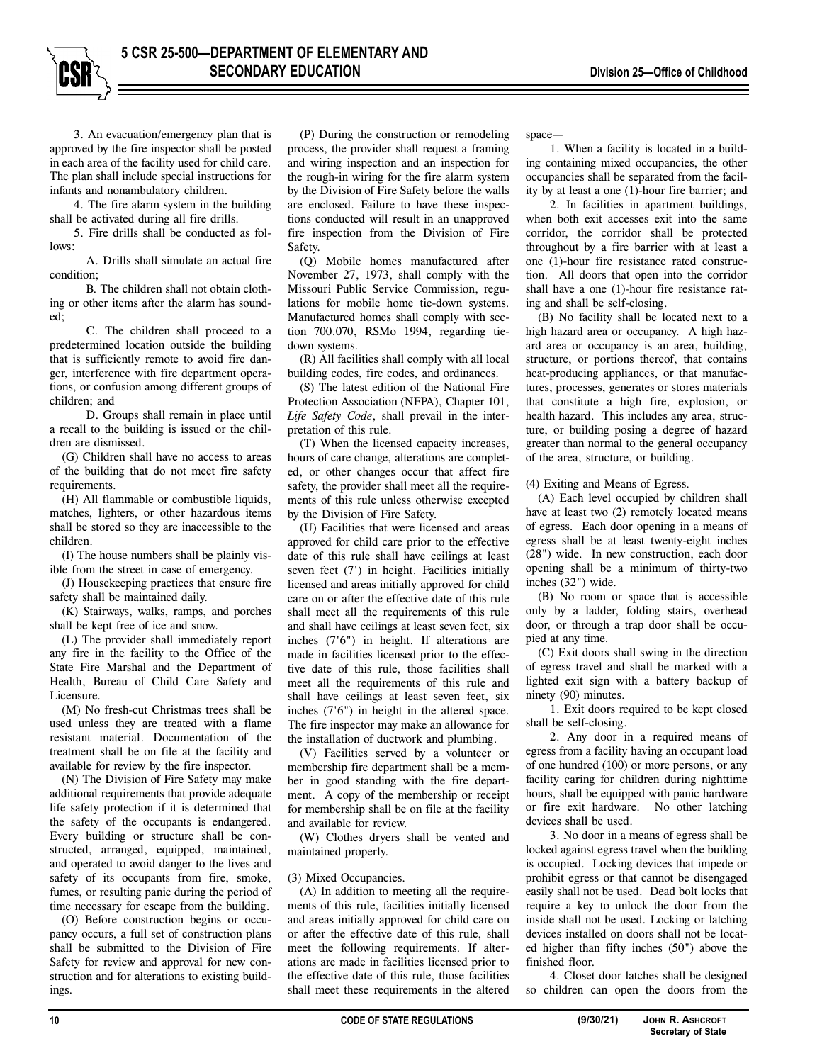3. An evacuation/emergency plan that is approved by the fire inspector shall be posted in each area of the facility used for child care. The plan shall include special instructions for infants and nonambulatory children.

4. The fire alarm system in the building shall be activated during all fire drills.

5. Fire drills shall be conducted as follows:

A. Drills shall simulate an actual fire condition;

B. The children shall not obtain clothing or other items after the alarm has sounded;

C. The children shall proceed to a predetermined location outside the building that is sufficiently remote to avoid fire danger, interference with fire department operations, or confusion among different groups of children; and

D. Groups shall remain in place until a recall to the building is issued or the children are dismissed.

(G) Children shall have no access to areas of the building that do not meet fire safety requirements.

(H) All flammable or combustible liquids, matches, lighters, or other hazardous items shall be stored so they are inaccessible to the children.

(I) The house numbers shall be plainly visible from the street in case of emergency.

(J) Housekeeping practices that ensure fire safety shall be maintained daily.

(K) Stairways, walks, ramps, and porches shall be kept free of ice and snow.

(L) The provider shall immediately report any fire in the facility to the Office of the State Fire Marshal and the Department of Health, Bureau of Child Care Safety and Licensure.

(M) No fresh-cut Christmas trees shall be used unless they are treated with a flame resistant material. Documentation of the treatment shall be on file at the facility and available for review by the fire inspector.

(N) The Division of Fire Safety may make additional requirements that provide adequate life safety protection if it is determined that the safety of the occupants is endangered. Every building or structure shall be constructed, arranged, equipped, maintained, and operated to avoid danger to the lives and safety of its occupants from fire, smoke, fumes, or resulting panic during the period of time necessary for escape from the building.

(O) Before construction begins or occupancy occurs, a full set of construction plans shall be submitted to the Division of Fire Safety for review and approval for new construction and for alterations to existing buildings.

(P) During the construction or remodeling process, the provider shall request a framing and wiring inspection and an inspection for the rough-in wiring for the fire alarm system by the Division of Fire Safety before the walls are enclosed. Failure to have these inspections conducted will result in an unapproved fire inspection from the Division of Fire Safety.

(Q) Mobile homes manufactured after November 27, 1973, shall comply with the Missouri Public Service Commission, regulations for mobile home tie-down systems. Manufactured homes shall comply with section 700.070, RSMo 1994, regarding tie-down systems.

(R) All facilities shall comply with all local building codes, fire codes, and ordinances.

(S) The latest edition of the National Fire Protection Association (NFPA), Chapter 101, *Life Safety Code*, shall prevail in the interpretation of this rule.

(T) When the licensed capacity increases, hours of care change, alterations are completed, or other changes occur that affect fire safety, the provider shall meet all the requirements of this rule unless otherwise excepted by the Division of Fire Safety.

(U) Facilities that were licensed and areas approved for child care prior to the effective date of this rule shall have ceilings at least seven feet (7') in height. Facilities initially licensed and areas initially approved for child care on or after the effective date of this rule shall meet all the requirements of this rule and shall have ceilings at least seven feet, six inches (7'6") in height. If alterations are made in facilities licensed prior to the effective date of this rule, those facilities shall meet all the requirements of this rule and shall have ceilings at least seven feet, six inches (7'6") in height in the altered space. The fire inspector may make an allowance for the installation of ductwork and plumbing.

(V) Facilities served by a volunteer or membership fire department shall be a member in good standing with the fire department. A copy of the membership or receipt for membership shall be on file at the facility and available for review.

(W) Clothes dryers shall be vented and maintained properly.

(3) Mixed Occupancies.

(A) In addition to meeting all the requirements of this rule, facilities initially licensed and areas initially approved for child care on or after the effective date of this rule, shall meet the following requirements. If alterations are made in facilities licensed prior to the effective date of this rule, those facilities shall meet these requirements in the altered space—

1. When a facility is located in a building containing mixed occupancies, the other occupancies shall be separated from the facility by at least a one (1)-hour fire barrier; and

2. In facilities in apartment buildings, when both exit accesses exit into the same corridor, the corridor shall be protected throughout by a fire barrier with at least a one (1)-hour fire resistance rated construction. All doors that open into the corridor shall have a one (1)-hour fire resistance rating and shall be self-closing.

(B) No facility shall be located next to a high hazard area or occupancy. A high hazard area or occupancy is an area, building, structure, or portions thereof, that contains heat-producing appliances, or that manufactures, processes, generates or stores materials that constitute a high fire, explosion, or health hazard. This includes any area, structure, or building posing a degree of hazard greater than normal to the general occupancy of the area, structure, or building.

(4) Exiting and Means of Egress.

(A) Each level occupied by children shall have at least two (2) remotely located means of egress. Each door opening in a means of egress shall be at least twenty-eight inches (28") wide. In new construction, each door opening shall be a minimum of thirty-two inches (32") wide.

(B) No room or space that is accessible only by a ladder, folding stairs, overhead door, or through a trap door shall be occupied at any time.

(C) Exit doors shall swing in the direction of egress travel and shall be marked with a lighted exit sign with a battery backup of ninety (90) minutes.

1. Exit doors required to be kept closed shall be self-closing.

2. Any door in a required means of egress from a facility having an occupant load of one hundred (100) or more persons, or any facility caring for children during nighttime hours, shall be equipped with panic hardware or fire exit hardware. No other latching devices shall be used.

3. No door in a means of egress shall be locked against egress travel when the building is occupied. Locking devices that impede or prohibit egress or that cannot be disengaged easily shall not be used. Dead bolt locks that require a key to unlock the door from the inside shall not be used. Locking or latching devices installed on doors shall not be located higher than fifty inches (50") above the finished floor.

4. Closet door latches shall be designed so children can open the doors from the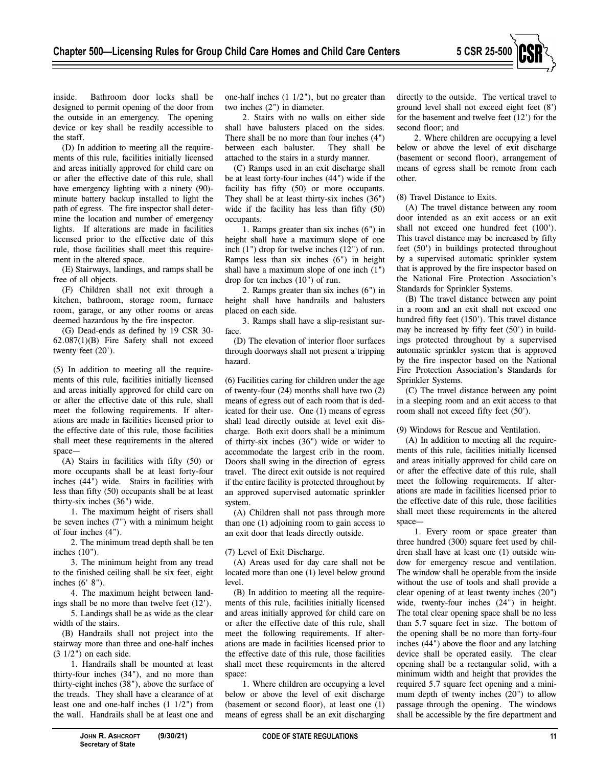inside. Bathroom door locks shall be designed to permit opening of the door from the outside in an emergency. The opening device or key shall be readily accessible to the staff.

(D) In addition to meeting all the requirements of this rule, facilities initially licensed and areas initially approved for child care on or after the effective date of this rule, shall have emergency lighting with a ninety (90)-minute battery backup installed to light the path of egress. The fire inspector shall determine the location and number of emergency lights. If alterations are made in facilities licensed prior to the effective date of this rule, those facilities shall meet this requirement in the altered space.

(E) Stairways, landings, and ramps shall be free of all objects.

(F) Children shall not exit through a kitchen, bathroom, storage room, furnace room, garage, or any other rooms or areas deemed hazardous by the fire inspector.

(G) Dead-ends as defined by 19 CSR 30-62.087(1)(B) Fire Safety shall not exceed twenty feet (20').

(5) In addition to meeting all the requirements of this rule, facilities initially licensed and areas initially approved for child care on or after the effective date of this rule, shall meet the following requirements. If alterations are made in facilities licensed prior to the effective date of this rule, those facilities shall meet these requirements in the altered space—

(A) Stairs in facilities with fifty (50) or more occupants shall be at least forty-four inches (44") wide. Stairs in facilities with less than fifty (50) occupants shall be at least thirty-six inches (36") wide.

1. The maximum height of risers shall be seven inches (7") with a minimum height of four inches (4").

2. The minimum tread depth shall be ten inches (10").

3. The minimum height from any tread to the finished ceiling shall be six feet, eight inches (6' 8").

4. The maximum height between landings shall be no more than twelve feet (12').

5. Landings shall be as wide as the clear width of the stairs.

(B) Handrails shall not project into the stairway more than three and one-half inches (3 1/2") on each side.

1. Handrails shall be mounted at least thirty-four inches (34"), and no more than thirty-eight inches (38"), above the surface of the treads. They shall have a clearance of at least one and one-half inches (1 1/2") from the wall. Handrails shall be at least one and one-half inches (1 1/2"), but no greater than two inches (2") in diameter.

2. Stairs with no walls on either side shall have balusters placed on the sides. There shall be no more than four inches (4") between each baluster. They shall be attached to the stairs in a sturdy manner.

(C) Ramps used in an exit discharge shall be at least forty-four inches (44") wide if the facility has fifty (50) or more occupants. They shall be at least thirty-six inches (36") wide if the facility has less than fifty (50) occupants.

1. Ramps greater than six inches (6") in height shall have a maximum slope of one inch (1") drop for twelve inches (12") of run. Ramps less than six inches (6") in height shall have a maximum slope of one inch (1") drop for ten inches (10") of run.

2. Ramps greater than six inches (6") in height shall have handrails and balusters placed on each side.

3. Ramps shall have a slip-resistant surface.

(D) The elevation of interior floor surfaces through doorways shall not present a tripping hazard.

(6) Facilities caring for children under the age of twenty-four (24) months shall have two (2) means of egress out of each room that is dedicated for their use. One (1) means of egress shall lead directly outside at level exit discharge. Both exit doors shall be a minimum of thirty-six inches (36") wide or wider to accommodate the largest crib in the room. Doors shall swing in the direction of egress travel. The direct exit outside is not required if the entire facility is protected throughout by an approved supervised automatic sprinkler system.

(A) Children shall not pass through more than one (1) adjoining room to gain access to an exit door that leads directly outside.

(7) Level of Exit Discharge.

(A) Areas used for day care shall not be located more than one (1) level below ground level.

(B) In addition to meeting all the requirements of this rule, facilities initially licensed and areas initially approved for child care on or after the effective date of this rule, shall meet the following requirements. If alterations are made in facilities licensed prior to the effective date of this rule, those facilities shall meet these requirements in the altered space:

1. Where children are occupying a level below or above the level of exit discharge (basement or second floor), at least one (1) means of egress shall be an exit discharging directly to the outside. The vertical travel to ground level shall not exceed eight feet (8') for the basement and twelve feet (12') for the second floor; and

2. Where children are occupying a level below or above the level of exit discharge (basement or second floor), arrangement of means of egress shall be remote from each other.

(8) Travel Distance to Exits.

(A) The travel distance between any room door intended as an exit access or an exit shall not exceed one hundred feet (100'). This travel distance may be increased by fifty feet (50') in buildings protected throughout by a supervised automatic sprinkler system that is approved by the fire inspector based on the National Fire Protection Association's Standards for Sprinkler Systems.

(B) The travel distance between any point in a room and an exit shall not exceed one hundred fifty feet (150'). This travel distance may be increased by fifty feet (50') in buildings protected throughout by a supervised automatic sprinkler system that is approved by the fire inspector based on the National Fire Protection Association's Standards for Sprinkler Systems.

(C) The travel distance between any point in a sleeping room and an exit access to that room shall not exceed fifty feet (50').

(9) Windows for Rescue and Ventilation.

(A) In addition to meeting all the requirements of this rule, facilities initially licensed and areas initially approved for child care on or after the effective date of this rule, shall meet the following requirements. If alterations are made in facilities licensed prior to the effective date of this rule, those facilities shall meet these requirements in the altered space—

1. Every room or space greater than three hundred (300) square feet used by children shall have at least one (1) outside window for emergency rescue and ventilation. The window shall be operable from the inside without the use of tools and shall provide a clear opening of at least twenty inches (20") wide, twenty-four inches (24") in height. The total clear opening space shall be no less than 5.7 square feet in size. The bottom of the opening shall be no more than forty-four inches (44") above the floor and any latching device shall be operated easily. The clear opening shall be a rectangular solid, with a minimum width and height that provides the required 5.7 square feet opening and a minimum depth of twenty inches (20") to allow passage through the opening. The windows shall be accessible by the fire department and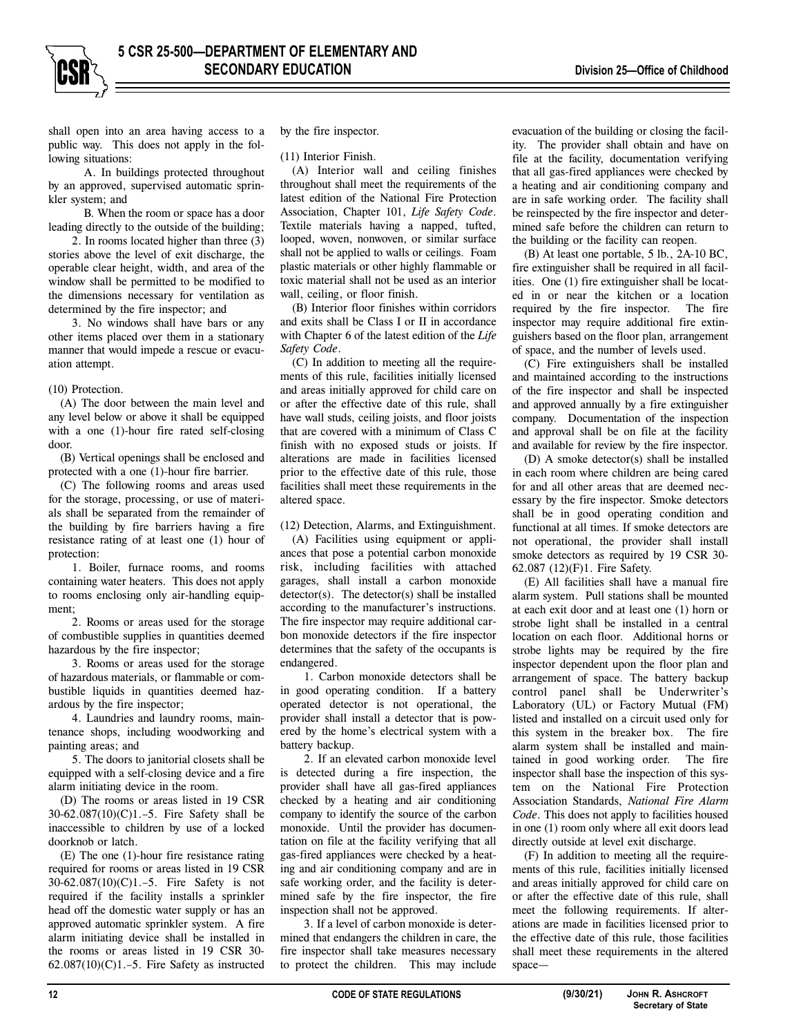shall open into an area having access to a public way. This does not apply in the following situations:

A. In buildings protected throughout by an approved, supervised automatic sprinkler system; and

B. When the room or space has a door leading directly to the outside of the building;

2. In rooms located higher than three (3) stories above the level of exit discharge, the operable clear height, width, and area of the window shall be permitted to be modified to the dimensions necessary for ventilation as determined by the fire inspector; and

3. No windows shall have bars or any other items placed over them in a stationary manner that would impede a rescue or evacuation attempt.

(10) Protection.

(A) The door between the main level and any level below or above it shall be equipped with a one (1)-hour fire rated self-closing door.

(B) Vertical openings shall be enclosed and protected with a one (1)-hour fire barrier.

(C) The following rooms and areas used for the storage, processing, or use of materials shall be separated from the remainder of the building by fire barriers having a fire resistance rating of at least one (1) hour of protection:

1. Boiler, furnace rooms, and rooms containing water heaters. This does not apply to rooms enclosing only air-handling equipment;

2. Rooms or areas used for the storage of combustible supplies in quantities deemed hazardous by the fire inspector;

3. Rooms or areas used for the storage of hazardous materials, or flammable or combustible liquids in quantities deemed hazardous by the fire inspector;

4. Laundries and laundry rooms, maintenance shops, including woodworking and painting areas; and

5. The doors to janitorial closets shall be equipped with a self-closing device and a fire alarm initiating device in the room.

(D) The rooms or areas listed in 19 CSR 30-62.087(10)(C)1.–5. Fire Safety shall be inaccessible to children by use of a locked doorknob or latch.

(E) The one (1)-hour fire resistance rating required for rooms or areas listed in 19 CSR 30-62.087(10)(C)1.–5. Fire Safety is not required if the facility installs a sprinkler head off the domestic water supply or has an approved automatic sprinkler system. A fire alarm initiating device shall be installed in the rooms or areas listed in 19 CSR 30-62.087(10)(C)1.–5. Fire Safety as instructed by the fire inspector.

(11) Interior Finish.

(A) Interior wall and ceiling finishes throughout shall meet the requirements of the latest edition of the National Fire Protection Association, Chapter 101, *Life Safety Code*. Textile materials having a napped, tufted, looped, woven, nonwoven, or similar surface shall not be applied to walls or ceilings. Foam plastic materials or other highly flammable or toxic material shall not be used as an interior wall, ceiling, or floor finish.

(B) Interior floor finishes within corridors and exits shall be Class I or II in accordance with Chapter 6 of the latest edition of the *Life Safety Code*.

(C) In addition to meeting all the requirements of this rule, facilities initially licensed and areas initially approved for child care on or after the effective date of this rule, shall have wall studs, ceiling joists, and floor joists that are covered with a minimum of Class C finish with no exposed studs or joists. If alterations are made in facilities licensed prior to the effective date of this rule, those facilities shall meet these requirements in the altered space.

(12) Detection, Alarms, and Extinguishment.

(A) Facilities using equipment or appliances that pose a potential carbon monoxide risk, including facilities with attached garages, shall install a carbon monoxide detector(s). The detector(s) shall be installed according to the manufacturer's instructions. The fire inspector may require additional carbon monoxide detectors if the fire inspector determines that the safety of the occupants is endangered.

1. Carbon monoxide detectors shall be in good operating condition. If a battery operated detector is not operational, the provider shall install a detector that is powered by the home's electrical system with a battery backup.

2. If an elevated carbon monoxide level is detected during a fire inspection, the provider shall have all gas-fired appliances checked by a heating and air conditioning company to identify the source of the carbon monoxide. Until the provider has documentation on file at the facility verifying that all gas-fired appliances were checked by a heating and air conditioning company and are in safe working order, and the facility is determined safe by the fire inspector, the fire inspection shall not be approved.

3. If a level of carbon monoxide is determined that endangers the children in care, the fire inspector shall take measures necessary to protect the children. This may include evacuation of the building or closing the facility. The provider shall obtain and have on file at the facility, documentation verifying that all gas-fired appliances were checked by a heating and air conditioning company and are in safe working order. The facility shall be reinspected by the fire inspector and determined safe before the children can return to the building or the facility can reopen.

(B) At least one portable, 5 lb., 2A-10 BC, fire extinguisher shall be required in all facilities. One (1) fire extinguisher shall be located in or near the kitchen or a location required by the fire inspector. The fire inspector may require additional fire extinguishers based on the floor plan, arrangement of space, and the number of levels used.

(C) Fire extinguishers shall be installed and maintained according to the instructions of the fire inspector and shall be inspected and approved annually by a fire extinguisher company. Documentation of the inspection and approval shall be on file at the facility and available for review by the fire inspector.

(D) A smoke detector(s) shall be installed in each room where children are being cared for and all other areas that are deemed necessary by the fire inspector. Smoke detectors shall be in good operating condition and functional at all times. If smoke detectors are not operational, the provider shall install smoke detectors as required by 19 CSR 30-62.087 (12)(F)1. Fire Safety.

(E) All facilities shall have a manual fire alarm system. Pull stations shall be mounted at each exit door and at least one (1) horn or strobe light shall be installed in a central location on each floor. Additional horns or strobe lights may be required by the fire inspector dependent upon the floor plan and arrangement of space. The battery backup control panel shall be Underwriter's Laboratory (UL) or Factory Mutual (FM) listed and installed on a circuit used only for this system in the breaker box. The fire alarm system shall be installed and maintained in good working order. The fire inspector shall base the inspection of this system on the National Fire Protection Association Standards, *National Fire Alarm Code*. This does not apply to facilities housed in one (1) room only where all exit doors lead directly outside at level exit discharge.

(F) In addition to meeting all the requirements of this rule, facilities initially licensed and areas initially approved for child care on or after the effective date of this rule, shall meet the following requirements. If alterations are made in facilities licensed prior to the effective date of this rule, those facilities shall meet these requirements in the altered space—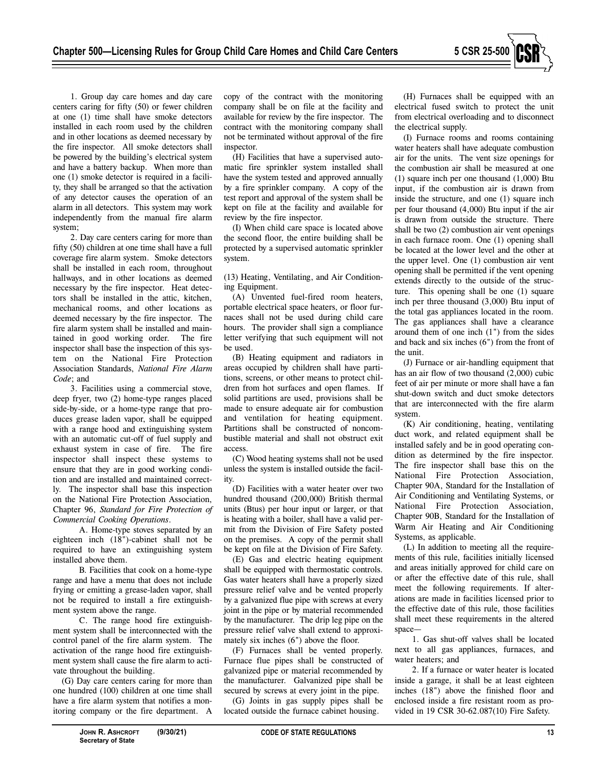1. Group day care homes and day care centers caring for fifty (50) or fewer children at one (1) time shall have smoke detectors installed in each room used by the children and in other locations as deemed necessary by the fire inspector. All smoke detectors shall be powered by the building's electrical system and have a battery backup. When more than one (1) smoke detector is required in a facility, they shall be arranged so that the activation of any detector causes the operation of an alarm in all detectors. This system may work independently from the manual fire alarm system;

2. Day care centers caring for more than fifty (50) children at one time shall have a full coverage fire alarm system. Smoke detectors shall be installed in each room, throughout hallways, and in other locations as deemed necessary by the fire inspector. Heat detectors shall be installed in the attic, kitchen, mechanical rooms, and other locations as deemed necessary by the fire inspector. The fire alarm system shall be installed and maintained in good working order. The fire inspector shall base the inspection of this system on the National Fire Protection Association Standards, *National Fire Alarm Code*; and

3. Facilities using a commercial stove, deep fryer, two (2) home-type ranges placed side-by-side, or a home-type range that produces grease laden vapor, shall be equipped with a range hood and extinguishing system with an automatic cut-off of fuel supply and exhaust system in case of fire. The fire inspector shall inspect these systems to ensure that they are in good working condition and are installed and maintained correctly. The inspector shall base this inspection on the National Fire Protection Association, Chapter 96, *Standard for Fire Protection of Commercial Cooking Operations*.

A. Home-type stoves separated by an eighteen inch (18")-cabinet shall not be required to have an extinguishing system installed above them.

B. Facilities that cook on a home-type range and have a menu that does not include frying or emitting a grease-laden vapor, shall not be required to install a fire extinguishment system above the range.

C. The range hood fire extinguishment system shall be interconnected with the control panel of the fire alarm system. The activation of the range hood fire extinguishment system shall cause the fire alarm to activate throughout the building.

(G) Day care centers caring for more than one hundred (100) children at one time shall have a fire alarm system that notifies a monitoring company or the fire department. A copy of the contract with the monitoring company shall be on file at the facility and available for review by the fire inspector. The contract with the monitoring company shall not be terminated without approval of the fire inspector.

(H) Facilities that have a supervised automatic fire sprinkler system installed shall have the system tested and approved annually by a fire sprinkler company. A copy of the test report and approval of the system shall be kept on file at the facility and available for review by the fire inspector.

(I) When child care space is located above the second floor, the entire building shall be protected by a supervised automatic sprinkler system.

(13) Heating, Ventilating, and Air Conditioning Equipment.

(A) Unvented fuel-fired room heaters, portable electrical space heaters, or floor furnaces shall not be used during child care hours. The provider shall sign a compliance letter verifying that such equipment will not be used.

(B) Heating equipment and radiators in areas occupied by children shall have partitions, screens, or other means to protect children from hot surfaces and open flames. If solid partitions are used, provisions shall be made to ensure adequate air for combustion and ventilation for heating equipment. Partitions shall be constructed of noncombustible material and shall not obstruct exit access.

(C) Wood heating systems shall not be used unless the system is installed outside the facility.

(D) Facilities with a water heater over two hundred thousand (200,000) British thermal units (Btus) per hour input or larger, or that is heating with a boiler, shall have a valid permit from the Division of Fire Safety posted on the premises. A copy of the permit shall be kept on file at the Division of Fire Safety.

(E) Gas and electric heating equipment shall be equipped with thermostatic controls. Gas water heaters shall have a properly sized pressure relief valve and be vented properly by a galvanized flue pipe with screws at every joint in the pipe or by material recommended by the manufacturer. The drip leg pipe on the pressure relief valve shall extend to approximately six inches (6") above the floor.

(F) Furnaces shall be vented properly. Furnace flue pipes shall be constructed of galvanized pipe or material recommended by the manufacturer. Galvanized pipe shall be secured by screws at every joint in the pipe.

(G) Joints in gas supply pipes shall be located outside the furnace cabinet housing.

(H) Furnaces shall be equipped with an electrical fused switch to protect the unit from electrical overloading and to disconnect the electrical supply.

(I) Furnace rooms and rooms containing water heaters shall have adequate combustion air for the units. The vent size openings for the combustion air shall be measured at one (1) square inch per one thousand (1,000) Btu input, if the combustion air is drawn from inside the structure, and one (1) square inch per four thousand (4,000) Btu input if the air is drawn from outside the structure. There shall be two (2) combustion air vent openings in each furnace room. One (1) opening shall be located at the lower level and the other at the upper level. One (1) combustion air vent opening shall be permitted if the vent opening extends directly to the outside of the structure. This opening shall be one (1) square inch per three thousand (3,000) Btu input of the total gas appliances located in the room. The gas appliances shall have a clearance around them of one inch (1") from the sides and back and six inches (6") from the front of the unit.

(J) Furnace or air-handling equipment that has an air flow of two thousand (2,000) cubic feet of air per minute or more shall have a fan shut-down switch and duct smoke detectors that are interconnected with the fire alarm system.

(K) Air conditioning, heating, ventilating duct work, and related equipment shall be installed safely and be in good operating condition as determined by the fire inspector. The fire inspector shall base this on the National Fire Protection Association, Chapter 90A, Standard for the Installation of Air Conditioning and Ventilating Systems, or National Fire Protection Association, Chapter 90B, Standard for the Installation of Warm Air Heating and Air Conditioning Systems, as applicable.

(L) In addition to meeting all the requirements of this rule, facilities initially licensed and areas initially approved for child care on or after the effective date of this rule, shall meet the following requirements. If alterations are made in facilities licensed prior to the effective date of this rule, those facilities shall meet these requirements in the altered space—

1. Gas shut-off valves shall be located next to all gas appliances, furnaces, and water heaters; and

2. If a furnace or water heater is located inside a garage, it shall be at least eighteen inches (18") above the finished floor and enclosed inside a fire resistant room as provided in 19 CSR 30-62.087(10) Fire Safety.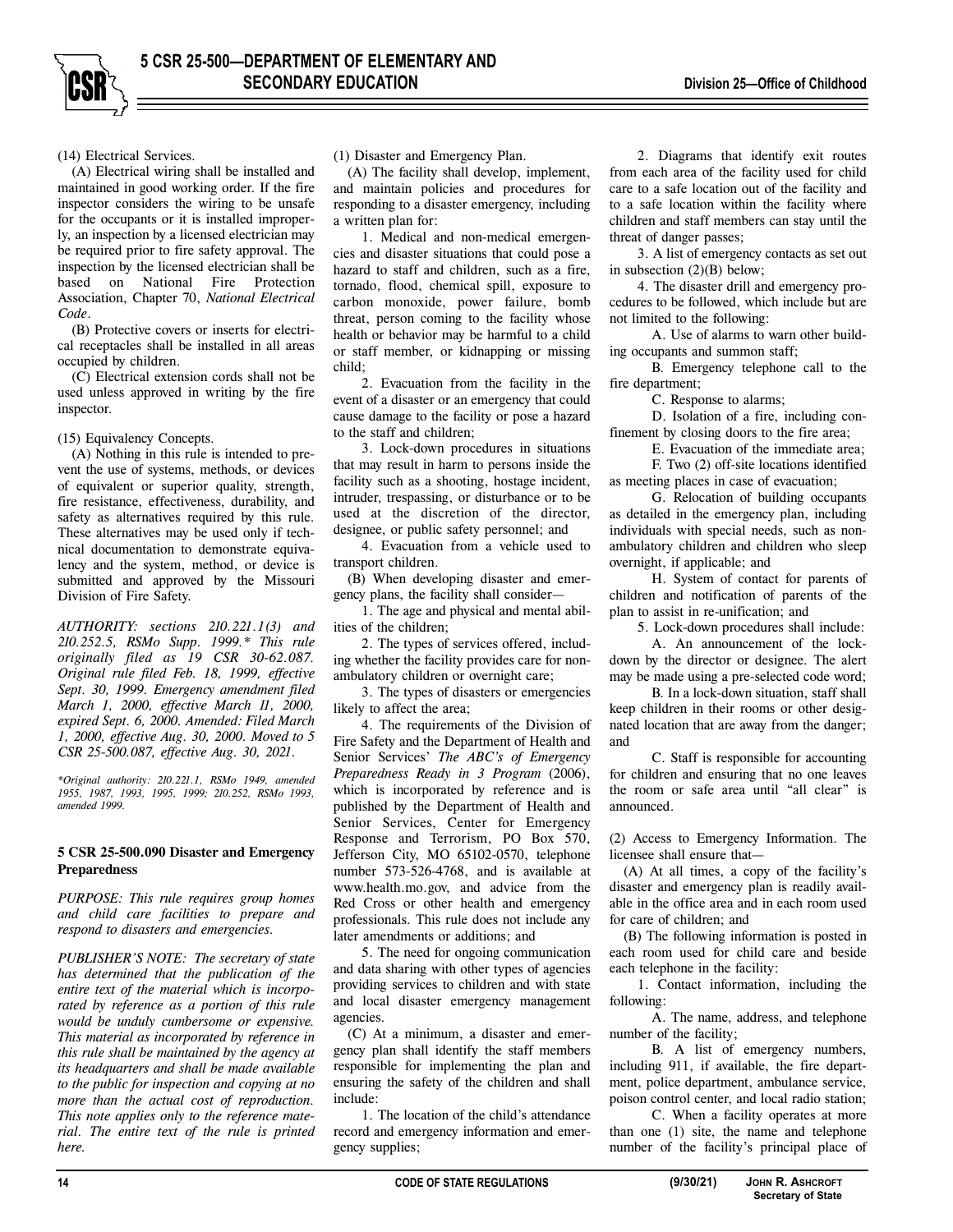(14) Electrical Services.

(A) Electrical wiring shall be installed and maintained in good working order. If the fire inspector considers the wiring to be unsafe for the occupants or it is installed improperly, an inspection by a licensed electrician may be required prior to fire safety approval. The inspection by the licensed electrician shall be based on National Fire Protection Association, Chapter 70, *National Electrical Code*.

(B) Protective covers or inserts for electrical receptacles shall be installed in all areas occupied by children.

(C) Electrical extension cords shall not be used unless approved in writing by the fire inspector.

(15) Equivalency Concepts.

(A) Nothing in this rule is intended to prevent the use of systems, methods, or devices of equivalent or superior quality, strength, fire resistance, effectiveness, durability, and safety as alternatives required by this rule. These alternatives may be used only if technical documentation to demonstrate equivalency and the system, method, or device is submitted and approved by the Missouri Division of Fire Safety.

*AUTHORITY: sections 210.221.1(3) and 210.252.5, RSMo Supp. 1999.\* This rule originally filed as 19 CSR 30-62.087. Original rule filed Feb. 18, 1999, effective Sept. 30, 1999. Emergency amendment filed March 1, 2000, effective March 11, 2000, expired Sept. 6, 2000. Amended: Filed March 1, 2000, effective Aug. 30, 2000. Moved to 5 CSR 25-500.087, effective Aug. 30, 2021.*

*\*Original authority: 210.221.1, RSMo 1949, amended 1955, 1987, 1993, 1995, 1999; 210.252, RSMo 1993, amended 1999.*

**5 CSR 25-500.090 Disaster and Emergency Preparedness**

*PURPOSE: This rule requires group homes and child care facilities to prepare and respond to disasters and emergencies.*

*PUBLISHER'S NOTE: The secretary of state has determined that the publication of the entire text of the material which is incorporated by reference as a portion of this rule would be unduly cumbersome or expensive. This material as incorporated by reference in this rule shall be maintained by the agency at its headquarters and shall be made available to the public for inspection and copying at no more than the actual cost of reproduction. This note applies only to the reference material. The entire text of the rule is printed here.*

(1) Disaster and Emergency Plan.

(A) The facility shall develop, implement, and maintain policies and procedures for responding to a disaster emergency, including a written plan for:

1. Medical and non-medical emergencies and disaster situations that could pose a hazard to staff and children, such as a fire, tornado, flood, chemical spill, exposure to carbon monoxide, power failure, bomb threat, person coming to the facility whose health or behavior may be harmful to a child or staff member, or kidnapping or missing child;

2. Evacuation from the facility in the event of a disaster or an emergency that could cause damage to the facility or pose a hazard to the staff and children;

3. Lock-down procedures in situations that may result in harm to persons inside the facility such as a shooting, hostage incident, intruder, trespassing, or disturbance or to be used at the discretion of the director, designee, or public safety personnel; and

4. Evacuation from a vehicle used to transport children.

(B) When developing disaster and emergency plans, the facility shall consider—

1. The age and physical and mental abilities of the children;

2. The types of services offered, including whether the facility provides care for non-ambulatory children or overnight care;

3. The types of disasters or emergencies likely to affect the area;

4. The requirements of the Division of Fire Safety and the Department of Health and Senior Services' *The ABC's of Emergency Preparedness Ready in 3 Program* (2006), which is incorporated by reference and is published by the Department of Health and Senior Services, Center for Emergency Response and Terrorism, PO Box 570, Jefferson City, MO 65102-0570, telephone number 573-526-4768, and is available at www.health.mo.gov, and advice from the Red Cross or other health and emergency professionals. This rule does not include any later amendments or additions; and

5. The need for ongoing communication and data sharing with other types of agencies providing services to children and with state and local disaster emergency management agencies.

(C) At a minimum, a disaster and emergency plan shall identify the staff members responsible for implementing the plan and ensuring the safety of the children and shall include:

1. The location of the child's attendance record and emergency information and emergency supplies;

2. Diagrams that identify exit routes from each area of the facility used for child care to a safe location out of the facility and to a safe location within the facility where children and staff members can stay until the threat of danger passes;

3. A list of emergency contacts as set out in subsection (2)(B) below;

4. The disaster drill and emergency procedures to be followed, which include but are not limited to the following:

A. Use of alarms to warn other building occupants and summon staff;

B. Emergency telephone call to the fire department;

C. Response to alarms;

D. Isolation of a fire, including confinement by closing doors to the fire area;

E. Evacuation of the immediate area;

F. Two (2) off-site locations identified as meeting places in case of evacuation;

G. Relocation of building occupants as detailed in the emergency plan, including individuals with special needs, such as non-ambulatory children and children who sleep overnight, if applicable; and

H. System of contact for parents of children and notification of parents of the plan to assist in re-unification; and

5. Lock-down procedures shall include:

A. An announcement of the lock-down by the director or designee. The alert may be made using a pre-selected code word;

B. In a lock-down situation, staff shall keep children in their rooms or other designated location that are away from the danger; and

C. Staff is responsible for accounting for children and ensuring that no one leaves the room or safe area until "all clear" is announced.

(2) Access to Emergency Information. The licensee shall ensure that—

(A) At all times, a copy of the facility's disaster and emergency plan is readily available in the office area and in each room used for care of children; and

(B) The following information is posted in each room used for child care and beside each telephone in the facility:

1. Contact information, including the following:

A. The name, address, and telephone number of the facility;

B. A list of emergency numbers, including 911, if available, the fire department, police department, ambulance service, poison control center, and local radio station;

C. When a facility operates at more than one (1) site, the name and telephone number of the facility's principal place of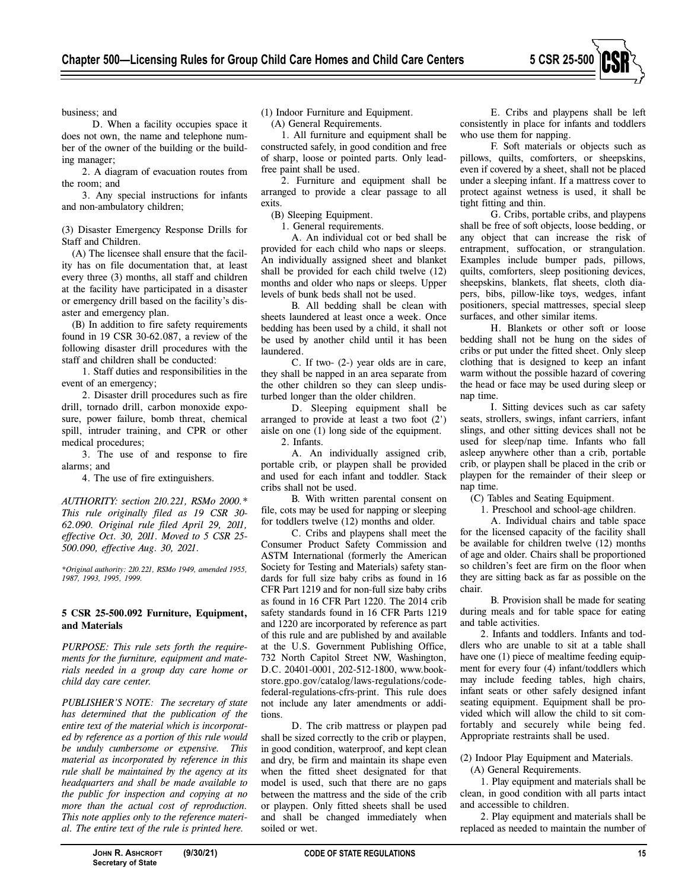business; and

D. When a facility occupies space it does not own, the name and telephone number of the owner of the building or the building manager;

2. A diagram of evacuation routes from the room; and

3. Any special instructions for infants and non-ambulatory children;

(3) Disaster Emergency Response Drills for Staff and Children.

(A) The licensee shall ensure that the facility has on file documentation that, at least every three (3) months, all staff and children at the facility have participated in a disaster or emergency drill based on the facility's disaster and emergency plan.

(B) In addition to fire safety requirements found in 19 CSR 30-62.087, a review of the following disaster drill procedures with the staff and children shall be conducted:

1. Staff duties and responsibilities in the event of an emergency;

2. Disaster drill procedures such as fire drill, tornado drill, carbon monoxide exposure, power failure, bomb threat, chemical spill, intruder training, and CPR or other medical procedures;

3. The use of and response to fire alarms; and

4. The use of fire extinguishers.

*AUTHORITY: section 210.221, RSMo 2000.\* This rule originally filed as 19 CSR 30-62.090. Original rule filed April 29, 2011, effective Oct. 30, 2011. Moved to 5 CSR 25-500.090, effective Aug. 30, 2021.*

*\*Original authority: 210.221, RSMo 1949, amended 1955, 1987, 1993, 1995, 1999.*

**5 CSR 25-500.092 Furniture, Equipment, and Materials**

*PURPOSE: This rule sets forth the requirements for the furniture, equipment and materials needed in a group day care home or child day care center.*

*PUBLISHER'S NOTE: The secretary of state has determined that the publication of the entire text of the material which is incorporated by reference as a portion of this rule would be unduly cumbersome or expensive. This material as incorporated by reference in this rule shall be maintained by the agency at its headquarters and shall be made available to the public for inspection and copying at no more than the actual cost of reproduction. This note applies only to the reference material. The entire text of the rule is printed here.*

(1) Indoor Furniture and Equipment.

(A) General Requirements.

1. All furniture and equipment shall be constructed safely, in good condition and free of sharp, loose or pointed parts. Only lead-free paint shall be used.

2. Furniture and equipment shall be arranged to provide a clear passage to all exits.

(B) Sleeping Equipment.

1. General requirements.

A. An individual cot or bed shall be provided for each child who naps or sleeps. An individually assigned sheet and blanket shall be provided for each child twelve (12) months and older who naps or sleeps. Upper levels of bunk beds shall not be used.

B. All bedding shall be clean with sheets laundered at least once a week. Once bedding has been used by a child, it shall not be used by another child until it has been laundered.

C. If two- (2-) year olds are in care, they shall be napped in an area separate from the other children so they can sleep undisturbed longer than the older children.

D. Sleeping equipment shall be arranged to provide at least a two foot (2') aisle on one (1) long side of the equipment.

2. Infants.

A. An individually assigned crib, portable crib, or playpen shall be provided and used for each infant and toddler. Stack cribs shall not be used.

B. With written parental consent on file, cots may be used for napping or sleeping for toddlers twelve (12) months and older.

C. Cribs and playpens shall meet the Consumer Product Safety Commission and ASTM International (formerly the American Society for Testing and Materials) safety standards for full size baby cribs as found in 16 CFR Part 1219 and for non-full size baby cribs as found in 16 CFR Part 1220. The 2014 crib safety standards found in 16 CFR Parts 1219 and 1220 are incorporated by reference as part of this rule and are published by and available at the U.S. Government Publishing Office, 732 North Capitol Street NW, Washington, D.C. 20401-0001, 202-512-1800, www.bookstore.gpo.gov/catalog/laws-regulations/code-federal-regulations-cfrs-print. This rule does not include any later amendments or additions.

D. The crib mattress or playpen pad shall be sized correctly to the crib or playpen, in good condition, waterproof, and kept clean and dry, be firm and maintain its shape even when the fitted sheet designated for that model is used, such that there are no gaps between the mattress and the side of the crib or playpen. Only fitted sheets shall be used and shall be changed immediately when soiled or wet.

E. Cribs and playpens shall be left consistently in place for infants and toddlers who use them for napping.

F. Soft materials or objects such as pillows, quilts, comforters, or sheepskins, even if covered by a sheet, shall not be placed under a sleeping infant. If a mattress cover to protect against wetness is used, it shall be tight fitting and thin.

G. Cribs, portable cribs, and playpens shall be free of soft objects, loose bedding, or any object that can increase the risk of entrapment, suffocation, or strangulation. Examples include bumper pads, pillows, quilts, comforters, sleep positioning devices, sheepskins, blankets, flat sheets, cloth diapers, bibs, pillow-like toys, wedges, infant positioners, special mattresses, special sleep surfaces, and other similar items.

H. Blankets or other soft or loose bedding shall not be hung on the sides of cribs or put under the fitted sheet. Only sleep clothing that is designed to keep an infant warm without the possible hazard of covering the head or face may be used during sleep or nap time.

I. Sitting devices such as car safety seats, strollers, swings, infant carriers, infant slings, and other sitting devices shall not be used for sleep/nap time. Infants who fall asleep anywhere other than a crib, portable crib, or playpen shall be placed in the crib or playpen for the remainder of their sleep or nap time.

(C) Tables and Seating Equipment.

1. Preschool and school-age children.

A. Individual chairs and table space for the licensed capacity of the facility shall be available for children twelve (12) months of age and older. Chairs shall be proportioned so children's feet are firm on the floor when they are sitting back as far as possible on the chair.

B. Provision shall be made for seating during meals and for table space for eating and table activities.

2. Infants and toddlers. Infants and toddlers who are unable to sit at a table shall have one (1) piece of mealtime feeding equipment for every four (4) infant/toddlers which may include feeding tables, high chairs, infant seats or other safely designed infant seating equipment. Equipment shall be provided which will allow the child to sit comfortably and securely while being fed. Appropriate restraints shall be used.

(2) Indoor Play Equipment and Materials.

(A) General Requirements.

1. Play equipment and materials shall be clean, in good condition with all parts intact and accessible to children.

2. Play equipment and materials shall be replaced as needed to maintain the number of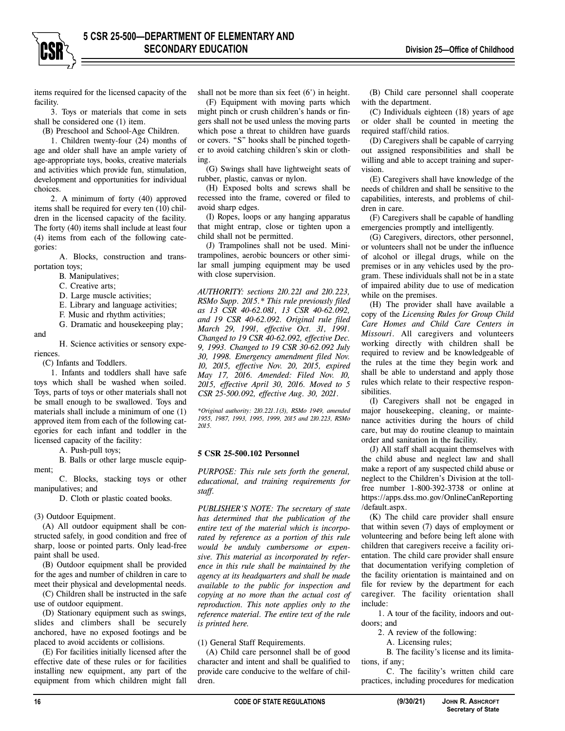items required for the licensed capacity of the facility.

3. Toys or materials that come in sets shall be considered one (1) item.

(B) Preschool and School-Age Children.

1. Children twenty-four (24) months of age and older shall have an ample variety of age-appropriate toys, books, creative materials and activities which provide fun, stimulation, development and opportunities for individual choices.

2. A minimum of forty (40) approved items shall be required for every ten (10) children in the licensed capacity of the facility. The forty (40) items shall include at least four (4) items from each of the following categories:

A. Blocks, construction and transportation toys;

B. Manipulatives;

C. Creative arts;

D. Large muscle activities;

E. Library and language activities;

F. Music and rhythm activities;

G. Dramatic and housekeeping play; and

H. Science activities or sensory experiences.

(C) Infants and Toddlers.

1. Infants and toddlers shall have safe toys which shall be washed when soiled. Toys, parts of toys or other materials shall not be small enough to be swallowed. Toys and materials shall include a minimum of one (1) approved item from each of the following categories for each infant and toddler in the licensed capacity of the facility:

A. Push-pull toys;

B. Balls or other large muscle equipment;

C. Blocks, stacking toys or other manipulatives; and

D. Cloth or plastic coated books.

(3) Outdoor Equipment.

(A) All outdoor equipment shall be constructed safely, in good condition and free of sharp, loose or pointed parts. Only lead-free paint shall be used.

(B) Outdoor equipment shall be provided for the ages and number of children in care to meet their physical and developmental needs.

(C) Children shall be instructed in the safe use of outdoor equipment.

(D) Stationary equipment such as swings, slides and climbers shall be securely anchored, have no exposed footings and be placed to avoid accidents or collisions.

(E) For facilities initially licensed after the effective date of these rules or for facilities installing new equipment, any part of the equipment from which children might fall shall not be more than six feet (6') in height.

(F) Equipment with moving parts which might pinch or crush children's hands or fingers shall not be used unless the moving parts which pose a threat to children have guards or covers. "S" hooks shall be pinched together to avoid catching children's skin or clothing.

(G) Swings shall have lightweight seats of rubber, plastic, canvas or nylon.

(H) Exposed bolts and screws shall be recessed into the frame, covered or filed to avoid sharp edges.

(I) Ropes, loops or any hanging apparatus that might entrap, close or tighten upon a child shall not be permitted.

(J) Trampolines shall not be used. Mini-trampolines, aerobic bouncers or other similar small jumping equipment may be used with close supervision.

*AUTHORITY: sections 210.221 and 210.223, RSMo Supp. 2015.\* This rule previously filed as 13 CSR 40-62.081, 13 CSR 40-62.092, and 19 CSR 40-62.092. Original rule filed March 29, 1991, effective Oct. 31, 1991. Changed to 19 CSR 40-62.092, effective Dec. 9, 1993. Changed to 19 CSR 30-62.092 July 30, 1998. Emergency amendment filed Nov. 10, 2015, effective Nov. 20, 2015, expired May 17, 2016. Amended: Filed Nov. 10, 2015, effective April 30, 2016. Moved to 5 CSR 25-500.092, effective Aug. 30, 2021.*

*\*Original authority: 210.221.1(3), RSMo 1949, amended 1955, 1987, 1993, 1995, 1999, 2015 and 210.223, RSMo 2015.*

**5 CSR 25-500.102 Personnel**

*PURPOSE: This rule sets forth the general, educational, and training requirements for staff.*

*PUBLISHER'S NOTE: The secretary of state has determined that the publication of the entire text of the material which is incorporated by reference as a portion of this rule would be unduly cumbersome or expensive. This material as incorporated by reference in this rule shall be maintained by the agency at its headquarters and shall be made available to the public for inspection and copying at no more than the actual cost of reproduction. This note applies only to the reference material. The entire text of the rule is printed here.*

(1) General Staff Requirements.

(A) Child care personnel shall be of good character and intent and shall be qualified to provide care conducive to the welfare of children.

(B) Child care personnel shall cooperate with the department.

(C) Individuals eighteen (18) years of age or older shall be counted in meeting the required staff/child ratios.

(D) Caregivers shall be capable of carrying out assigned responsibilities and shall be willing and able to accept training and supervision.

(E) Caregivers shall have knowledge of the needs of children and shall be sensitive to the capabilities, interests, and problems of children in care.

(F) Caregivers shall be capable of handling emergencies promptly and intelligently.

(G) Caregivers, directors, other personnel, or volunteers shall not be under the influence of alcohol or illegal drugs, while on the premises or in any vehicles used by the program. These individuals shall not be in a state of impaired ability due to use of medication while on the premises.

(H) The provider shall have available a copy of the *Licensing Rules for Group Child Care Homes and Child Care Centers in Missouri*. All caregivers and volunteers working directly with children shall be required to review and be knowledgeable of the rules at the time they begin work and shall be able to understand and apply those rules which relate to their respective responsibilities.

(I) Caregivers shall not be engaged in major housekeeping, cleaning, or maintenance activities during the hours of child care, but may do routine cleanup to maintain order and sanitation in the facility.

(J) All staff shall acquaint themselves with the child abuse and neglect law and shall make a report of any suspected child abuse or neglect to the Children's Division at the toll-free number 1-800-392-3738 or online at https://apps.dss.mo.gov/OnlineCanReporting/default.aspx.

(K) The child care provider shall ensure that within seven (7) days of employment or volunteering and before being left alone with children that caregivers receive a facility orientation. The child care provider shall ensure that documentation verifying completion of the facility orientation is maintained and on file for review by the department for each caregiver. The facility orientation shall include:

1. A tour of the facility, indoors and outdoors; and

2. A review of the following:

A. Licensing rules;

B. The facility's license and its limitations, if any;

C. The facility's written child care practices, including procedures for medication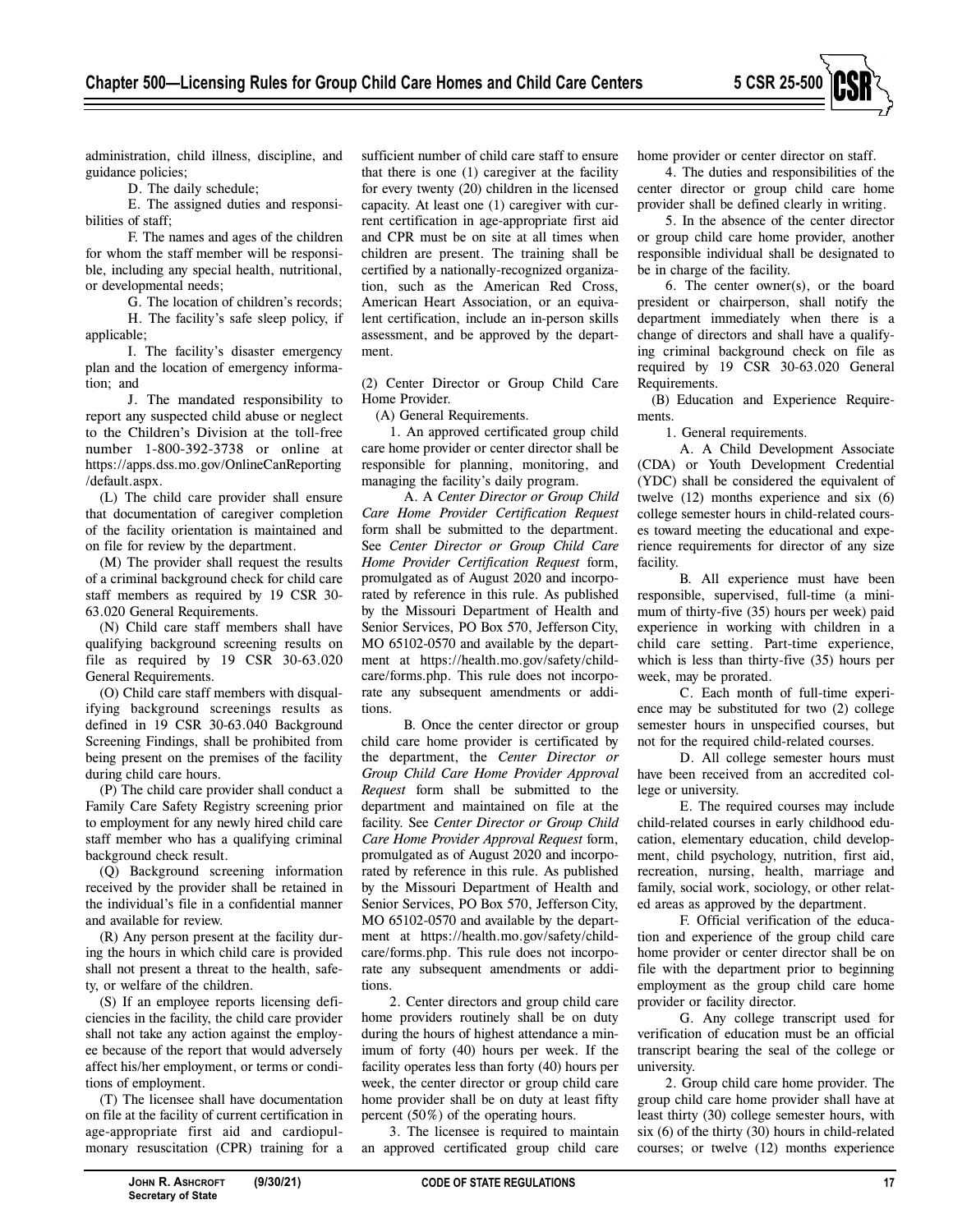administration, child illness, discipline, and guidance policies;

D. The daily schedule;

E. The assigned duties and responsibilities of staff;

F. The names and ages of the children for whom the staff member will be responsible, including any special health, nutritional, or developmental needs;

G. The location of children's records;

H. The facility's safe sleep policy, if applicable;

I. The facility's disaster emergency plan and the location of emergency information; and

J. The mandated responsibility to report any suspected child abuse or neglect to the Children's Division at the toll-free number 1-800-392-3738 or online at https://apps.dss.mo.gov/OnlineCanReporting/default.aspx.

(L) The child care provider shall ensure that documentation of caregiver completion of the facility orientation is maintained and on file for review by the department.

(M) The provider shall request the results of a criminal background check for child care staff members as required by 19 CSR 30-63.020 General Requirements.

(N) Child care staff members shall have qualifying background screening results on file as required by 19 CSR 30-63.020 General Requirements.

(O) Child care staff members with disqualifying background screenings results as defined in 19 CSR 30-63.040 Background Screening Findings, shall be prohibited from being present on the premises of the facility during child care hours.

(P) The child care provider shall conduct a Family Care Safety Registry screening prior to employment for any newly hired child care staff member who has a qualifying criminal background check result.

(Q) Background screening information received by the provider shall be retained in the individual's file in a confidential manner and available for review.

(R) Any person present at the facility during the hours in which child care is provided shall not present a threat to the health, safety, or welfare of the children.

(S) If an employee reports licensing deficiencies in the facility, the child care provider shall not take any action against the employee because of the report that would adversely affect his/her employment, or terms or conditions of employment.

(T) The licensee shall have documentation on file at the facility of current certification in age-appropriate first aid and cardiopulmonary resuscitation (CPR) training for a sufficient number of child care staff to ensure that there is one (1) caregiver at the facility for every twenty (20) children in the licensed capacity. At least one (1) caregiver with current certification in age-appropriate first aid and CPR must be on site at all times when children are present. The training shall be certified by a nationally-recognized organization, such as the American Red Cross, American Heart Association, or an equivalent certification, include an in-person skills assessment, and be approved by the department.

(2) Center Director or Group Child Care Home Provider.

(A) General Requirements.

1. An approved certificated group child care home provider or center director shall be responsible for planning, monitoring, and managing the facility's daily program.

A. A *Center Director or Group Child Care Home Provider Certification Request* form shall be submitted to the department. See *Center Director or Group Child Care Home Provider Certification Request* form, promulgated as of August 2020 and incorporated by reference in this rule. As published by the Missouri Department of Health and Senior Services, PO Box 570, Jefferson City, MO 65102-0570 and available by the department at https://health.mo.gov/safety/childcare/forms.php. This rule does not incorporate any subsequent amendments or additions.

B. Once the center director or group child care home provider is certificated by the department, the *Center Director or Group Child Care Home Provider Approval Request* form shall be submitted to the department and maintained on file at the facility. See *Center Director or Group Child Care Home Provider Approval Request* form, promulgated as of August 2020 and incorporated by reference in this rule. As published by the Missouri Department of Health and Senior Services, PO Box 570, Jefferson City, MO 65102-0570 and available by the department at https://health.mo.gov/safety/childcare/forms.php. This rule does not incorporate any subsequent amendments or additions.

2. Center directors and group child care home providers routinely shall be on duty during the hours of highest attendance a minimum of forty (40) hours per week. If the facility operates less than forty (40) hours per week, the center director or group child care home provider shall be on duty at least fifty percent (50%) of the operating hours.

3. The licensee is required to maintain an approved certificated group child care home provider or center director on staff.

4. The duties and responsibilities of the center director or group child care home provider shall be defined clearly in writing.

5. In the absence of the center director or group child care home provider, another responsible individual shall be designated to be in charge of the facility.

6. The center owner(s), or the board president or chairperson, shall notify the department immediately when there is a change of directors and shall have a qualifying criminal background check on file as required by 19 CSR 30-63.020 General Requirements.

(B) Education and Experience Requirements.

1. General requirements.

A. A Child Development Associate (CDA) or Youth Development Credential (YDC) shall be considered the equivalent of twelve (12) months experience and six (6) college semester hours in child-related courses toward meeting the educational and experience requirements for director of any size facility.

B. All experience must have been responsible, supervised, full-time (a minimum of thirty-five (35) hours per week) paid experience in working with children in a child care setting. Part-time experience, which is less than thirty-five (35) hours per week, may be prorated.

C. Each month of full-time experience may be substituted for two (2) college semester hours in unspecified courses, but not for the required child-related courses.

D. All college semester hours must have been received from an accredited college or university.

E. The required courses may include child-related courses in early childhood education, elementary education, child development, child psychology, nutrition, first aid, recreation, nursing, health, marriage and family, social work, sociology, or other related areas as approved by the department.

F. Official verification of the education and experience of the group child care home provider or center director shall be on file with the department prior to beginning employment as the group child care home provider or facility director.

G. Any college transcript used for verification of education must be an official transcript bearing the seal of the college or university.

2. Group child care home provider. The group child care home provider shall have at least thirty (30) college semester hours, with six (6) of the thirty (30) hours in child-related courses; or twelve (12) months experience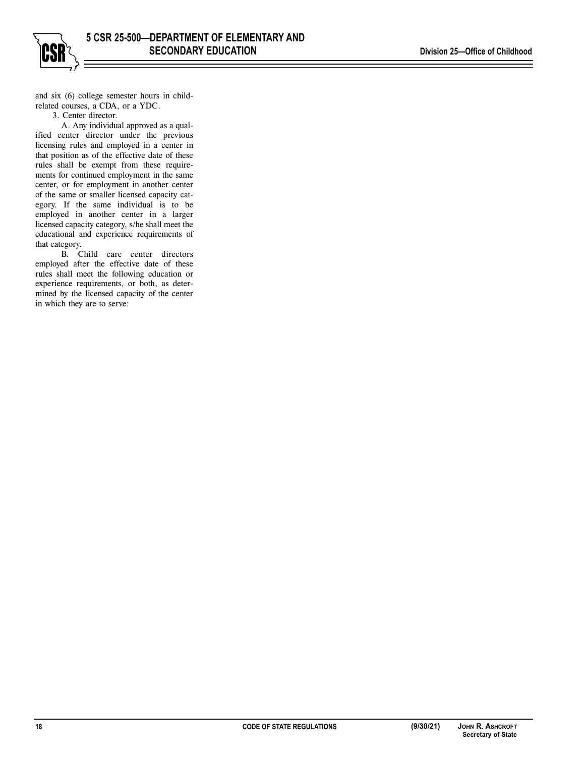and six (6) college semester hours in child-related courses, a CDA, or a YDC.

3. Center director.

A. Any individual approved as a qualified center director under the previous licensing rules and employed in a center in that position as of the effective date of these rules shall be exempt from these requirements for continued employment in the same center, or for employment in another center of the same or smaller licensed capacity category. If the same individual is to be employed in another center in a larger licensed capacity category, s/he shall meet the educational and experience requirements of that category.

B. Child care center directors employed after the effective date of these rules shall meet the following education or experience requirements, or both, as determined by the licensed capacity of the center in which they are to serve: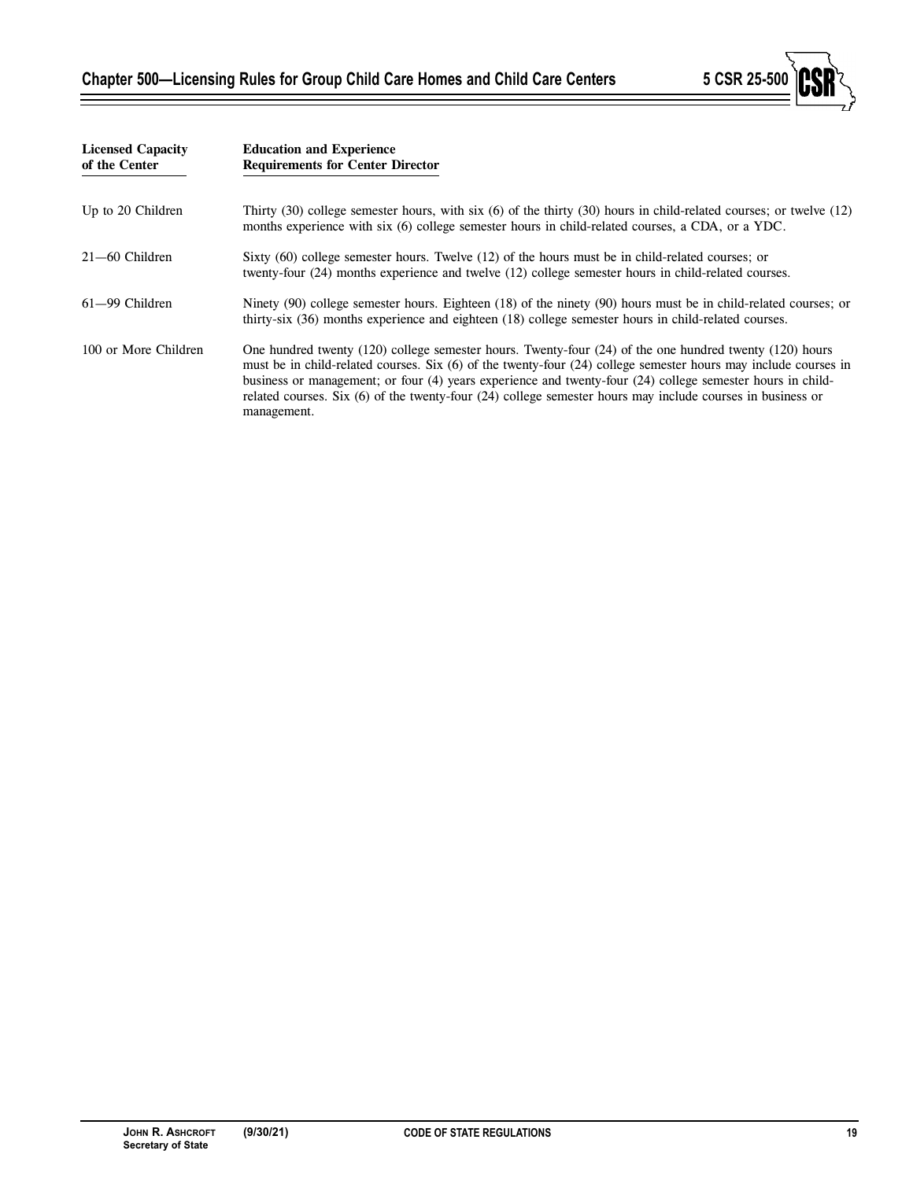| Licensed Capacity of the Center | Education and Experience Requirements for Center Director |
|---|---|
| Up to 20 Children | Thirty (30) college semester hours, with six (6) of the thirty (30) hours in child-related courses; or twelve (12) months experience with six (6) college semester hours in child-related courses, a CDA, or a YDC. |
| 21—60 Children | Sixty (60) college semester hours. Twelve (12) of the hours must be in child-related courses; or twenty-four (24) months experience and twelve (12) college semester hours in child-related courses. |
| 61—99 Children | Ninety (90) college semester hours. Eighteen (18) of the ninety (90) hours must be in child-related courses; or thirty-six (36) months experience and eighteen (18) college semester hours in child-related courses. |
| 100 or More Children | One hundred twenty (120) college semester hours. Twenty-four (24) of the one hundred twenty (120) hours must be in child-related courses. Six (6) of the twenty-four (24) college semester hours may include courses in business or management; or four (4) years experience and twenty-four (24) college semester hours in child-related courses. Six (6) of the twenty-four (24) college semester hours may include courses in business or management. |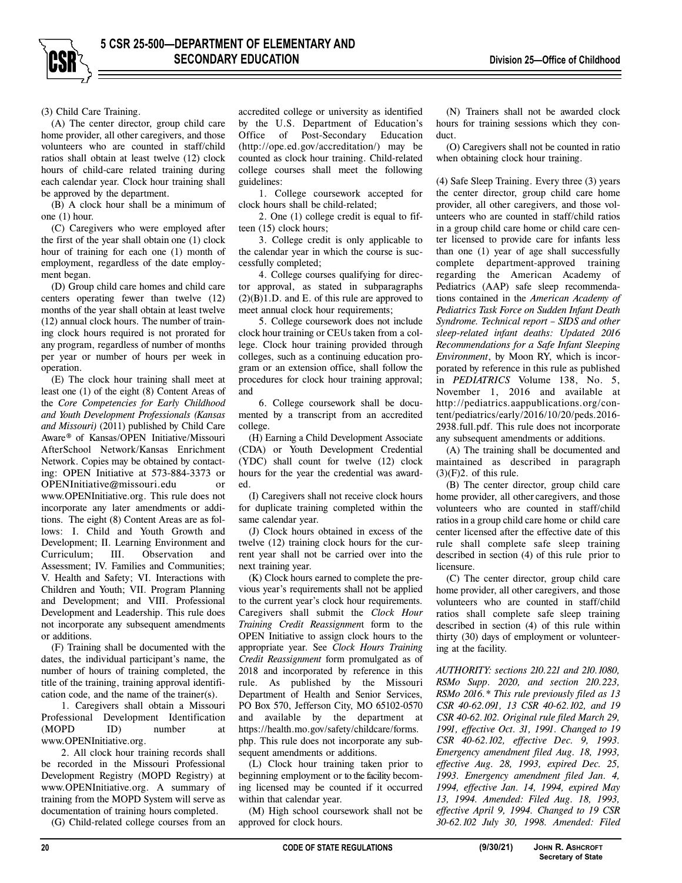(3) Child Care Training.

(A) The center director, group child care home provider, all other caregivers, and those volunteers who are counted in staff/child ratios shall obtain at least twelve (12) clock hours of child-care related training during each calendar year. Clock hour training shall be approved by the department.

(B) A clock hour shall be a minimum of one (1) hour.

(C) Caregivers who were employed after the first of the year shall obtain one (1) clock hour of training for each one (1) month of employment, regardless of the date employment began.

(D) Group child care homes and child care centers operating fewer than twelve (12) months of the year shall obtain at least twelve (12) annual clock hours. The number of training clock hours required is not prorated for any program, regardless of number of months per year or number of hours per week in operation.

(E) The clock hour training shall meet at least one (1) of the eight (8) Content Areas of the *Core Competencies for Early Childhood and Youth Development Professionals (Kansas and Missouri)* (2011) published by Child Care Aware® of Kansas/OPEN Initiative/Missouri AfterSchool Network/Kansas Enrichment Network. Copies may be obtained by contacting: OPEN Initiative at 573-884-3373 or OPENInitiative@missouri.edu or www.OPENInitiative.org. This rule does not incorporate any later amendments or additions. The eight (8) Content Areas are as follows: I. Child and Youth Growth and Development; II. Learning Environment and Curriculum; III. Observation and Assessment; IV. Families and Communities; V. Health and Safety; VI. Interactions with Children and Youth; VII. Program Planning and Development; and VIII. Professional Development and Leadership. This rule does not incorporate any subsequent amendments or additions.

(F) Training shall be documented with the dates, the individual participant's name, the number of hours of training completed, the title of the training, training approval identification code, and the name of the trainer(s).

1. Caregivers shall obtain a Missouri Professional Development Identification (MOPD ID) number at www.OPENInitiative.org.

2. All clock hour training records shall be recorded in the Missouri Professional Development Registry (MOPD Registry) at www.OPENInitiative.org. A summary of training from the MOPD System will serve as documentation of training hours completed.

(G) Child-related college courses from an accredited college or university as identified by the U.S. Department of Education's Office of Post-Secondary Education (http://ope.ed.gov/accreditation/) may be counted as clock hour training. Child-related college courses shall meet the following guidelines:

1. College coursework accepted for clock hours shall be child-related;

2. One (1) college credit is equal to fifteen (15) clock hours;

3. College credit is only applicable to the calendar year in which the course is successfully completed;

4. College courses qualifying for director approval, as stated in subparagraphs (2)(B)1.D. and E. of this rule are approved to meet annual clock hour requirements;

5. College coursework does not include clock hour training or CEUs taken from a college. Clock hour training provided through colleges, such as a continuing education program or an extension office, shall follow the procedures for clock hour training approval; and

6. College coursework shall be documented by a transcript from an accredited college.

(H) Earning a Child Development Associate (CDA) or Youth Development Credential (YDC) shall count for twelve (12) clock hours for the year the credential was awarded.

(I) Caregivers shall not receive clock hours for duplicate training completed within the same calendar year.

(J) Clock hours obtained in excess of the twelve (12) training clock hours for the current year shall not be carried over into the next training year.

(K) Clock hours earned to complete the previous year's requirements shall not be applied to the current year's clock hour requirements. Caregivers shall submit the *Clock Hour Training Credit Reassignment* form to the OPEN Initiative to assign clock hours to the appropriate year. See *Clock Hours Training Credit Reassignment* form promulgated as of 2018 and incorporated by reference in this rule. As published by the Missouri Department of Health and Senior Services, PO Box 570, Jefferson City, MO 65102-0570 and available by the department at https://health.mo.gov/safety/childcare/forms.php. This rule does not incorporate any subsequent amendments or additions.

(L) Clock hour training taken prior to beginning employment or to the facility becoming licensed may be counted if it occurred within that calendar year.

(M) High school coursework shall not be approved for clock hours.

(N) Trainers shall not be awarded clock hours for training sessions which they conduct.

(O) Caregivers shall not be counted in ratio when obtaining clock hour training.

(4) Safe Sleep Training. Every three (3) years the center director, group child care home provider, all other caregivers, and those volunteers who are counted in staff/child ratios in a group child care home or child care center licensed to provide care for infants less than one (1) year of age shall successfully complete department-approved training regarding the American Academy of Pediatrics (AAP) safe sleep recommendations contained in the *American Academy of Pediatrics Task Force on Sudden Infant Death Syndrome. Technical report – SIDS and other sleep-related infant deaths: Updated 2016 Recommendations for a Safe Infant Sleeping Environment*, by Moon RY, which is incorporated by reference in this rule as published in *PEDIATRICS* Volume 138, No. 5, November 1, 2016 and available at http://pediatrics.aappublications.org/content/pediatrics/early/2016/10/20/peds.2016-2938.full.pdf. This rule does not incorporate any subsequent amendments or additions.

(A) The training shall be documented and maintained as described in paragraph (3)(F)2. of this rule.

(B) The center director, group child care home provider, all other caregivers, and those volunteers who are counted in staff/child ratios in a group child care home or child care center licensed after the effective date of this rule shall complete safe sleep training described in section (4) of this rule prior to licensure.

(C) The center director, group child care home provider, all other caregivers, and those volunteers who are counted in staff/child ratios shall complete safe sleep training described in section (4) of this rule within thirty (30) days of employment or volunteering at the facility.

*AUTHORITY: sections 210.221 and 210.1080, RSMo Supp. 2020, and section 210.223, RSMo 2016.\* This rule previously filed as 13 CSR 40-62.091, 13 CSR 40-62.102, and 19 CSR 40-62.102. Original rule filed March 29, 1991, effective Oct. 31, 1991. Changed to 19 CSR 40-62.102, effective Dec. 9, 1993. Emergency amendment filed Aug. 18, 1993, effective Aug. 28, 1993, expired Dec. 25, 1993. Emergency amendment filed Jan. 4, 1994, effective Jan. 14, 1994, expired May 13, 1994. Amended: Filed Aug. 18, 1993, effective April 9, 1994. Changed to 19 CSR 30-62.102 July 30, 1998. Amended: Filed*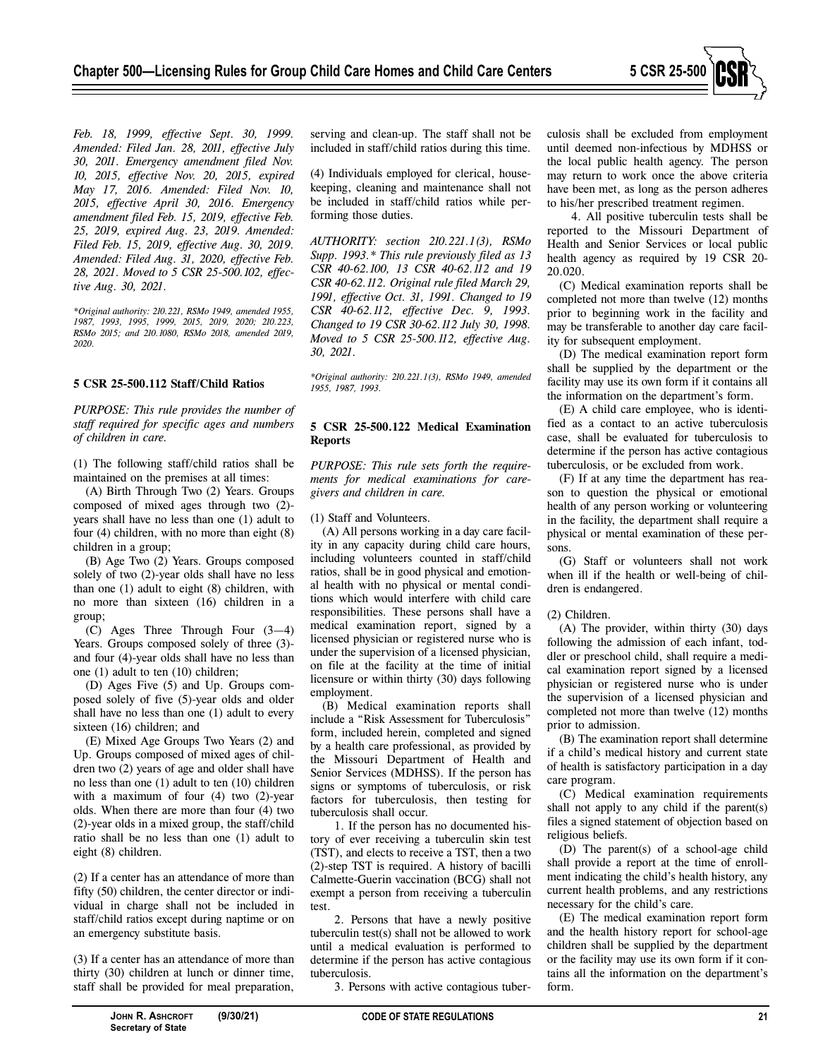*Feb. 18, 1999, effective Sept. 30, 1999. Amended: Filed Jan. 28, 2011, effective July 30, 2011. Emergency amendment filed Nov. 10, 2015, effective Nov. 20, 2015, expired May 17, 2016. Amended: Filed Nov. 10, 2015, effective April 30, 2016. Emergency amendment filed Feb. 15, 2019, effective Feb. 25, 2019, expired Aug. 23, 2019. Amended: Filed Feb. 15, 2019, effective Aug. 30, 2019. Amended: Filed Aug. 31, 2020, effective Feb. 28, 2021. Moved to 5 CSR 25-500.102, effective Aug. 30, 2021.*

*\*Original authority: 210.221, RSMo 1949, amended 1955, 1987, 1993, 1995, 1999, 2015, 2019, 2020; 210.223, RSMo 2015; and 210.1080, RSMo 2018, amended 2019, 2020.*

### 5 CSR 25-500.112 Staff/Child Ratios

*PURPOSE: This rule provides the number of staff required for specific ages and numbers of children in care.*

(1) The following staff/child ratios shall be maintained on the premises at all times:

(A) Birth Through Two (2) Years. Groups composed of mixed ages through two (2)-years shall have no less than one (1) adult to four (4) children, with no more than eight (8) children in a group;

(B) Age Two (2) Years. Groups composed solely of two (2)-year olds shall have no less than one (1) adult to eight (8) children, with no more than sixteen (16) children in a group;

(C) Ages Three Through Four (3—4) Years. Groups composed solely of three (3)- and four (4)-year olds shall have no less than one (1) adult to ten (10) children;

(D) Ages Five (5) and Up. Groups composed solely of five (5)-year olds and older shall have no less than one (1) adult to every sixteen (16) children; and

(E) Mixed Age Groups Two Years (2) and Up. Groups composed of mixed ages of children two (2) years of age and older shall have no less than one (1) adult to ten (10) children with a maximum of four (4) two (2)-year olds. When there are more than four (4) two (2)-year olds in a mixed group, the staff/child ratio shall be no less than one (1) adult to eight (8) children.

(2) If a center has an attendance of more than fifty (50) children, the center director or individual in charge shall not be included in staff/child ratios except during naptime or on an emergency substitute basis.

(3) If a center has an attendance of more than thirty (30) children at lunch or dinner time, staff shall be provided for meal preparation, serving and clean-up. The staff shall not be included in staff/child ratios during this time.

(4) Individuals employed for clerical, housekeeping, cleaning and maintenance shall not be included in staff/child ratios while performing those duties.

*AUTHORITY: section 210.221.1(3), RSMo Supp. 1993.\* This rule previously filed as 13 CSR 40-62.100, 13 CSR 40-62.112 and 19 CSR 40-62.112. Original rule filed March 29, 1991, effective Oct. 31, 1991. Changed to 19 CSR 40-62.112, effective Dec. 9, 1993. Changed to 19 CSR 30-62.112 July 30, 1998. Moved to 5 CSR 25-500.112, effective Aug. 30, 2021.*

*\*Original authority: 210.221.1(3), RSMo 1949, amended 1955, 1987, 1993.*

### 5 CSR 25-500.122 Medical Examination Reports

*PURPOSE: This rule sets forth the requirements for medical examinations for caregivers and children in care.*

(1) Staff and Volunteers.

(A) All persons working in a day care facility in any capacity during child care hours, including volunteers counted in staff/child ratios, shall be in good physical and emotional health with no physical or mental conditions which would interfere with child care responsibilities. These persons shall have a medical examination report, signed by a licensed physician or registered nurse who is under the supervision of a licensed physician, on file at the facility at the time of initial licensure or within thirty (30) days following employment.

(B) Medical examination reports shall include a "Risk Assessment for Tuberculosis" form, included herein, completed and signed by a health care professional, as provided by the Missouri Department of Health and Senior Services (MDHSS). If the person has signs or symptoms of tuberculosis, or risk factors for tuberculosis, then testing for tuberculosis shall occur.

1. If the person has no documented history of ever receiving a tuberculin skin test (TST), and elects to receive a TST, then a two (2)-step TST is required. A history of bacilli Calmette-Guerin vaccination (BCG) shall not exempt a person from receiving a tuberculin test.

2. Persons that have a newly positive tuberculin test(s) shall not be allowed to work until a medical evaluation is performed to determine if the person has active contagious tuberculosis.

3. Persons with active contagious tuberculosis shall be excluded from employment until deemed non-infectious by MDHSS or the local public health agency. The person may return to work once the above criteria have been met, as long as the person adheres to his/her prescribed treatment regimen.

4. All positive tuberculin tests shall be reported to the Missouri Department of Health and Senior Services or local public health agency as required by 19 CSR 20-20.020.

(C) Medical examination reports shall be completed not more than twelve (12) months prior to beginning work in the facility and may be transferable to another day care facility for subsequent employment.

(D) The medical examination report form shall be supplied by the department or the facility may use its own form if it contains all the information on the department's form.

(E) A child care employee, who is identified as a contact to an active tuberculosis case, shall be evaluated for tuberculosis to determine if the person has active contagious tuberculosis, or be excluded from work.

(F) If at any time the department has reason to question the physical or emotional health of any person working or volunteering in the facility, the department shall require a physical or mental examination of these persons.

(G) Staff or volunteers shall not work when ill if the health or well-being of children is endangered.

(2) Children.

(A) The provider, within thirty (30) days following the admission of each infant, toddler or preschool child, shall require a medical examination report signed by a licensed physician or registered nurse who is under the supervision of a licensed physician and completed not more than twelve (12) months prior to admission.

(B) The examination report shall determine if a child's medical history and current state of health is satisfactory participation in a day care program.

(C) Medical examination requirements shall not apply to any child if the parent(s) files a signed statement of objection based on religious beliefs.

(D) The parent(s) of a school-age child shall provide a report at the time of enrollment indicating the child's health history, any current health problems, and any restrictions necessary for the child's care.

(E) The medical examination report form and the health history report for school-age children shall be supplied by the department or the facility may use its own form if it contains all the information on the department's form.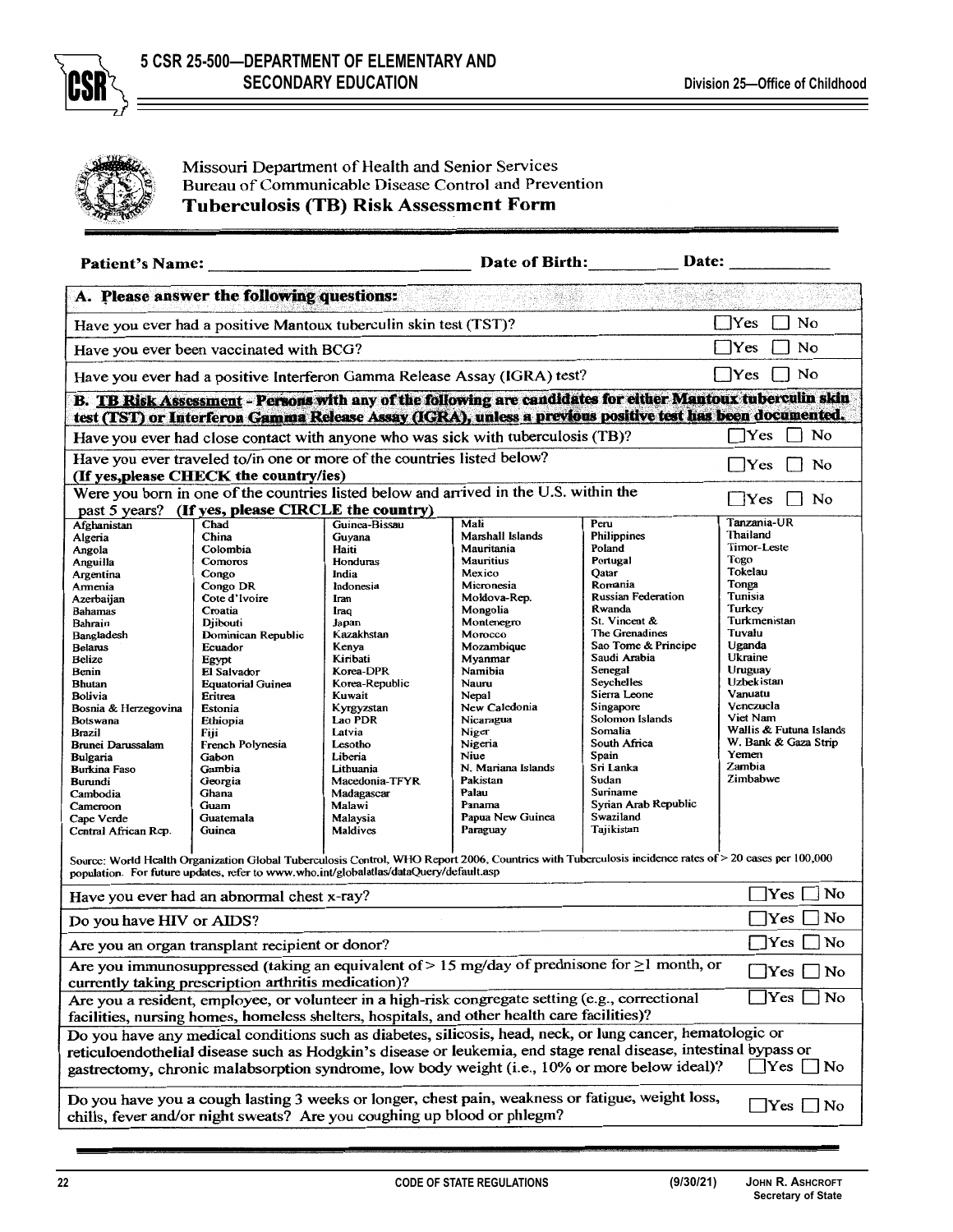Missouri Department of Health and Senior Services
Bureau of Communicable Disease Control and Prevention

## Tuberculosis (TB) Risk Assessment Form

**Patient's Name:** ______________________ **Date of Birth:** __________ **Date:** __________

### A. Please answer the following questions:

| Question | Answer |
|---|---|
| Have you ever had a positive Mantoux tuberculin skin test (TST)? | ☐ Yes ☐ No |
| Have you ever been vaccinated with BCG? | ☐ Yes ☐ No |
| Have you ever had a positive Interferon Gamma Release Assay (IGRA) test? | ☐ Yes ☐ No |

### B. TB Risk Assessment - Persons with any of the following are candidates for either Mantoux tuberculin skin test (TST) or Interferon Gamma Release Assay (IGRA), unless a previous positive test has been documented.

| Question | Answer |
|---|---|
| Have you ever had close contact with anyone who was sick with tuberculosis (TB)? | ☐ Yes ☐ No |
| Have you ever traveled to/in one or more of the countries listed below? **(If yes,please CHECK the country/ies)** | ☐ Yes ☐ No |
| Were you born in one of the countries listed below and arrived in the U.S. within the past 5 years? **(If yes, please CIRCLE the country)** | ☐ Yes ☐ No |

| | | | | | |
|---|---|---|---|---|---|
| Afghanistan | Chad | Guinea-Bissau | Mali | Peru | Tanzania-UR |
| Algeria | China | Guyana | Marshall Islands | Philippines | Thailand |
| Angola | Colombia | Haiti | Mauritania | Poland | Timor-Leste |
| Anguilla | Comoros | Honduras | Mauritius | Portugal | Togo |
| Argentina | Congo | India | Mexico | Qatar | Tokelau |
| Armenia | Congo DR | Indonesia | Micronesia | Romania | Tonga |
| Azerbaijan | Cote d'Ivoire | Iran | Moldova-Rep. | Russian Federation | Tunisia |
| Bahamas | Croatia | Iraq | Mongolia | Rwanda | Turkey |
| Bahrain | Djibouti | Japan | Montenegro | St. Vincent & | Turkmenistan |
| Bangladesh | Dominican Republic | Kazakhstan | Morocco | The Grenadines | Tuvalu |
| Belarus | Ecuador | Kenya | Mozambique | Sao Tome & Principe | Uganda |
| Belize | Egypt | Kiribati | Myanmar | Saudi Arabia | Ukraine |
| Benin | El Salvador | Korea-DPR | Namibia | Senegal | Uruguay |
| Bhutan | Equatorial Guinea | Korea-Republic | Nauru | Seychelles | Uzbekistan |
| Bolivia | Eritrea | Kuwait | Nepal | Sierra Leone | Vanuatu |
| Bosnia & Herzegovina | Estonia | Kyrgyzstan | New Caledonia | Singapore | Venezuela |
| Botswana | Ethiopia | Lao PDR | Nicaragua | Solomon Islands | Viet Nam |
| Brazil | Fiji | Latvia | Niger | Somalia | Wallis & Futuna Islands |
| Brunei Darussalam | French Polynesia | Lesotho | Nigeria | South Africa | W. Bank & Gaza Strip |
| Bulgaria | Gabon | Liberia | Niue | Spain | Yemen |
| Burkina Faso | Gambia | Lithuania | N. Mariana Islands | Sri Lanka | Zambia |
| Burundi | Georgia | Macedonia-TFYR | Pakistan | Sudan | Zimbabwe |
| Cambodia | Ghana | Madagascar | Palau | Suriname | |
| Cameroon | Guam | Malawi | Panama | Syrian Arab Republic | |
| Cape Verde | Guatemala | Malaysia | Papua New Guinea | Swaziland | |
| Central African Rep. | Guinea | Maldives | Paraguay | Tajikistan | |

Source: World Health Organization Global Tuberculosis Control, WHO Report 2006, Countries with Tuberculosis incidence rates of > 20 cases per 100,000 population. For future updates, refer to www.who.int/globalatlas/dataQuery/default.asp

| Question | Answer |
|---|---|
| Have you ever had an abnormal chest x-ray? | ☐ Yes ☐ No |
| Do you have HIV or AIDS? | ☐ Yes ☐ No |
| Are you an organ transplant recipient or donor? | ☐ Yes ☐ No |
| Are you immunosuppressed (taking an equivalent of > 15 mg/day of prednisone for ≥1 month, or currently taking prescription arthritis medication)? | ☐ Yes ☐ No |
| Are you a resident, employee, or volunteer in a high-risk congregate setting (e.g., correctional facilities, nursing homes, homeless shelters, hospitals, and other health care facilities)? | ☐ Yes ☐ No |
| Do you have any medical conditions such as diabetes, silicosis, head, neck, or lung cancer, hematologic or reticuloendothelial disease such as Hodgkin's disease or leukemia, end stage renal disease, intestinal bypass or gastrectomy, chronic malabsorption syndrome, low body weight (i.e., 10% or more below ideal)? | ☐ Yes ☐ No |
| Do you have you a cough lasting 3 weeks or longer, chest pain, weakness or fatigue, weight loss, chills, fever and/or night sweats? Are you coughing up blood or phlegm? | ☐ Yes ☐ No |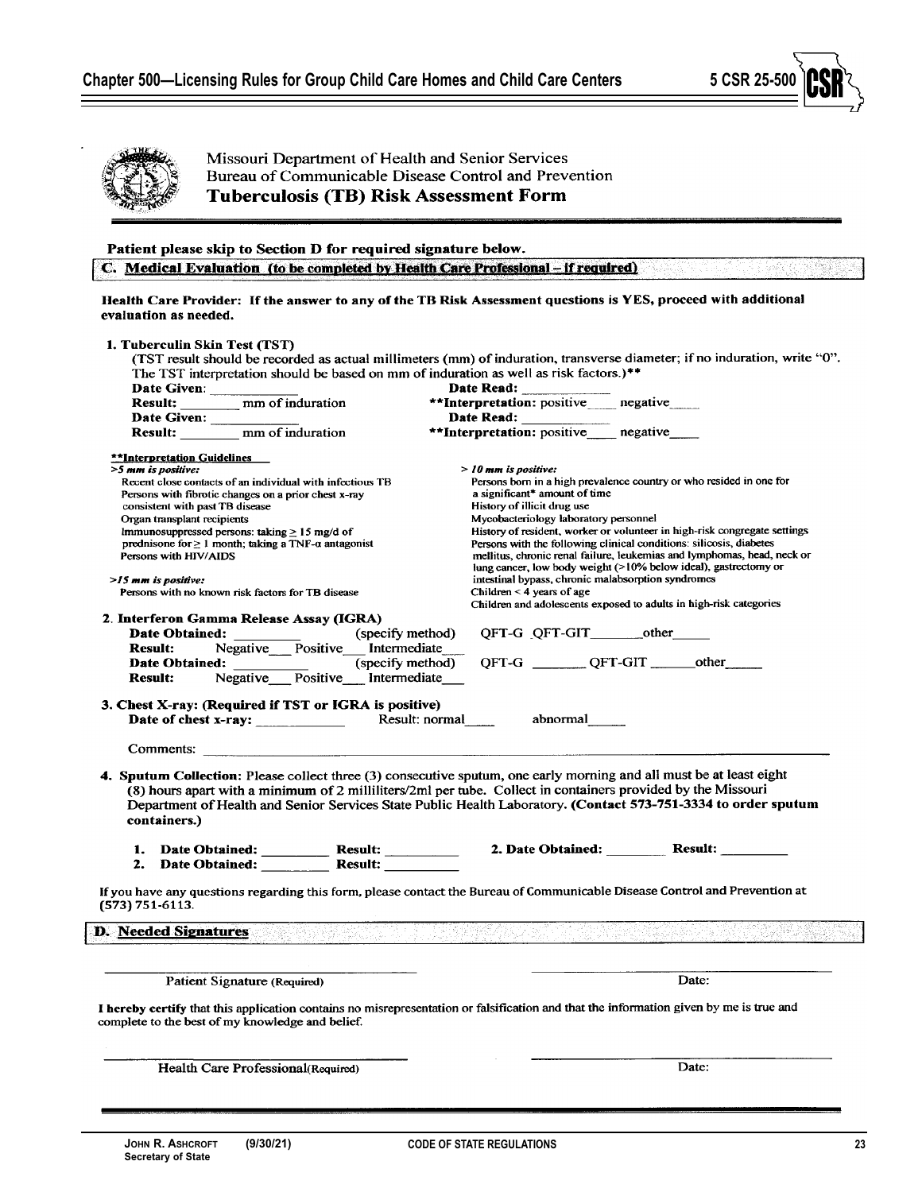Missouri Department of Health and Senior Services
Bureau of Communicable Disease Control and Prevention

# Tuberculosis (TB) Risk Assessment Form

**Patient please skip to Section D for required signature below.**

## C. Medical Evaluation (to be completed by Health Care Professional – if required)

**Health Care Provider: If the answer to any of the TB Risk Assessment questions is YES, proceed with additional evaluation as needed.**

**1. Tuberculin Skin Test (TST)**

(TST result should be recorded as actual millimeters (mm) of induration, transverse diameter; if no induration, write "0". The TST interpretation should be based on mm of induration as well as risk factors.)**

**Date Given:** ___________ **Date Read:** ___________
**Result:** ________ mm of induration **\*\*Interpretation:** positive____ negative____
**Date Given:** ___________ **Date Read:** ___________
**Result:** ________ mm of induration **\*\*Interpretation:** positive____ negative____

**\*\*Interpretation Guidelines**

***>5 mm is positive:***
- Recent close contacts of an individual with infectious TB
- Persons with fibrotic changes on a prior chest x-ray consistent with past TB disease
- Organ transplant recipients
- Immunosuppressed persons: taking ≥ 15 mg/d of prednisone for ≥ 1 month; taking a TNF-α antagonist
- Persons with HIV/AIDS

***>15 mm is positive:***
- Persons with no known risk factors for TB disease

***> 10 mm is positive:***
- Persons born in a high prevalence country or who resided in one for a significant* amount of time
- History of illicit drug use
- Mycobacteriology laboratory personnel
- History of resident, worker or volunteer in high-risk congregate settings
- Persons with the following clinical conditions: silicosis, diabetes mellitus, chronic renal failure, leukemias and lymphomas, head, neck or lung cancer, low body weight (>10% below ideal), gastrectomy or intestinal bypass, chronic malabsorption syndromes
- Children < 4 years of age
- Children and adolescents exposed to adults in high-risk categories

**2. Interferon Gamma Release Assay (IGRA)**

**Date Obtained:** ________ (specify method) QFT-G QFT-GIT_______other_____
**Result:** Negative___ Positive___ Intermediate___
**Date Obtained:** ________ (specify method) QFT-G _______ QFT-GIT ______other_____
**Result:** Negative___ Positive___ Intermediate___

**3. Chest X-ray: (Required if TST or IGRA is positive)**

**Date of chest x-ray:** ___________ Result: normal____ abnormal_____

Comments: ______________________________________________

**4. Sputum Collection:** Please collect three (3) consecutive sputum, one early morning and all must be at least eight (8) hours apart with a minimum of 2 milliliters/2ml per tube. Collect in containers provided by the Missouri Department of Health and Senior Services State Public Health Laboratory. **(Contact 573-751-3334 to order sputum containers.)**

1. **Date Obtained:** ________ **Result:** _________ 2. **Date Obtained:** ________ **Result:** _________
2. **Date Obtained:** ________ **Result:** _________

If you have any questions regarding this form, please contact the Bureau of Communicable Disease Control and Prevention at (573) 751-6113.

## D. Needed Signatures

______________________________ ______________________________
Patient Signature (Required) Date:

**I hereby certify** that this application contains no misrepresentation or falsification and that the information given by me is true and complete to the best of my knowledge and belief.

______________________________ ______________________________
Health Care Professional(Required) Date: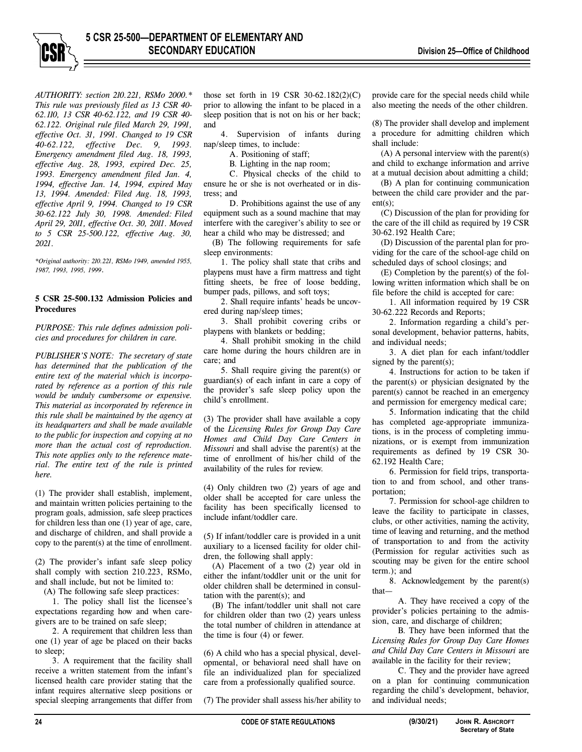*AUTHORITY: section 210.221, RSMo 2000.\* This rule was previously filed as 13 CSR 40-62.110, 13 CSR 40-62.122, and 19 CSR 40-62.122. Original rule filed March 29, 1991, effective Oct. 31, 1991. Changed to 19 CSR 40-62.122, effective Dec. 9, 1993. Emergency amendment filed Aug. 18, 1993, effective Aug. 28, 1993, expired Dec. 25, 1993. Emergency amendment filed Jan. 4, 1994, effective Jan. 14, 1994, expired May 13, 1994. Amended: Filed Aug. 18, 1993, effective April 9, 1994. Changed to 19 CSR 30-62.122 July 30, 1998. Amended: Filed April 29, 2011, effective Oct. 30, 2011. Moved to 5 CSR 25-500.122, effective Aug. 30, 2021.*

*\*Original authority: 210.221, RSMo 1949, amended 1955, 1987, 1993, 1995, 1999.*

**5 CSR 25-500.132 Admission Policies and Procedures**

*PURPOSE: This rule defines admission policies and procedures for children in care.*

*PUBLISHER'S NOTE: The secretary of state has determined that the publication of the entire text of the material which is incorporated by reference as a portion of this rule would be unduly cumbersome or expensive. This material as incorporated by reference in this rule shall be maintained by the agency at its headquarters and shall be made available to the public for inspection and copying at no more than the actual cost of reproduction. This note applies only to the reference material. The entire text of the rule is printed here.*

(1) The provider shall establish, implement, and maintain written policies pertaining to the program goals, admission, safe sleep practices for children less than one (1) year of age, care, and discharge of children, and shall provide a copy to the parent(s) at the time of enrollment.

(2) The provider's infant safe sleep policy shall comply with section 210.223, RSMo, and shall include, but not be limited to:

(A) The following safe sleep practices:

1. The policy shall list the licensee's expectations regarding how and when caregivers are to be trained on safe sleep;

2. A requirement that children less than one (1) year of age be placed on their backs to sleep;

3. A requirement that the facility shall receive a written statement from the infant's licensed health care provider stating that the infant requires alternative sleep positions or special sleeping arrangements that differ from those set forth in 19 CSR 30-62.182(2)(C) prior to allowing the infant to be placed in a sleep position that is not on his or her back; and

4. Supervision of infants during nap/sleep times, to include:

A. Positioning of staff;

B. Lighting in the nap room;

C. Physical checks of the child to ensure he or she is not overheated or in distress; and

D. Prohibitions against the use of any equipment such as a sound machine that may interfere with the caregiver's ability to see or hear a child who may be distressed; and

(B) The following requirements for safe sleep environments:

1. The policy shall state that cribs and playpens must have a firm mattress and tight fitting sheets, be free of loose bedding, bumper pads, pillows, and soft toys;

2. Shall require infants' heads be uncovered during nap/sleep times;

3. Shall prohibit covering cribs or playpens with blankets or bedding;

4. Shall prohibit smoking in the child care home during the hours children are in care; and

5. Shall require giving the parent(s) or guardian(s) of each infant in care a copy of the provider's safe sleep policy upon the child's enrollment.

(3) The provider shall have available a copy of the *Licensing Rules for Group Day Care Homes and Child Day Care Centers in Missouri* and shall advise the parent(s) at the time of enrollment of his/her child of the availability of the rules for review.

(4) Only children two (2) years of age and older shall be accepted for care unless the facility has been specifically licensed to include infant/toddler care.

(5) If infant/toddler care is provided in a unit auxiliary to a licensed facility for older children, the following shall apply:

(A) Placement of a two (2) year old in either the infant/toddler unit or the unit for older children shall be determined in consultation with the parent(s); and

(B) The infant/toddler unit shall not care for children older than two (2) years unless the total number of children in attendance at the time is four (4) or fewer.

(6) A child who has a special physical, developmental, or behavioral need shall have on file an individualized plan for specialized care from a professionally qualified source.

(7) The provider shall assess his/her ability to provide care for the special needs child while also meeting the needs of the other children.

(8) The provider shall develop and implement a procedure for admitting children which shall include:

(A) A personal interview with the parent(s) and child to exchange information and arrive at a mutual decision about admitting a child;

(B) A plan for continuing communication between the child care provider and the parent(s);

(C) Discussion of the plan for providing for the care of the ill child as required by 19 CSR 30-62.192 Health Care;

(D) Discussion of the parental plan for providing for the care of the school-age child on scheduled days of school closings; and

(E) Completion by the parent(s) of the following written information which shall be on file before the child is accepted for care:

1. All information required by 19 CSR 30-62.222 Records and Reports;

2. Information regarding a child's personal development, behavior patterns, habits, and individual needs;

3. A diet plan for each infant/toddler signed by the parent(s);

4. Instructions for action to be taken if the parent(s) or physician designated by the parent(s) cannot be reached in an emergency and permission for emergency medical care;

5. Information indicating that the child has completed age-appropriate immunizations, is in the process of completing immunizations, or is exempt from immunization requirements as defined by 19 CSR 30-62.192 Health Care;

6. Permission for field trips, transportation to and from school, and other transportation;

7. Permission for school-age children to leave the facility to participate in classes, clubs, or other activities, naming the activity, time of leaving and returning, and the method of transportation to and from the activity (Permission for regular activities such as scouting may be given for the entire school term.); and

8. Acknowledgement by the parent(s) that—

A. They have received a copy of the provider's policies pertaining to the admission, care, and discharge of children;

B. They have been informed that the *Licensing Rules for Group Day Care Homes and Child Day Care Centers in Missouri* are available in the facility for their review;

C. They and the provider have agreed on a plan for continuing communication regarding the child's development, behavior, and individual needs;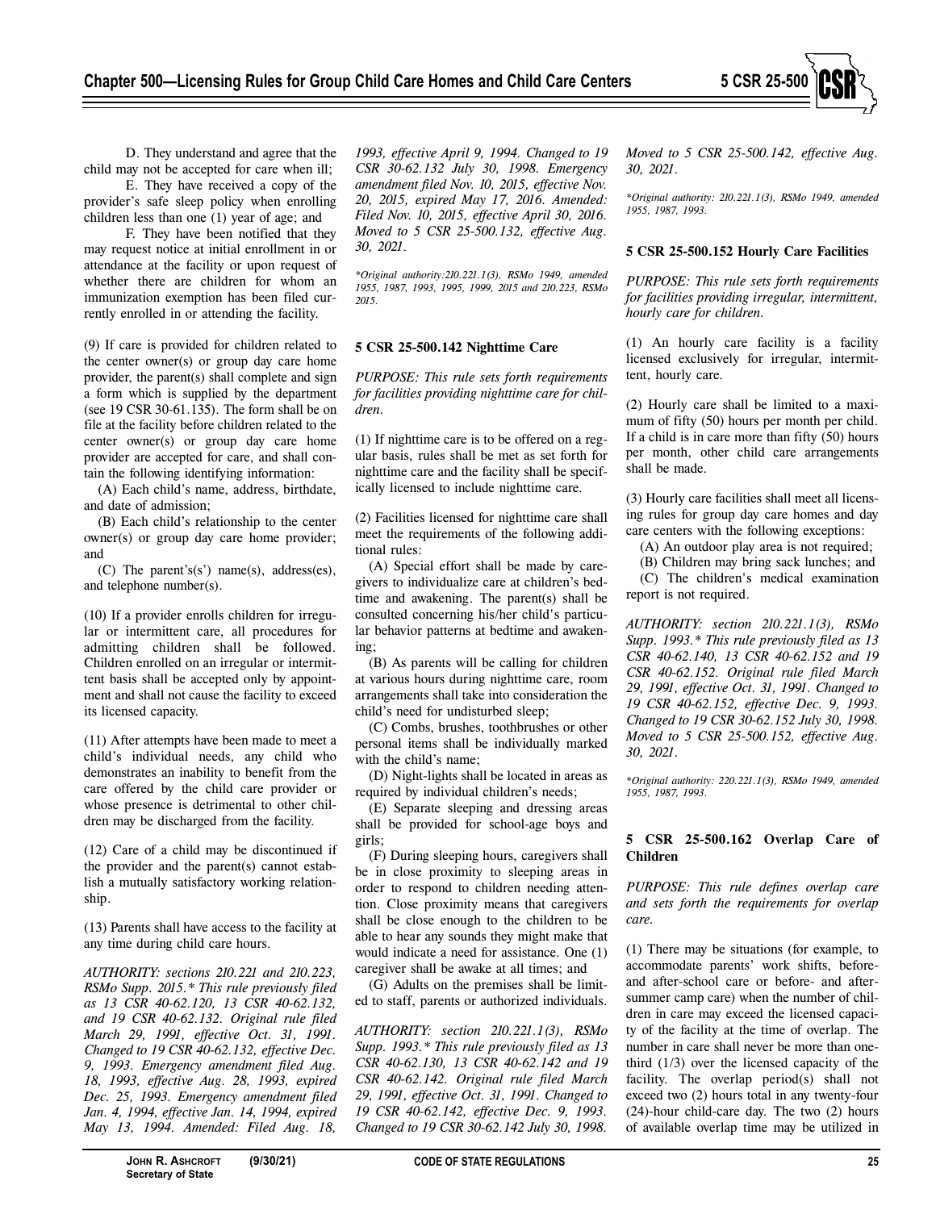D. They understand and agree that the child may not be accepted for care when ill;

E. They have received a copy of the provider's safe sleep policy when enrolling children less than one (1) year of age; and

F. They have been notified that they may request notice at initial enrollment in or attendance at the facility or upon request of whether there are children for whom an immunization exemption has been filed currently enrolled in or attending the facility.

(9) If care is provided for children related to the center owner(s) or group day care home provider, the parent(s) shall complete and sign a form which is supplied by the department (see 19 CSR 30-61.135). The form shall be on file at the facility before children related to the center owner(s) or group day care home provider are accepted for care, and shall contain the following identifying information:

(A) Each child's name, address, birthdate, and date of admission;

(B) Each child's relationship to the center owner(s) or group day care home provider; and

(C) The parent's(s') name(s), address(es), and telephone number(s).

(10) If a provider enrolls children for irregular or intermittent care, all procedures for admitting children shall be followed. Children enrolled on an irregular or intermittent basis shall be accepted only by appointment and shall not cause the facility to exceed its licensed capacity.

(11) After attempts have been made to meet a child's individual needs, any child who demonstrates an inability to benefit from the care offered by the child care provider or whose presence is detrimental to other children may be discharged from the facility.

(12) Care of a child may be discontinued if the provider and the parent(s) cannot establish a mutually satisfactory working relationship.

(13) Parents shall have access to the facility at any time during child care hours.

*AUTHORITY: sections 210.221 and 210.223, RSMo Supp. 2015.\* This rule previously filed as 13 CSR 40-62.120, 13 CSR 40-62.132, and 19 CSR 40-62.132. Original rule filed March 29, 1991, effective Oct. 31, 1991. Changed to 19 CSR 40-62.132, effective Dec. 9, 1993. Emergency amendment filed Aug. 18, 1993, effective Aug. 28, 1993, expired Dec. 25, 1993. Emergency amendment filed Jan. 4, 1994, effective Jan. 14, 1994, expired May 13, 1994. Amended: Filed Aug. 18, 1993, effective April 9, 1994. Changed to 19 CSR 30-62.132 July 30, 1998. Emergency amendment filed Nov. 10, 2015, effective Nov. 20, 2015, expired May 17, 2016. Amended: Filed Nov. 10, 2015, effective April 30, 2016. Moved to 5 CSR 25-500.132, effective Aug. 30, 2021.*

*\*Original authority: 210.221.1(3), RSMo 1949, amended 1955, 1987, 1993, 1995, 1999, 2015 and 210.223, RSMo 2015.*

**5 CSR 25-500.142 Nighttime Care**

*PURPOSE: This rule sets forth requirements for facilities providing nighttime care for children.*

(1) If nighttime care is to be offered on a regular basis, rules shall be met as set forth for nighttime care and the facility shall be specifically licensed to include nighttime care.

(2) Facilities licensed for nighttime care shall meet the requirements of the following additional rules:

(A) Special effort shall be made by caregivers to individualize care at children's bedtime and awakening. The parent(s) shall be consulted concerning his/her child's particular behavior patterns at bedtime and awakening;

(B) As parents will be calling for children at various hours during nighttime care, room arrangements shall take into consideration the child's need for undisturbed sleep;

(C) Combs, brushes, toothbrushes or other personal items shall be individually marked with the child's name;

(D) Night-lights shall be located in areas as required by individual children's needs;

(E) Separate sleeping and dressing areas shall be provided for school-age boys and girls;

(F) During sleeping hours, caregivers shall be in close proximity to sleeping areas in order to respond to children needing attention. Close proximity means that caregivers shall be close enough to the children to be able to hear any sounds they might make that would indicate a need for assistance. One (1) caregiver shall be awake at all times; and

(G) Adults on the premises shall be limited to staff, parents or authorized individuals.

*AUTHORITY: section 210.221.1(3), RSMo Supp. 1993.\* This rule previously filed as 13 CSR 40-62.130, 13 CSR 40-62.142 and 19 CSR 40-62.142. Original rule filed March 29, 1991, effective Oct. 31, 1991. Changed to 19 CSR 40-62.142, effective Dec. 9, 1993. Changed to 19 CSR 30-62.142 July 30, 1998. Moved to 5 CSR 25-500.142, effective Aug. 30, 2021.*

*\*Original authority: 210.221.1(3), RSMo 1949, amended 1955, 1987, 1993.*

**5 CSR 25-500.152 Hourly Care Facilities**

*PURPOSE: This rule sets forth requirements for facilities providing irregular, intermittent, hourly care for children.*

(1) An hourly care facility is a facility licensed exclusively for irregular, intermittent, hourly care.

(2) Hourly care shall be limited to a maximum of fifty (50) hours per month per child. If a child is in care more than fifty (50) hours per month, other child care arrangements shall be made.

(3) Hourly care facilities shall meet all licensing rules for group day care homes and day care centers with the following exceptions:

(A) An outdoor play area is not required;

(B) Children may bring sack lunches; and

(C) The children's medical examination report is not required.

*AUTHORITY: section 210.221.1(3), RSMo Supp. 1993.\* This rule previously filed as 13 CSR 40-62.140, 13 CSR 40-62.152 and 19 CSR 40-62.152. Original rule filed March 29, 1991, effective Oct. 31, 1991. Changed to 19 CSR 40-62.152, effective Dec. 9, 1993. Changed to 19 CSR 30-62.152 July 30, 1998. Moved to 5 CSR 25-500.152, effective Aug. 30, 2021.*

*\*Original authority: 220.221.1(3), RSMo 1949, amended 1955, 1987, 1993.*

**5 CSR 25-500.162 Overlap Care of Children**

*PURPOSE: This rule defines overlap care and sets forth the requirements for overlap care.*

(1) There may be situations (for example, to accommodate parents' work shifts, before- and after-school care or before- and after-summer camp care) when the number of children in care may exceed the licensed capacity of the facility at the time of overlap. The number in care shall never be more than one-third (1/3) over the licensed capacity of the facility. The overlap period(s) shall not exceed two (2) hours total in any twenty-four (24)-hour child-care day. The two (2) hours of available overlap time may be utilized in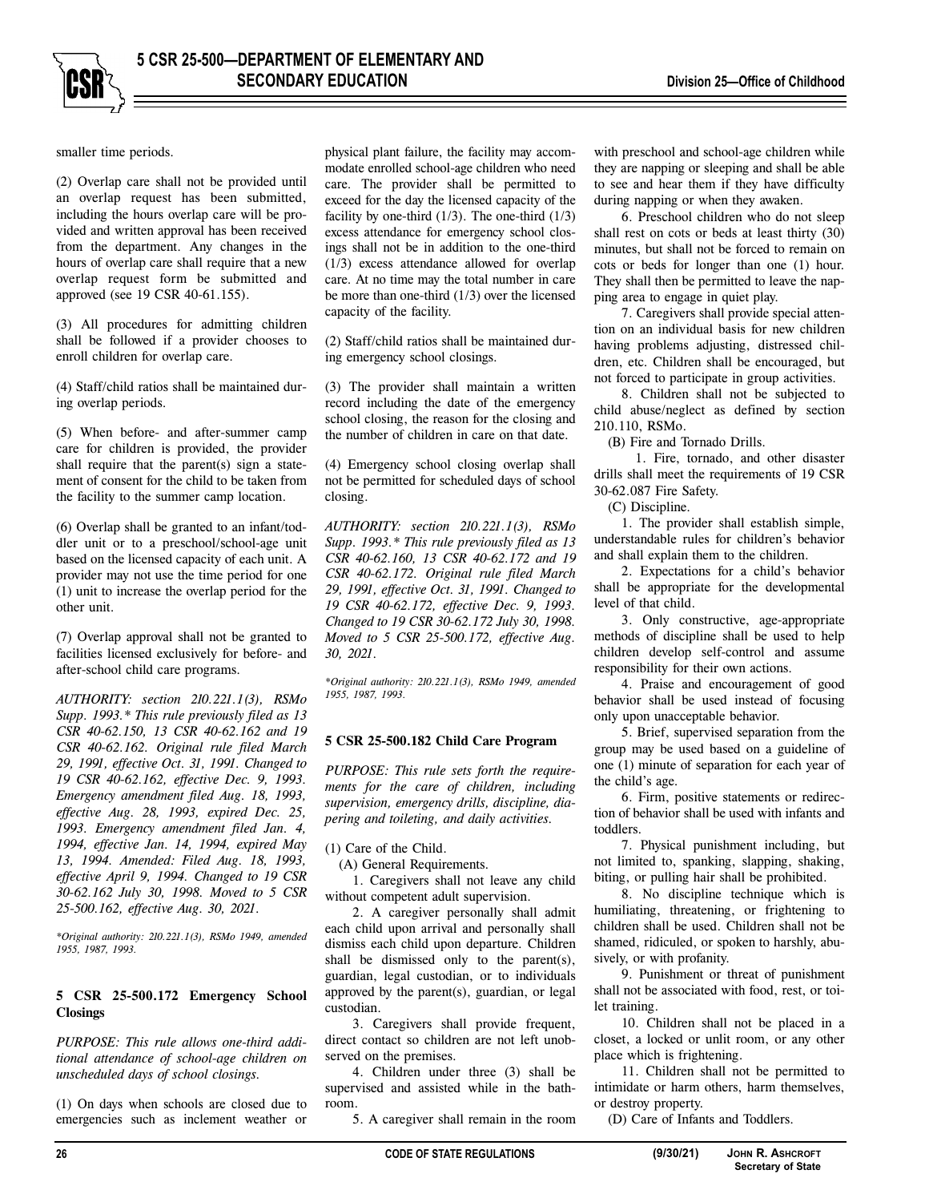smaller time periods.

(2) Overlap care shall not be provided until an overlap request has been submitted, including the hours overlap care will be provided and written approval has been received from the department. Any changes in the hours of overlap care shall require that a new overlap request form be submitted and approved (see 19 CSR 40-61.155).

(3) All procedures for admitting children shall be followed if a provider chooses to enroll children for overlap care.

(4) Staff/child ratios shall be maintained during overlap periods.

(5) When before- and after-summer camp care for children is provided, the provider shall require that the parent(s) sign a statement of consent for the child to be taken from the facility to the summer camp location.

(6) Overlap shall be granted to an infant/toddler unit or to a preschool/school-age unit based on the licensed capacity of each unit. A provider may not use the time period for one (1) unit to increase the overlap period for the other unit.

(7) Overlap approval shall not be granted to facilities licensed exclusively for before- and after-school child care programs.

*AUTHORITY: section 210.221.1(3), RSMo Supp. 1993.\* This rule previously filed as 13 CSR 40-62.150, 13 CSR 40-62.162 and 19 CSR 40-62.162. Original rule filed March 29, 1991, effective Oct. 31, 1991. Changed to 19 CSR 40-62.162, effective Dec. 9, 1993. Emergency amendment filed Aug. 18, 1993, effective Aug. 28, 1993, expired Dec. 25, 1993. Emergency amendment filed Jan. 4, 1994, effective Jan. 14, 1994, expired May 13, 1994. Amended: Filed Aug. 18, 1993, effective April 9, 1994. Changed to 19 CSR 30-62.162 July 30, 1998. Moved to 5 CSR 25-500.162, effective Aug. 30, 2021.*

*\*Original authority: 210.221.1(3), RSMo 1949, amended 1955, 1987, 1993.*

### 5 CSR 25-500.172 Emergency School Closings

*PURPOSE: This rule allows one-third additional attendance of school-age children on unscheduled days of school closings.*

(1) On days when schools are closed due to emergencies such as inclement weather or physical plant failure, the facility may accommodate enrolled school-age children who need care. The provider shall be permitted to exceed for the day the licensed capacity of the facility by one-third (1/3). The one-third (1/3) excess attendance for emergency school closings shall not be in addition to the one-third (1/3) excess attendance allowed for overlap care. At no time may the total number in care be more than one-third (1/3) over the licensed capacity of the facility.

(2) Staff/child ratios shall be maintained during emergency school closings.

(3) The provider shall maintain a written record including the date of the emergency school closing, the reason for the closing and the number of children in care on that date.

(4) Emergency school closing overlap shall not be permitted for scheduled days of school closing.

*AUTHORITY: section 210.221.1(3), RSMo Supp. 1993.\* This rule previously filed as 13 CSR 40-62.160, 13 CSR 40-62.172 and 19 CSR 40-62.172. Original rule filed March 29, 1991, effective Oct. 31, 1991. Changed to 19 CSR 40-62.172, effective Dec. 9, 1993. Changed to 19 CSR 30-62.172 July 30, 1998. Moved to 5 CSR 25-500.172, effective Aug. 30, 2021.*

*\*Original authority: 210.221.1(3), RSMo 1949, amended 1955, 1987, 1993.*

### 5 CSR 25-500.182 Child Care Program

*PURPOSE: This rule sets forth the requirements for the care of children, including supervision, emergency drills, discipline, diapering and toileting, and daily activities.*

(1) Care of the Child.

(A) General Requirements.

1. Caregivers shall not leave any child without competent adult supervision.

2. A caregiver personally shall admit each child upon arrival and personally shall dismiss each child upon departure. Children shall be dismissed only to the parent(s), guardian, legal custodian, or to individuals approved by the parent(s), guardian, or legal custodian.

3. Caregivers shall provide frequent, direct contact so children are not left unobserved on the premises.

4. Children under three (3) shall be supervised and assisted while in the bathroom.

5. A caregiver shall remain in the room with preschool and school-age children while they are napping or sleeping and shall be able to see and hear them if they have difficulty during napping or when they awaken.

6. Preschool children who do not sleep shall rest on cots or beds at least thirty (30) minutes, but shall not be forced to remain on cots or beds for longer than one (1) hour. They shall then be permitted to leave the napping area to engage in quiet play.

7. Caregivers shall provide special attention on an individual basis for new children having problems adjusting, distressed children, etc. Children shall be encouraged, but not forced to participate in group activities.

8. Children shall not be subjected to child abuse/neglect as defined by section 210.110, RSMo.

(B) Fire and Tornado Drills.

1. Fire, tornado, and other disaster drills shall meet the requirements of 19 CSR 30-62.087 Fire Safety.

(C) Discipline.

1. The provider shall establish simple, understandable rules for children's behavior and shall explain them to the children.

2. Expectations for a child's behavior shall be appropriate for the developmental level of that child.

3. Only constructive, age-appropriate methods of discipline shall be used to help children develop self-control and assume responsibility for their own actions.

4. Praise and encouragement of good behavior shall be used instead of focusing only upon unacceptable behavior.

5. Brief, supervised separation from the group may be used based on a guideline of one (1) minute of separation for each year of the child's age.

6. Firm, positive statements or redirection of behavior shall be used with infants and toddlers.

7. Physical punishment including, but not limited to, spanking, slapping, shaking, biting, or pulling hair shall be prohibited.

8. No discipline technique which is humiliating, threatening, or frightening to children shall be used. Children shall not be shamed, ridiculed, or spoken to harshly, abusively, or with profanity.

9. Punishment or threat of punishment shall not be associated with food, rest, or toilet training.

10. Children shall not be placed in a closet, a locked or unlit room, or any other place which is frightening.

11. Children shall not be permitted to intimidate or harm others, harm themselves, or destroy property.

(D) Care of Infants and Toddlers.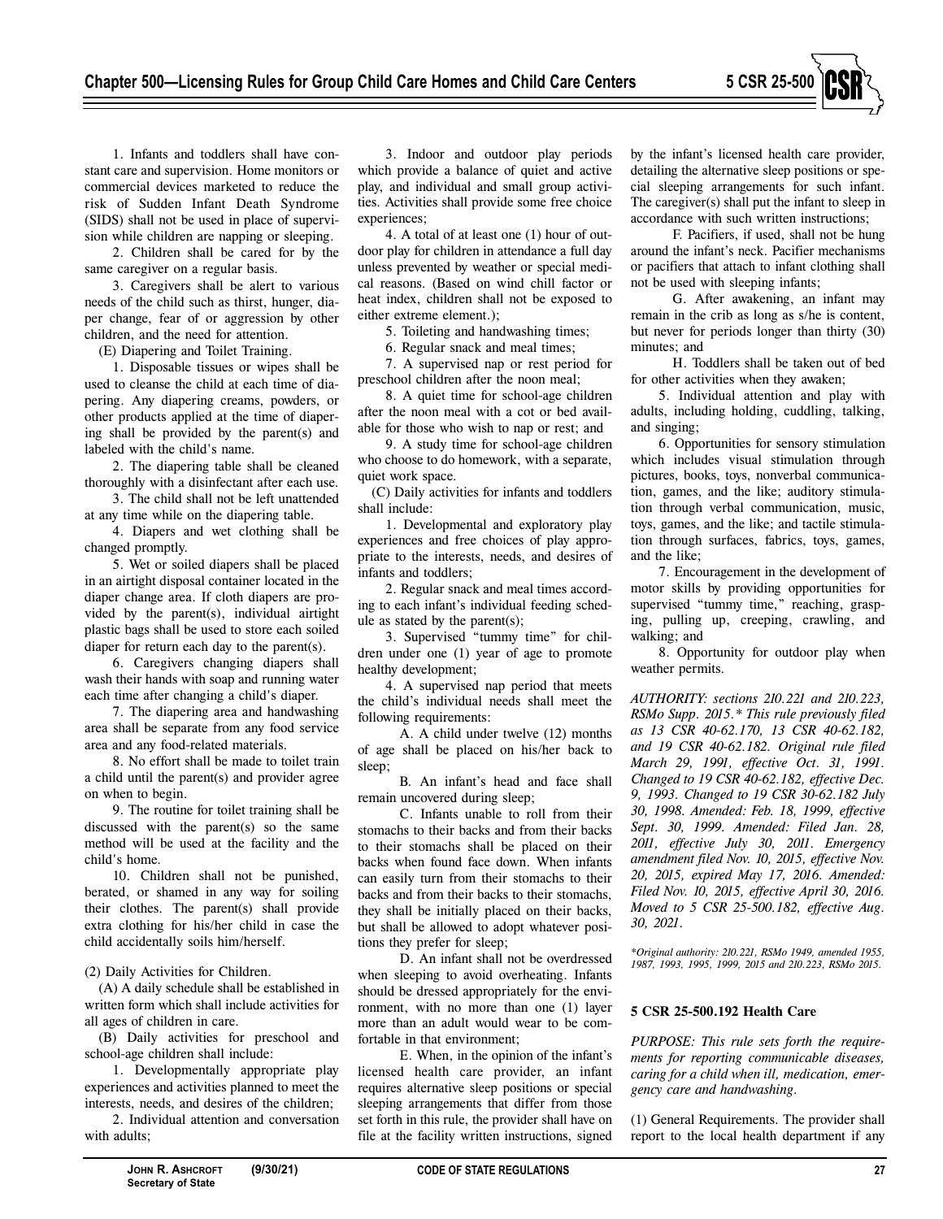1. Infants and toddlers shall have constant care and supervision. Home monitors or commercial devices marketed to reduce the risk of Sudden Infant Death Syndrome (SIDS) shall not be used in place of supervision while children are napping or sleeping.

2. Children shall be cared for by the same caregiver on a regular basis.

3. Caregivers shall be alert to various needs of the child such as thirst, hunger, diaper change, fear of or aggression by other children, and the need for attention.

(E) Diapering and Toilet Training.

1. Disposable tissues or wipes shall be used to cleanse the child at each time of diapering. Any diapering creams, powders, or other products applied at the time of diapering shall be provided by the parent(s) and labeled with the child's name.

2. The diapering table shall be cleaned thoroughly with a disinfectant after each use.

3. The child shall not be left unattended at any time while on the diapering table.

4. Diapers and wet clothing shall be changed promptly.

5. Wet or soiled diapers shall be placed in an airtight disposal container located in the diaper change area. If cloth diapers are provided by the parent(s), individual airtight plastic bags shall be used to store each soiled diaper for return each day to the parent(s).

6. Caregivers changing diapers shall wash their hands with soap and running water each time after changing a child's diaper.

7. The diapering area and handwashing area shall be separate from any food service area and any food-related materials.

8. No effort shall be made to toilet train a child until the parent(s) and provider agree on when to begin.

9. The routine for toilet training shall be discussed with the parent(s) so the same method will be used at the facility and the child's home.

10. Children shall not be punished, berated, or shamed in any way for soiling their clothes. The parent(s) shall provide extra clothing for his/her child in case the child accidentally soils him/herself.

(2) Daily Activities for Children.

(A) A daily schedule shall be established in written form which shall include activities for all ages of children in care.

(B) Daily activities for preschool and school-age children shall include:

1. Developmentally appropriate play experiences and activities planned to meet the interests, needs, and desires of the children;

2. Individual attention and conversation with adults;

3. Indoor and outdoor play periods which provide a balance of quiet and active play, and individual and small group activities. Activities shall provide some free choice experiences;

4. A total of at least one (1) hour of outdoor play for children in attendance a full day unless prevented by weather or special medical reasons. (Based on wind chill factor or heat index, children shall not be exposed to either extreme element.);

5. Toileting and handwashing times;

6. Regular snack and meal times;

7. A supervised nap or rest period for preschool children after the noon meal;

8. A quiet time for school-age children after the noon meal with a cot or bed available for those who wish to nap or rest; and

9. A study time for school-age children who choose to do homework, with a separate, quiet work space.

(C) Daily activities for infants and toddlers shall include:

1. Developmental and exploratory play experiences and free choices of play appropriate to the interests, needs, and desires of infants and toddlers;

2. Regular snack and meal times according to each infant's individual feeding schedule as stated by the parent(s);

3. Supervised "tummy time" for children under one (1) year of age to promote healthy development;

4. A supervised nap period that meets the child's individual needs shall meet the following requirements:

A. A child under twelve (12) months of age shall be placed on his/her back to sleep;

B. An infant's head and face shall remain uncovered during sleep;

C. Infants unable to roll from their stomachs to their backs and from their backs to their stomachs shall be placed on their backs when found face down. When infants can easily turn from their stomachs to their backs and from their backs to their stomachs, they shall be initially placed on their backs, but shall be allowed to adopt whatever positions they prefer for sleep;

D. An infant shall not be overdressed when sleeping to avoid overheating. Infants should be dressed appropriately for the environment, with no more than one (1) layer more than an adult would wear to be comfortable in that environment;

E. When, in the opinion of the infant's licensed health care provider, an infant requires alternative sleep positions or special sleeping arrangements that differ from those set forth in this rule, the provider shall have on file at the facility written instructions, signed by the infant's licensed health care provider, detailing the alternative sleep positions or special sleeping arrangements for such infant. The caregiver(s) shall put the infant to sleep in accordance with such written instructions;

F. Pacifiers, if used, shall not be hung around the infant's neck. Pacifier mechanisms or pacifiers that attach to infant clothing shall not be used with sleeping infants;

G. After awakening, an infant may remain in the crib as long as s/he is content, but never for periods longer than thirty (30) minutes; and

H. Toddlers shall be taken out of bed for other activities when they awaken;

5. Individual attention and play with adults, including holding, cuddling, talking, and singing;

6. Opportunities for sensory stimulation which includes visual stimulation through pictures, books, toys, nonverbal communication, games, and the like; auditory stimulation through verbal communication, music, toys, games, and the like; and tactile stimulation through surfaces, fabrics, toys, games, and the like;

7. Encouragement in the development of motor skills by providing opportunities for supervised "tummy time," reaching, grasping, pulling up, creeping, crawling, and walking; and

8. Opportunity for outdoor play when weather permits.

*AUTHORITY: sections 210.221 and 210.223, RSMo Supp. 2015.\* This rule previously filed as 13 CSR 40-62.170, 13 CSR 40-62.182, and 19 CSR 40-62.182. Original rule filed March 29, 1991, effective Oct. 31, 1991. Changed to 19 CSR 40-62.182, effective Dec. 9, 1993. Changed to 19 CSR 30-62.182 July 30, 1998. Amended: Feb. 18, 1999, effective Sept. 30, 1999. Amended: Filed Jan. 28, 2011, effective July 30, 2011. Emergency amendment filed Nov. 10, 2015, effective Nov. 20, 2015, expired May 17, 2016. Amended: Filed Nov. 10, 2015, effective April 30, 2016. Moved to 5 CSR 25-500.182, effective Aug. 30, 2021.*

*\*Original authority: 210.221, RSMo 1949, amended 1955, 1987, 1993, 1995, 1999, 2015 and 210.223, RSMo 2015.*

**5 CSR 25-500.192 Health Care**

*PURPOSE: This rule sets forth the requirements for reporting communicable diseases, caring for a child when ill, medication, emergency care and handwashing.*

(1) General Requirements. The provider shall report to the local health department if any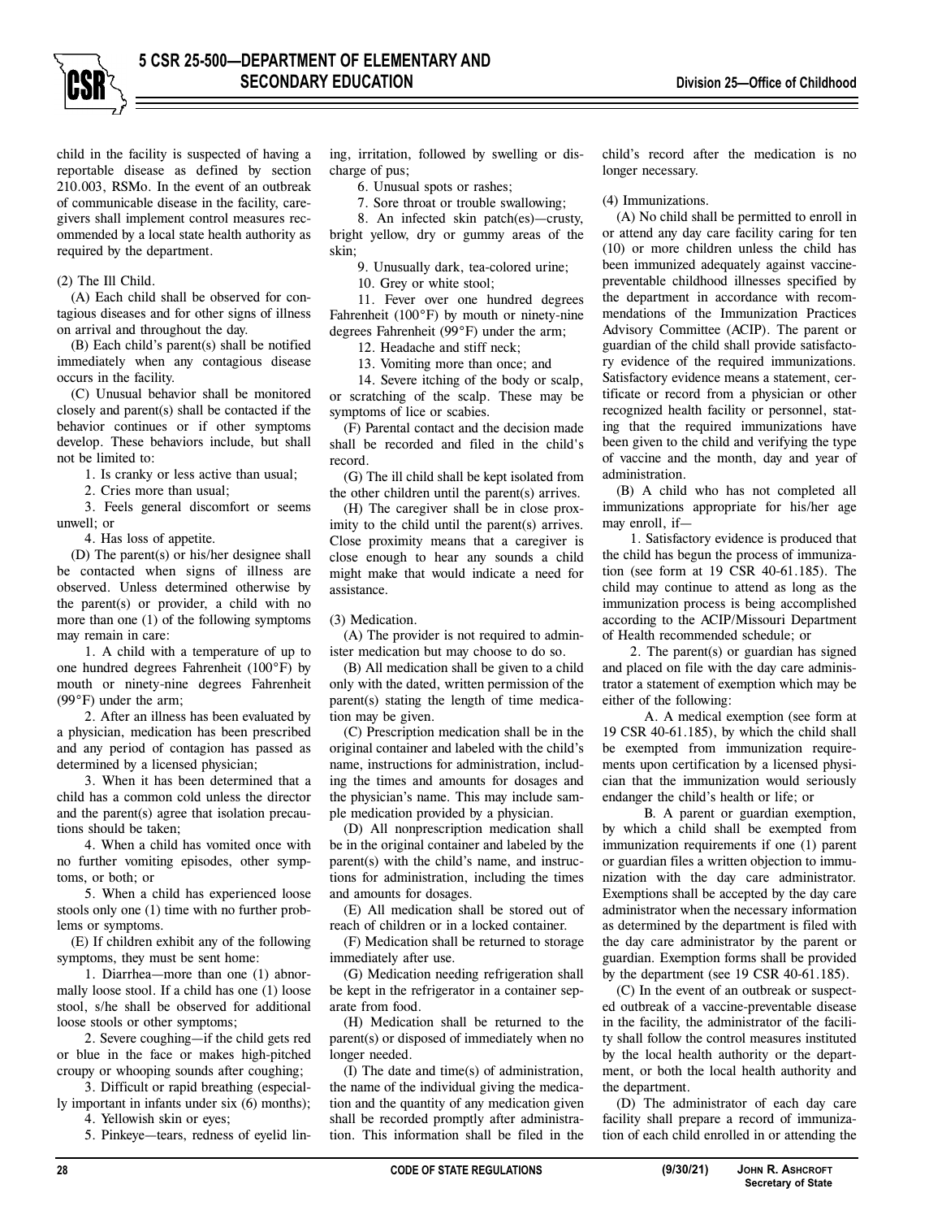child in the facility is suspected of having a reportable disease as defined by section 210.003, RSMo. In the event of an outbreak of communicable disease in the facility, caregivers shall implement control measures recommended by a local state health authority as required by the department.

(2) The Ill Child.

(A) Each child shall be observed for contagious diseases and for other signs of illness on arrival and throughout the day.

(B) Each child's parent(s) shall be notified immediately when any contagious disease occurs in the facility.

(C) Unusual behavior shall be monitored closely and parent(s) shall be contacted if the behavior continues or if other symptoms develop. These behaviors include, but shall not be limited to:

1. Is cranky or less active than usual;
2. Cries more than usual;
3. Feels general discomfort or seems unwell; or
4. Has loss of appetite.

(D) The parent(s) or his/her designee shall be contacted when signs of illness are observed. Unless determined otherwise by the parent(s) or provider, a child with no more than one (1) of the following symptoms may remain in care:

1. A child with a temperature of up to one hundred degrees Fahrenheit (100°F) by mouth or ninety-nine degrees Fahrenheit (99°F) under the arm;
2. After an illness has been evaluated by a physician, medication has been prescribed and any period of contagion has passed as determined by a licensed physician;
3. When it has been determined that a child has a common cold unless the director and the parent(s) agree that isolation precautions should be taken;
4. When a child has vomited once with no further vomiting episodes, other symptoms, or both; or
5. When a child has experienced loose stools only one (1) time with no further problems or symptoms.

(E) If children exhibit any of the following symptoms, they must be sent home:

1. Diarrhea—more than one (1) abnormally loose stool. If a child has one (1) loose stool, s/he shall be observed for additional loose stools or other symptoms;
2. Severe coughing—if the child gets red or blue in the face or makes high-pitched croupy or whooping sounds after coughing;
3. Difficult or rapid breathing (especially important in infants under six (6) months);
4. Yellowish skin or eyes;
5. Pinkeye—tears, redness of eyelid lining, irritation, followed by swelling or discharge of pus;
6. Unusual spots or rashes;
7. Sore throat or trouble swallowing;
8. An infected skin patch(es)—crusty, bright yellow, dry or gummy areas of the skin;
9. Unusually dark, tea-colored urine;
10. Grey or white stool;
11. Fever over one hundred degrees Fahrenheit (100°F) by mouth or ninety-nine degrees Fahrenheit (99°F) under the arm;
12. Headache and stiff neck;
13. Vomiting more than once; and
14. Severe itching of the body or scalp, or scratching of the scalp. These may be symptoms of lice or scabies.

(F) Parental contact and the decision made shall be recorded and filed in the child's record.

(G) The ill child shall be kept isolated from the other children until the parent(s) arrives.

(H) The caregiver shall be in close proximity to the child until the parent(s) arrives. Close proximity means that a caregiver is close enough to hear any sounds a child might make that would indicate a need for assistance.

(3) Medication.

(A) The provider is not required to administer medication but may choose to do so.

(B) All medication shall be given to a child only with the dated, written permission of the parent(s) stating the length of time medication may be given.

(C) Prescription medication shall be in the original container and labeled with the child's name, instructions for administration, including the times and amounts for dosages and the physician's name. This may include sample medication provided by a physician.

(D) All nonprescription medication shall be in the original container and labeled by the parent(s) with the child's name, and instructions for administration, including the times and amounts for dosages.

(E) All medication shall be stored out of reach of children or in a locked container.

(F) Medication shall be returned to storage immediately after use.

(G) Medication needing refrigeration shall be kept in the refrigerator in a container separate from food.

(H) Medication shall be returned to the parent(s) or disposed of immediately when no longer needed.

(I) The date and time(s) of administration, the name of the individual giving the medication and the quantity of any medication given shall be recorded promptly after administration. This information shall be filed in the child's record after the medication is no longer necessary.

(4) Immunizations.

(A) No child shall be permitted to enroll in or attend any day care facility caring for ten (10) or more children unless the child has been immunized adequately against vaccine-preventable childhood illnesses specified by the department in accordance with recommendations of the Immunization Practices Advisory Committee (ACIP). The parent or guardian of the child shall provide satisfactory evidence of the required immunizations. Satisfactory evidence means a statement, certificate or record from a physician or other recognized health facility or personnel, stating that the required immunizations have been given to the child and verifying the type of vaccine and the month, day and year of administration.

(B) A child who has not completed all immunizations appropriate for his/her age may enroll, if—

1. Satisfactory evidence is produced that the child has begun the process of immunization (see form at 19 CSR 40-61.185). The child may continue to attend as long as the immunization process is being accomplished according to the ACIP/Missouri Department of Health recommended schedule; or
2. The parent(s) or guardian has signed and placed on file with the day care administrator a statement of exemption which may be either of the following:
   A. A medical exemption (see form at 19 CSR 40-61.185), by which the child shall be exempted from immunization requirements upon certification by a licensed physician that the immunization would seriously endanger the child's health or life; or
   B. A parent or guardian exemption, by which a child shall be exempted from immunization requirements if one (1) parent or guardian files a written objection to immunization with the day care administrator. Exemptions shall be accepted by the day care administrator when the necessary information as determined by the department is filed with the day care administrator by the parent or guardian. Exemption forms shall be provided by the department (see 19 CSR 40-61.185).

(C) In the event of an outbreak or suspected outbreak of a vaccine-preventable disease in the facility, the administrator of the facility shall follow the control measures instituted by the local health authority or the department, or both the local health authority and the department.

(D) The administrator of each day care facility shall prepare a record of immunization of each child enrolled in or attending the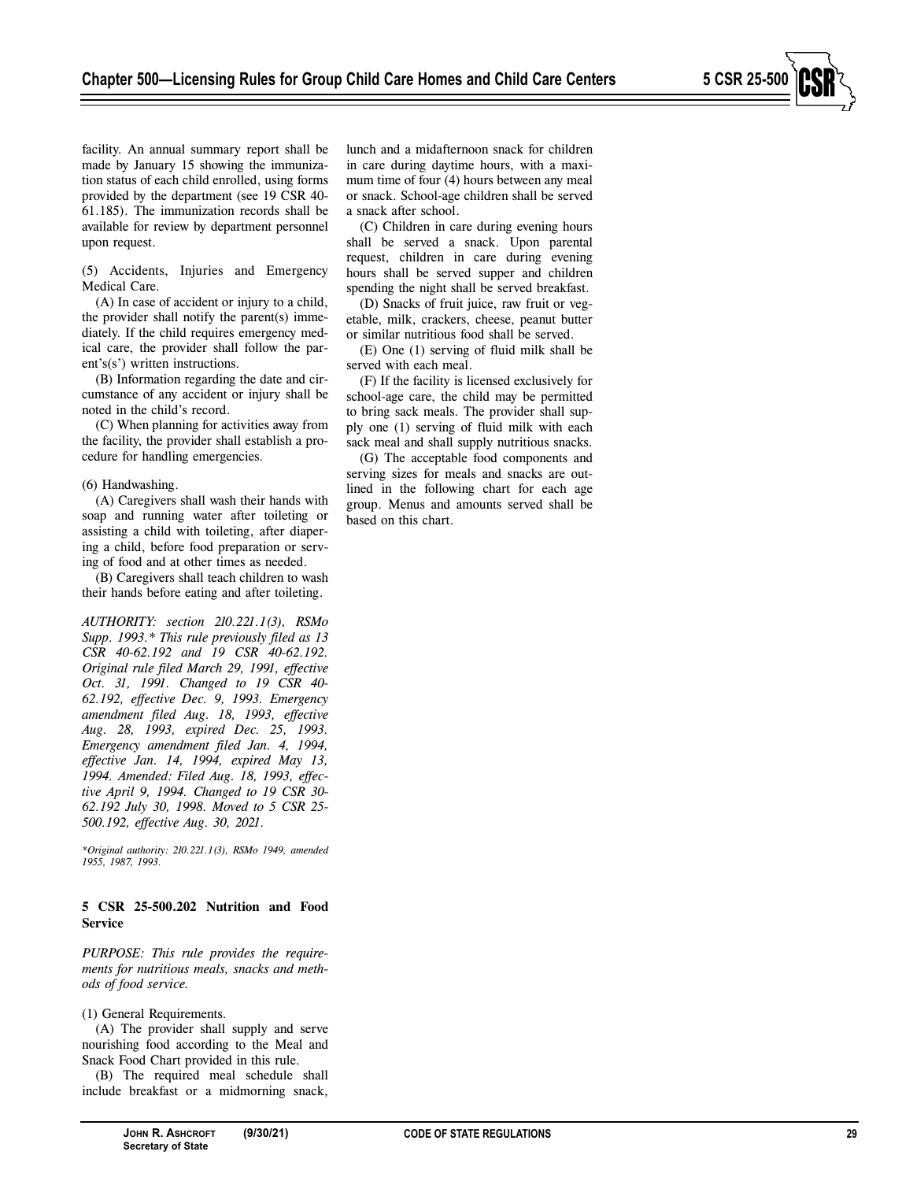facility. An annual summary report shall be made by January 15 showing the immunization status of each child enrolled, using forms provided by the department (see 19 CSR 40-61.185). The immunization records shall be available for review by department personnel upon request.

(5) Accidents, Injuries and Emergency Medical Care.

(A) In case of accident or injury to a child, the provider shall notify the parent(s) immediately. If the child requires emergency medical care, the provider shall follow the parent's(s') written instructions.

(B) Information regarding the date and circumstance of any accident or injury shall be noted in the child's record.

(C) When planning for activities away from the facility, the provider shall establish a procedure for handling emergencies.

(6) Handwashing.

(A) Caregivers shall wash their hands with soap and running water after toileting or assisting a child with toileting, after diapering a child, before food preparation or serving of food and at other times as needed.

(B) Caregivers shall teach children to wash their hands before eating and after toileting.

*AUTHORITY: section 210.221.1(3), RSMo Supp. 1993.\* This rule previously filed as 13 CSR 40-62.192 and 19 CSR 40-62.192. Original rule filed March 29, 1991, effective Oct. 31, 1991. Changed to 19 CSR 40-62.192, effective Dec. 9, 1993. Emergency amendment filed Aug. 18, 1993, effective Aug. 28, 1993, expired Dec. 25, 1993. Emergency amendment filed Jan. 4, 1994, effective Jan. 14, 1994, expired May 13, 1994. Amended: Filed Aug. 18, 1993, effective April 9, 1994. Changed to 19 CSR 30-62.192 July 30, 1998. Moved to 5 CSR 25-500.192, effective Aug. 30, 2021.*

*\*Original authority: 210.221.1(3), RSMo 1949, amended 1955, 1987, 1993.*

**5 CSR 25-500.202 Nutrition and Food Service**

*PURPOSE: This rule provides the requirements for nutritious meals, snacks and methods of food service.*

(1) General Requirements.

(A) The provider shall supply and serve nourishing food according to the Meal and Snack Food Chart provided in this rule.

(B) The required meal schedule shall include breakfast or a midmorning snack, lunch and a midafternoon snack for children in care during daytime hours, with a maximum time of four (4) hours between any meal or snack. School-age children shall be served a snack after school.

(C) Children in care during evening hours shall be served a snack. Upon parental request, children in care during evening hours shall be served supper and children spending the night shall be served breakfast.

(D) Snacks of fruit juice, raw fruit or vegetable, milk, crackers, cheese, peanut butter or similar nutritious food shall be served.

(E) One (1) serving of fluid milk shall be served with each meal.

(F) If the facility is licensed exclusively for school-age care, the child may be permitted to bring sack meals. The provider shall supply one (1) serving of fluid milk with each sack meal and shall supply nutritious snacks.

(G) The acceptable food components and serving sizes for meals and snacks are outlined in the following chart for each age group. Menus and amounts served shall be based on this chart.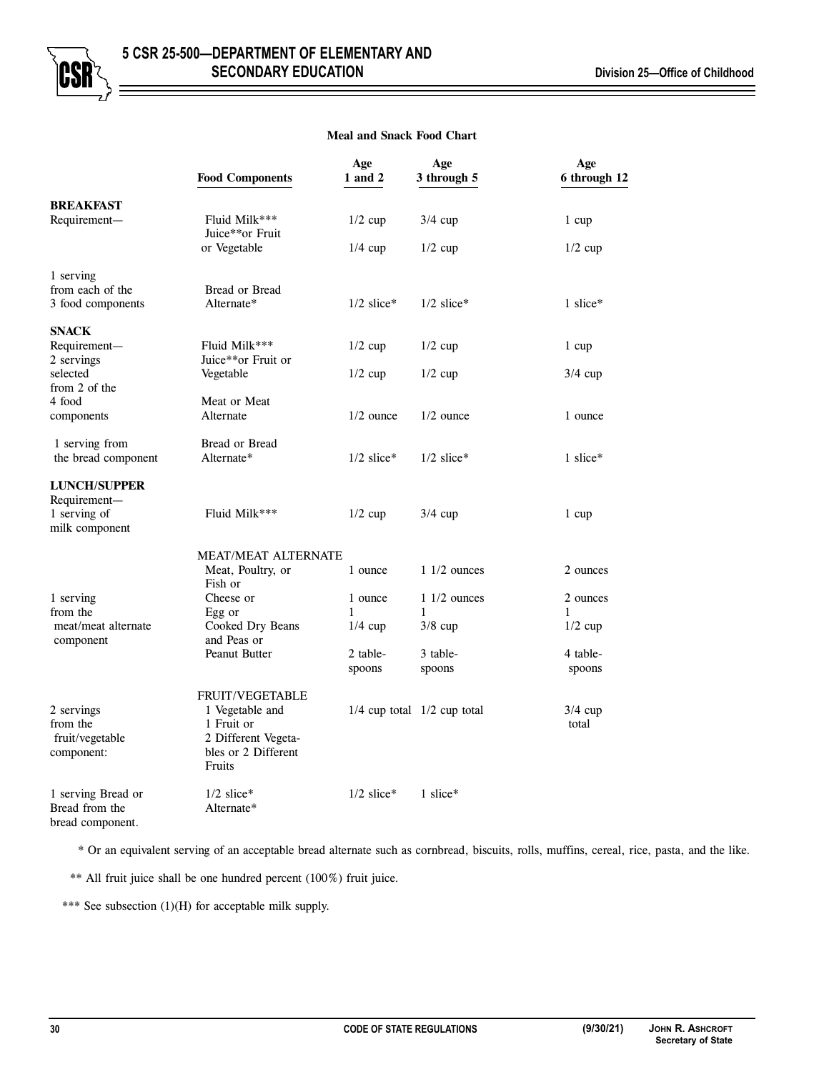**Meal and Snack Food Chart**

| | Food Components | Age 1 and 2 | Age 3 through 5 | Age 6 through 12 |
|---|---|---|---|---|
| **BREAKFAST** | | | | |
| Requirement— | Fluid Milk*** | 1/2 cup | 3/4 cup | 1 cup |
| | Juice**or Fruit or Vegetable | 1/4 cup | 1/2 cup | 1/2 cup |
| 1 serving from each of the 3 food components | Bread or Bread Alternate* | 1/2 slice* | 1/2 slice* | 1 slice* |
| **SNACK** | | | | |
| Requirement— 2 servings | Fluid Milk*** | 1/2 cup | 1/2 cup | 1 cup |
| selected from 2 of the | Juice**or Fruit or Vegetable | 1/2 cup | 1/2 cup | 3/4 cup |
| 4 food components | Meat or Meat Alternate | 1/2 ounce | 1/2 ounce | 1 ounce |
| 1 serving from the bread component | Bread or Bread Alternate* | 1/2 slice* | 1/2 slice* | 1 slice* |
| **LUNCH/SUPPER** | | | | |
| Requirement— 1 serving of milk component | Fluid Milk*** | 1/2 cup | 3/4 cup | 1 cup |
| | MEAT/MEAT ALTERNATE | | | |
| | Meat, Poultry, or Fish or | 1 ounce | 1 1/2 ounces | 2 ounces |
| 1 serving from the meat/meat alternate component | Cheese or | 1 ounce | 1 1/2 ounces | 2 ounces |
| | Egg or | 1 | 1 | 1 |
| | Cooked Dry Beans and Peas or | 1/4 cup | 3/8 cup | 1/2 cup |
| | Peanut Butter | 2 tablespoons | 3 tablespoons | 4 tablespoons |
| | FRUIT/VEGETABLE | | | |
| 2 servings from the fruit/vegetable component: | 1 Vegetable and 1 Fruit or 2 Different Vegetables or 2 Different Fruits | 1/4 cup total | 1/2 cup total | 3/4 cup total |
| 1 serving Bread or Bread from the bread component. | 1/2 slice* Alternate* | 1/2 slice* | 1 slice* | |

\* Or an equivalent serving of an acceptable bread alternate such as cornbread, biscuits, rolls, muffins, cereal, rice, pasta, and the like.

\** All fruit juice shall be one hundred percent (100%) fruit juice.

\*** See subsection (1)(H) for acceptable milk supply.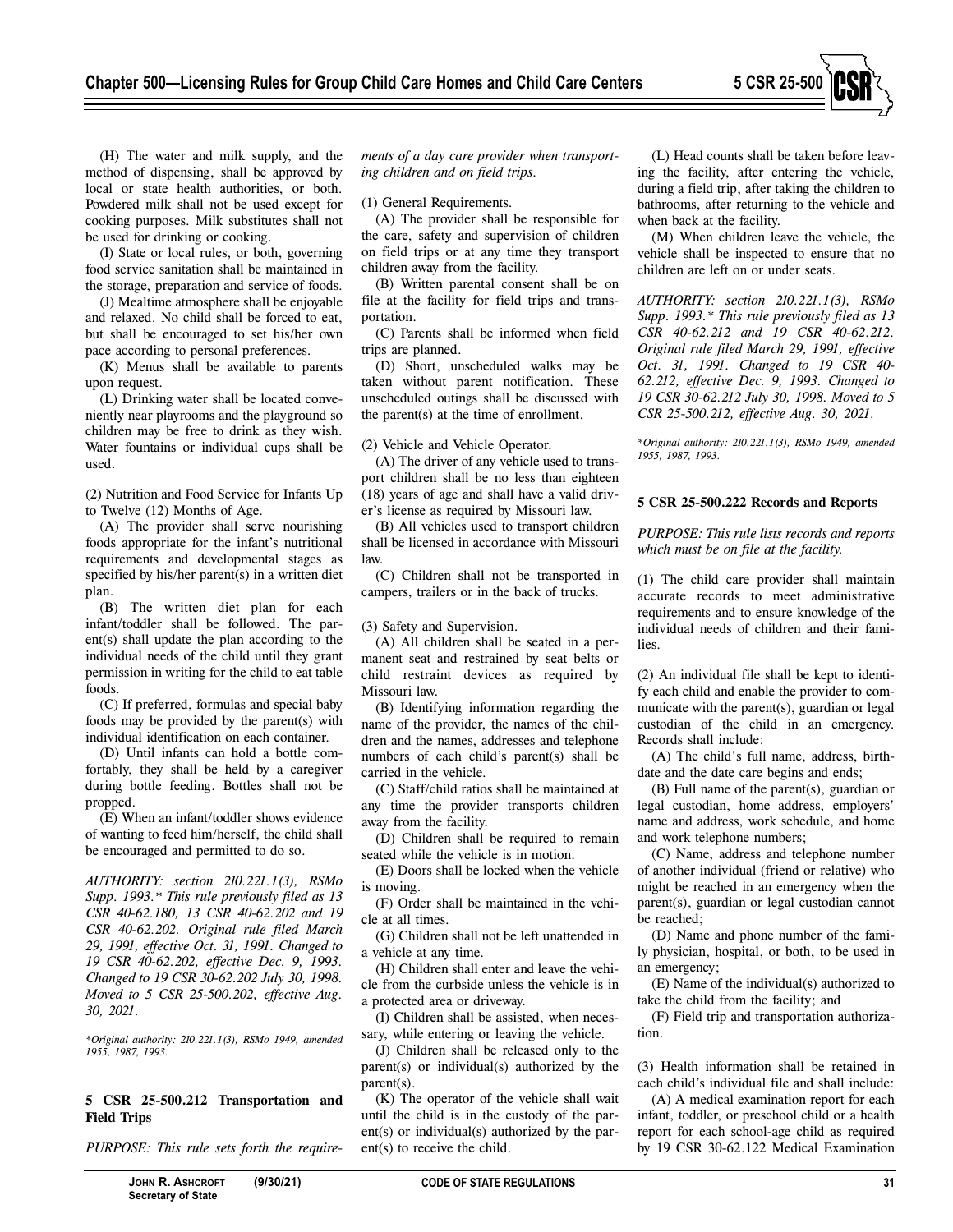(H) The water and milk supply, and the method of dispensing, shall be approved by local or state health authorities, or both. Powdered milk shall not be used except for cooking purposes. Milk substitutes shall not be used for drinking or cooking.

(I) State or local rules, or both, governing food service sanitation shall be maintained in the storage, preparation and service of foods.

(J) Mealtime atmosphere shall be enjoyable and relaxed. No child shall be forced to eat, but shall be encouraged to set his/her own pace according to personal preferences.

(K) Menus shall be available to parents upon request.

(L) Drinking water shall be located conveniently near playrooms and the playground so children may be free to drink as they wish. Water fountains or individual cups shall be used.

(2) Nutrition and Food Service for Infants Up to Twelve (12) Months of Age.

(A) The provider shall serve nourishing foods appropriate for the infant's nutritional requirements and developmental stages as specified by his/her parent(s) in a written diet plan.

(B) The written diet plan for each infant/toddler shall be followed. The parent(s) shall update the plan according to the individual needs of the child until they grant permission in writing for the child to eat table foods.

(C) If preferred, formulas and special baby foods may be provided by the parent(s) with individual identification on each container.

(D) Until infants can hold a bottle comfortably, they shall be held by a caregiver during bottle feeding. Bottles shall not be propped.

(E) When an infant/toddler shows evidence of wanting to feed him/herself, the child shall be encouraged and permitted to do so.

*AUTHORITY: section 210.221.1(3), RSMo Supp. 1993.\* This rule previously filed as 13 CSR 40-62.180, 13 CSR 40-62.202 and 19 CSR 40-62.202. Original rule filed March 29, 1991, effective Oct. 31, 1991. Changed to 19 CSR 40-62.202, effective Dec. 9, 1993. Changed to 19 CSR 30-62.202 July 30, 1998. Moved to 5 CSR 25-500.202, effective Aug. 30, 2021.*

*\*Original authority: 210.221.1(3), RSMo 1949, amended 1955, 1987, 1993.*

### 5 CSR 25-500.212 Transportation and Field Trips

*PURPOSE: This rule sets forth the requirements of a day care provider when transporting children and on field trips.*

(1) General Requirements.

(A) The provider shall be responsible for the care, safety and supervision of children on field trips or at any time they transport children away from the facility.

(B) Written parental consent shall be on file at the facility for field trips and transportation.

(C) Parents shall be informed when field trips are planned.

(D) Short, unscheduled walks may be taken without parent notification. These unscheduled outings shall be discussed with the parent(s) at the time of enrollment.

(2) Vehicle and Vehicle Operator.

(A) The driver of any vehicle used to transport children shall be no less than eighteen (18) years of age and shall have a valid driver's license as required by Missouri law.

(B) All vehicles used to transport children shall be licensed in accordance with Missouri law.

(C) Children shall not be transported in campers, trailers or in the back of trucks.

(3) Safety and Supervision.

(A) All children shall be seated in a permanent seat and restrained by seat belts or child restraint devices as required by Missouri law.

(B) Identifying information regarding the name of the provider, the names of the children and the names, addresses and telephone numbers of each child's parent(s) shall be carried in the vehicle.

(C) Staff/child ratios shall be maintained at any time the provider transports children away from the facility.

(D) Children shall be required to remain seated while the vehicle is in motion.

(E) Doors shall be locked when the vehicle is moving.

(F) Order shall be maintained in the vehicle at all times.

(G) Children shall not be left unattended in a vehicle at any time.

(H) Children shall enter and leave the vehicle from the curbside unless the vehicle is in a protected area or driveway.

(I) Children shall be assisted, when necessary, while entering or leaving the vehicle.

(J) Children shall be released only to the parent(s) or individual(s) authorized by the parent(s).

(K) The operator of the vehicle shall wait until the child is in the custody of the parent(s) or individual(s) authorized by the parent(s) to receive the child.

(L) Head counts shall be taken before leaving the facility, after entering the vehicle, during a field trip, after taking the children to bathrooms, after returning to the vehicle and when back at the facility.

(M) When children leave the vehicle, the vehicle shall be inspected to ensure that no children are left on or under seats.

*AUTHORITY: section 210.221.1(3), RSMo Supp. 1993.\* This rule previously filed as 13 CSR 40-62.212 and 19 CSR 40-62.212. Original rule filed March 29, 1991, effective Oct. 31, 1991. Changed to 19 CSR 40-62.212, effective Dec. 9, 1993. Changed to 19 CSR 30-62.212 July 30, 1998. Moved to 5 CSR 25-500.212, effective Aug. 30, 2021.*

*\*Original authority: 210.221.1(3), RSMo 1949, amended 1955, 1987, 1993.*

### 5 CSR 25-500.222 Records and Reports

*PURPOSE: This rule lists records and reports which must be on file at the facility.*

(1) The child care provider shall maintain accurate records to meet administrative requirements and to ensure knowledge of the individual needs of children and their families.

(2) An individual file shall be kept to identify each child and enable the provider to communicate with the parent(s), guardian or legal custodian of the child in an emergency. Records shall include:

(A) The child's full name, address, birthdate and the date care begins and ends;

(B) Full name of the parent(s), guardian or legal custodian, home address, employers' name and address, work schedule, and home and work telephone numbers;

(C) Name, address and telephone number of another individual (friend or relative) who might be reached in an emergency when the parent(s), guardian or legal custodian cannot be reached;

(D) Name and phone number of the family physician, hospital, or both, to be used in an emergency;

(E) Name of the individual(s) authorized to take the child from the facility; and

(F) Field trip and transportation authorization.

(3) Health information shall be retained in each child's individual file and shall include:

(A) A medical examination report for each infant, toddler, or preschool child or a health report for each school-age child as required by 19 CSR 30-62.122 Medical Examination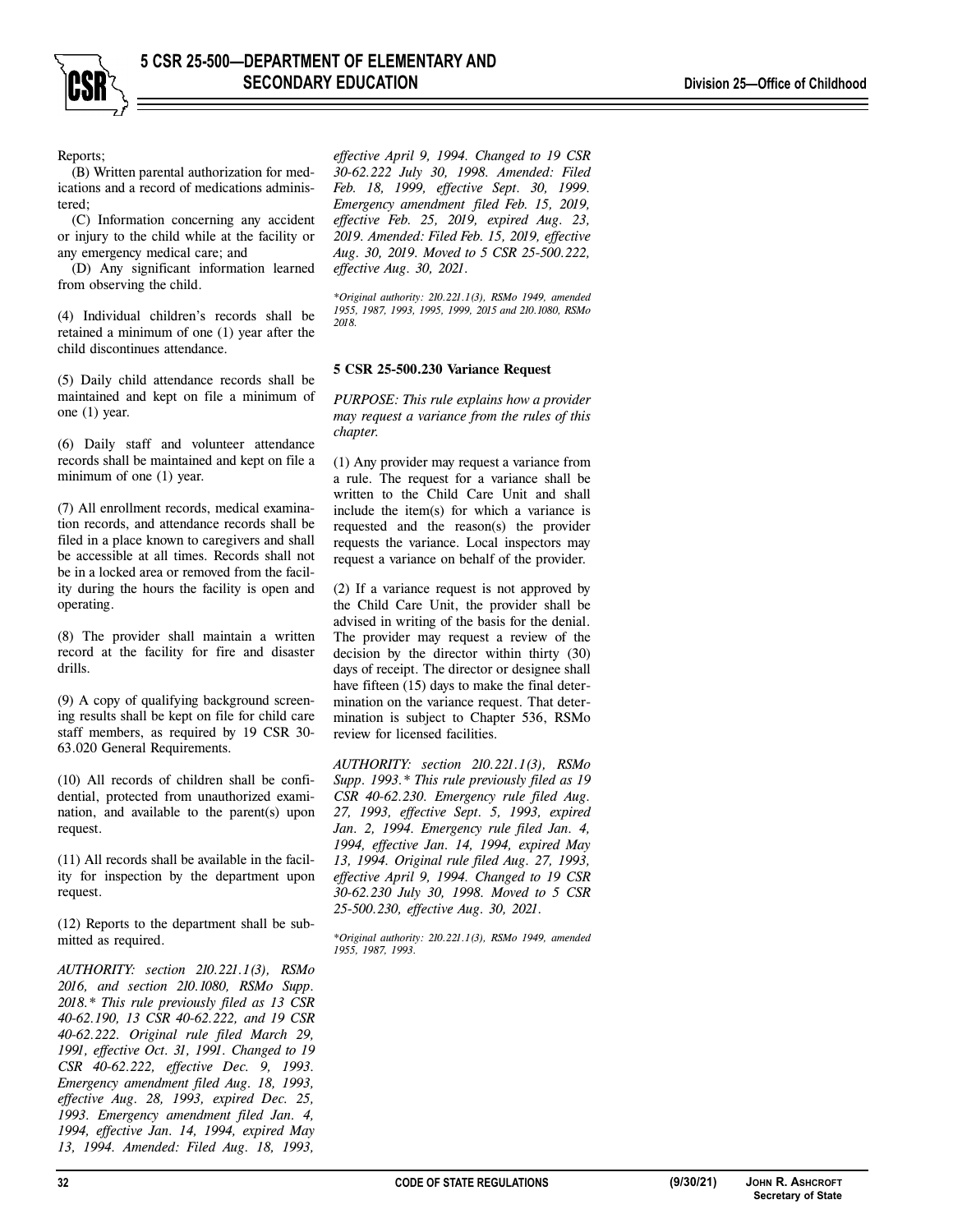Reports;

(B) Written parental authorization for medications and a record of medications administered;

(C) Information concerning any accident or injury to the child while at the facility or any emergency medical care; and

(D) Any significant information learned from observing the child.

(4) Individual children's records shall be retained a minimum of one (1) year after the child discontinues attendance.

(5) Daily child attendance records shall be maintained and kept on file a minimum of one (1) year.

(6) Daily staff and volunteer attendance records shall be maintained and kept on file a minimum of one (1) year.

(7) All enrollment records, medical examination records, and attendance records shall be filed in a place known to caregivers and shall be accessible at all times. Records shall not be in a locked area or removed from the facility during the hours the facility is open and operating.

(8) The provider shall maintain a written record at the facility for fire and disaster drills.

(9) A copy of qualifying background screening results shall be kept on file for child care staff members, as required by 19 CSR 30-63.020 General Requirements.

(10) All records of children shall be confidential, protected from unauthorized examination, and available to the parent(s) upon request.

(11) All records shall be available in the facility for inspection by the department upon request.

(12) Reports to the department shall be submitted as required.

*AUTHORITY: section 210.221.1(3), RSMo 2016, and section 210.1080, RSMo Supp. 2018.\* This rule previously filed as 13 CSR 40-62.190, 13 CSR 40-62.222, and 19 CSR 40-62.222. Original rule filed March 29, 1991, effective Oct. 31, 1991. Changed to 19 CSR 40-62.222, effective Dec. 9, 1993. Emergency amendment filed Aug. 18, 1993, effective Aug. 28, 1993, expired Dec. 25, 1993. Emergency amendment filed Jan. 4, 1994, effective Jan. 14, 1994, expired May 13, 1994. Amended: Filed Aug. 18, 1993, effective April 9, 1994. Changed to 19 CSR 30-62.222 July 30, 1998. Amended: Filed Feb. 18, 1999, effective Sept. 30, 1999. Emergency amendment filed Feb. 15, 2019, effective Feb. 25, 2019, expired Aug. 23, 2019. Amended: Filed Feb. 15, 2019, effective Aug. 30, 2019. Moved to 5 CSR 25-500.222, effective Aug. 30, 2021.*

*\*Original authority: 210.221.1(3), RSMo 1949, amended 1955, 1987, 1993, 1995, 1999, 2015 and 210.1080, RSMo 2018.*

**5 CSR 25-500.230 Variance Request**

*PURPOSE: This rule explains how a provider may request a variance from the rules of this chapter.*

(1) Any provider may request a variance from a rule. The request for a variance shall be written to the Child Care Unit and shall include the item(s) for which a variance is requested and the reason(s) the provider requests the variance. Local inspectors may request a variance on behalf of the provider.

(2) If a variance request is not approved by the Child Care Unit, the provider shall be advised in writing of the basis for the denial. The provider may request a review of the decision by the director within thirty (30) days of receipt. The director or designee shall have fifteen (15) days to make the final determination on the variance request. That determination is subject to Chapter 536, RSMo review for licensed facilities.

*AUTHORITY: section 210.221.1(3), RSMo Supp. 1993.\* This rule previously filed as 19 CSR 40-62.230. Emergency rule filed Aug. 27, 1993, effective Sept. 5, 1993, expired Jan. 2, 1994. Emergency rule filed Jan. 4, 1994, effective Jan. 14, 1994, expired May 13, 1994. Original rule filed Aug. 27, 1993, effective April 9, 1994. Changed to 19 CSR 30-62.230 July 30, 1998. Moved to 5 CSR 25-500.230, effective Aug. 30, 2021.*

*\*Original authority: 210.221.1(3), RSMo 1949, amended 1955, 1987, 1993.*